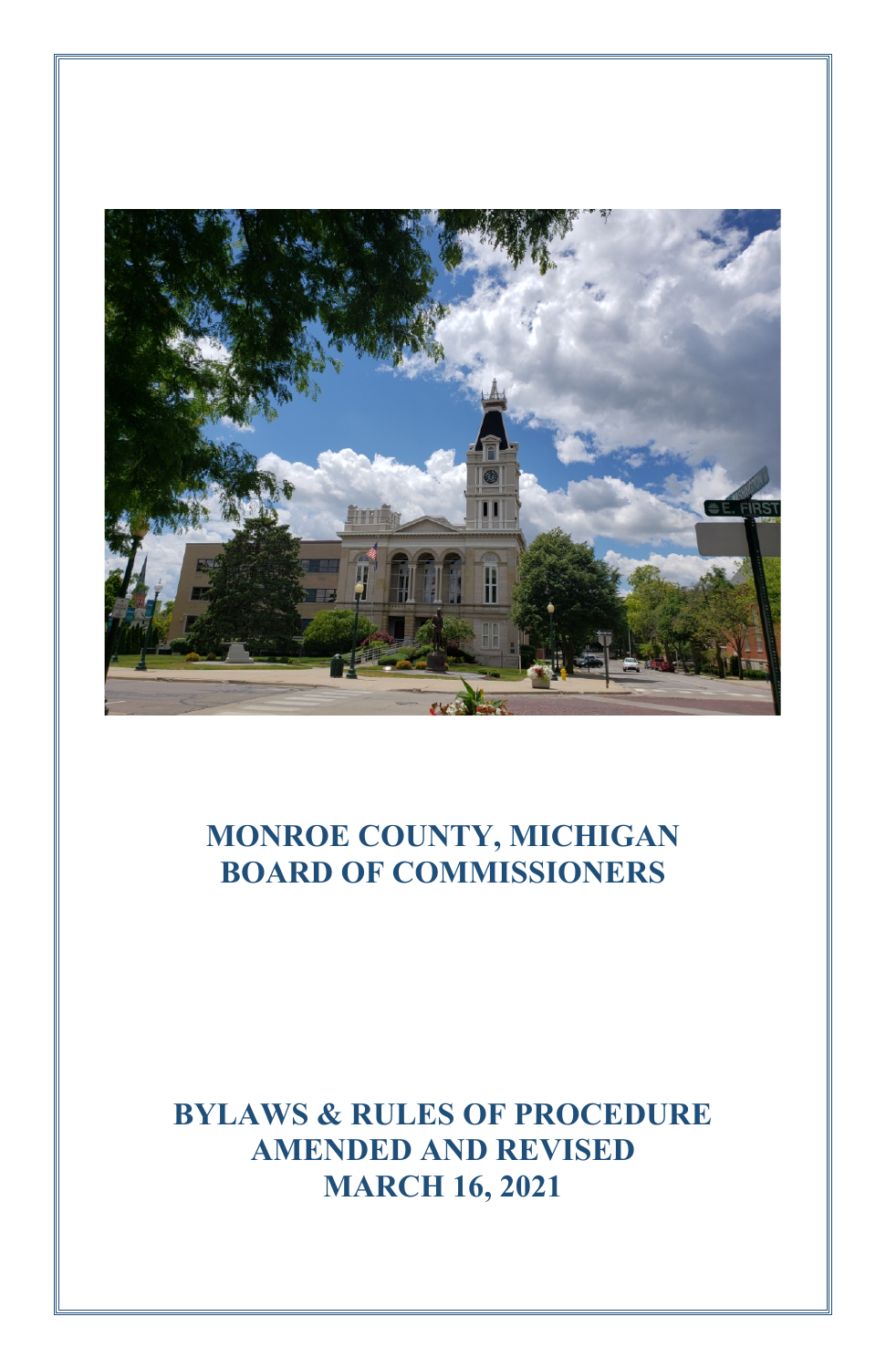# MONROE COUNTY, MICHIGAN
# BOARD OF COMMISSIONERS

# BYLAWS & RULES OF PROCEDURE
# AMENDED AND REVISED
# MARCH 16, 2021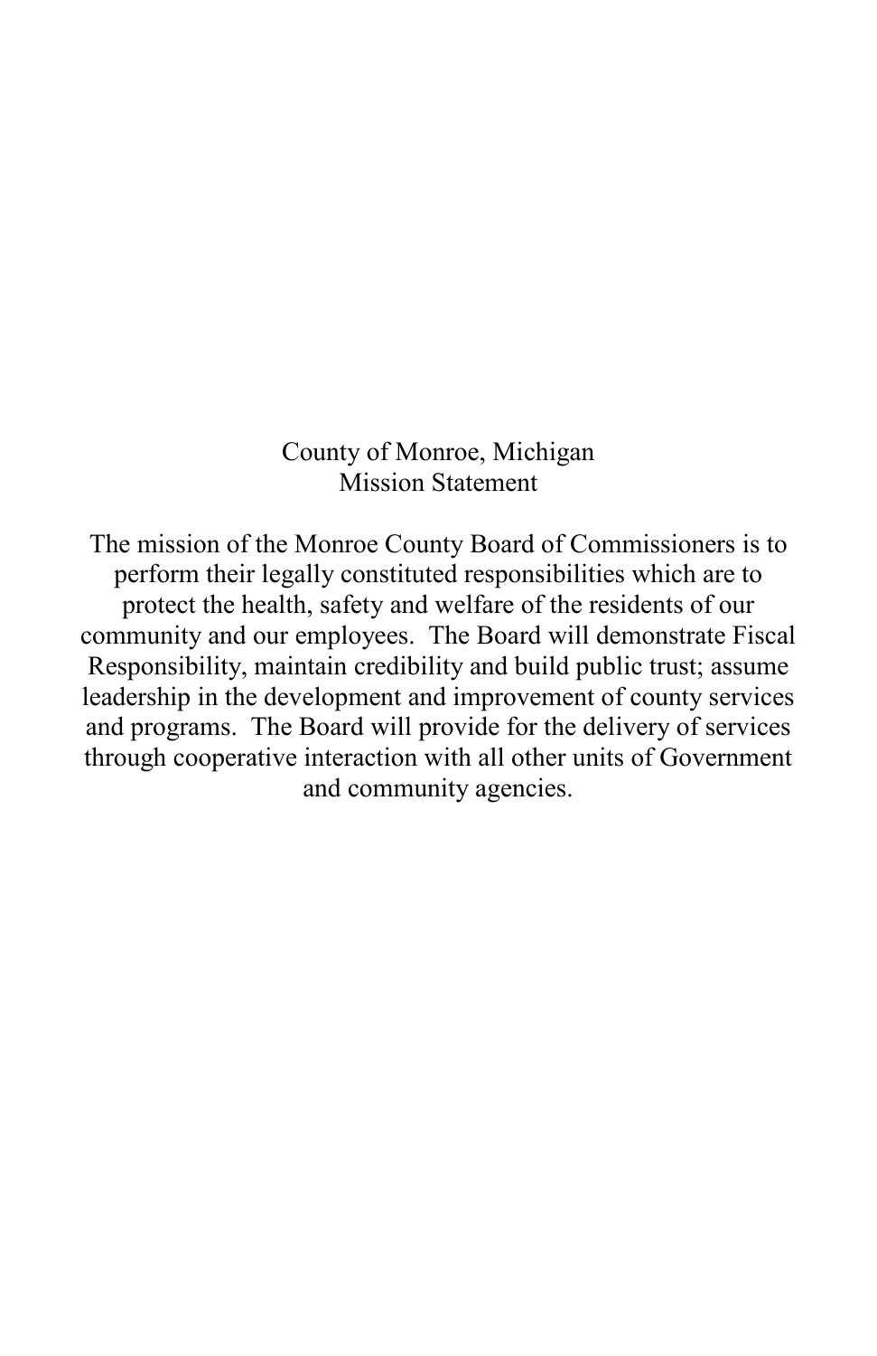# County of Monroe, Michigan
## Mission Statement

The mission of the Monroe County Board of Commissioners is to perform their legally constituted responsibilities which are to protect the health, safety and welfare of the residents of our community and our employees. The Board will demonstrate Fiscal Responsibility, maintain credibility and build public trust; assume leadership in the development and improvement of county services and programs. The Board will provide for the delivery of services through cooperative interaction with all other units of Government and community agencies.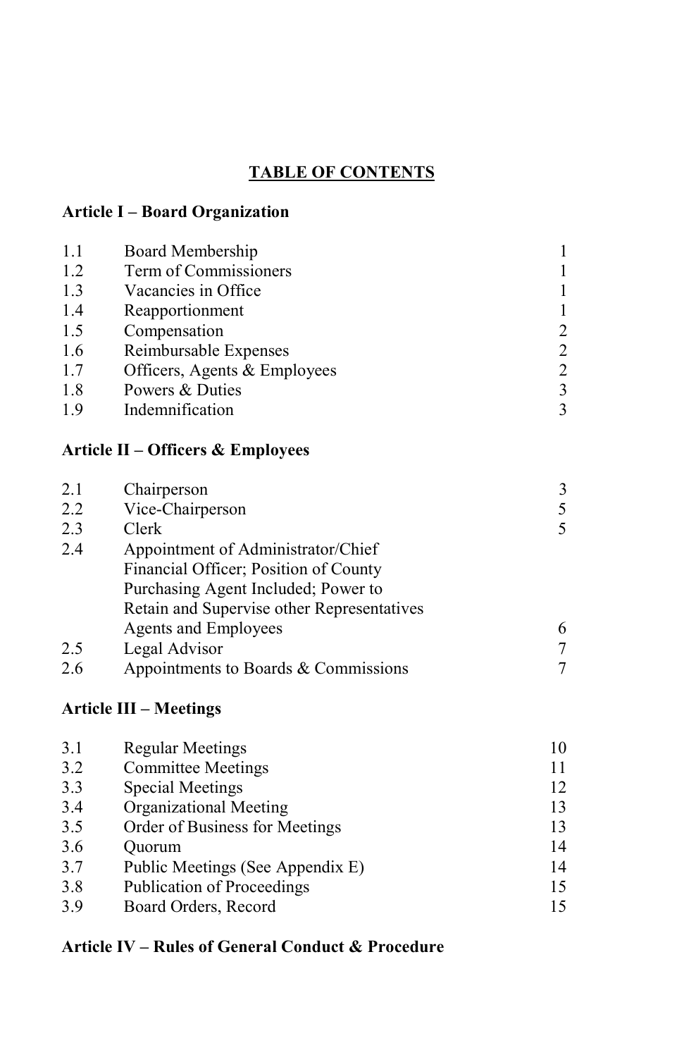# TABLE OF CONTENTS

## Article I – Board Organization

| | | |
|---|---|---|
| 1.1 | Board Membership | 1 |
| 1.2 | Term of Commissioners | 1 |
| 1.3 | Vacancies in Office | 1 |
| 1.4 | Reapportionment | 1 |
| 1.5 | Compensation | 2 |
| 1.6 | Reimbursable Expenses | 2 |
| 1.7 | Officers, Agents & Employees | 2 |
| 1.8 | Powers & Duties | 3 |
| 1.9 | Indemnification | 3 |

## Article II – Officers & Employees

| | | |
|---|---|---|
| 2.1 | Chairperson | 3 |
| 2.2 | Vice-Chairperson | 5 |
| 2.3 | Clerk | 5 |
| 2.4 | Appointment of Administrator/Chief Financial Officer; Position of County Purchasing Agent Included; Power to Retain and Supervise other Representatives Agents and Employees | 6 |
| 2.5 | Legal Advisor | 7 |
| 2.6 | Appointments to Boards & Commissions | 7 |

## Article III – Meetings

| | | |
|---|---|---|
| 3.1 | Regular Meetings | 10 |
| 3.2 | Committee Meetings | 11 |
| 3.3 | Special Meetings | 12 |
| 3.4 | Organizational Meeting | 13 |
| 3.5 | Order of Business for Meetings | 13 |
| 3.6 | Quorum | 14 |
| 3.7 | Public Meetings (See Appendix E) | 14 |
| 3.8 | Publication of Proceedings | 15 |
| 3.9 | Board Orders, Record | 15 |

## Article IV – Rules of General Conduct & Procedure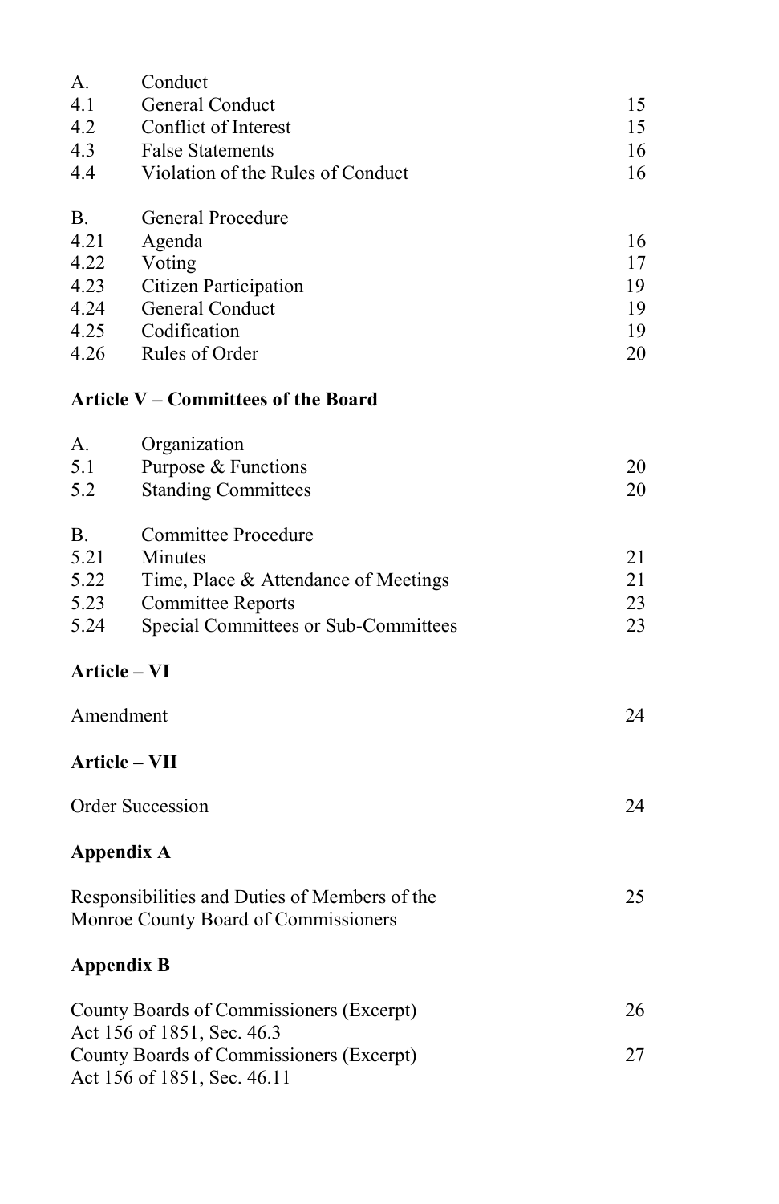| | | |
|---|---|---|
| A. | Conduct | |
| 4.1 | General Conduct | 15 |
| 4.2 | Conflict of Interest | 15 |
| 4.3 | False Statements | 16 |
| 4.4 | Violation of the Rules of Conduct | 16 |
| | | |
| B. | General Procedure | |
| 4.21 | Agenda | 16 |
| 4.22 | Voting | 17 |
| 4.23 | Citizen Participation | 19 |
| 4.24 | General Conduct | 19 |
| 4.25 | Codification | 19 |
| 4.26 | Rules of Order | 20 |

**Article V – Committees of the Board**

| | | |
|---|---|---|
| A. | Organization | |
| 5.1 | Purpose & Functions | 20 |
| 5.2 | Standing Committees | 20 |
| | | |
| B. | Committee Procedure | |
| 5.21 | Minutes | 21 |
| 5.22 | Time, Place & Attendance of Meetings | 21 |
| 5.23 | Committee Reports | 23 |
| 5.24 | Special Committees or Sub-Committees | 23 |

**Article – VI**

| | |
|---|---|
| Amendment | 24 |

**Article – VII**

| | |
|---|---|
| Order Succession | 24 |

**Appendix A**

| | |
|---|---|
| Responsibilities and Duties of Members of the Monroe County Board of Commissioners | 25 |

**Appendix B**

| | |
|---|---|
| County Boards of Commissioners (Excerpt) Act 156 of 1851, Sec. 46.3 | 26 |
| County Boards of Commissioners (Excerpt) Act 156 of 1851, Sec. 46.11 | 27 |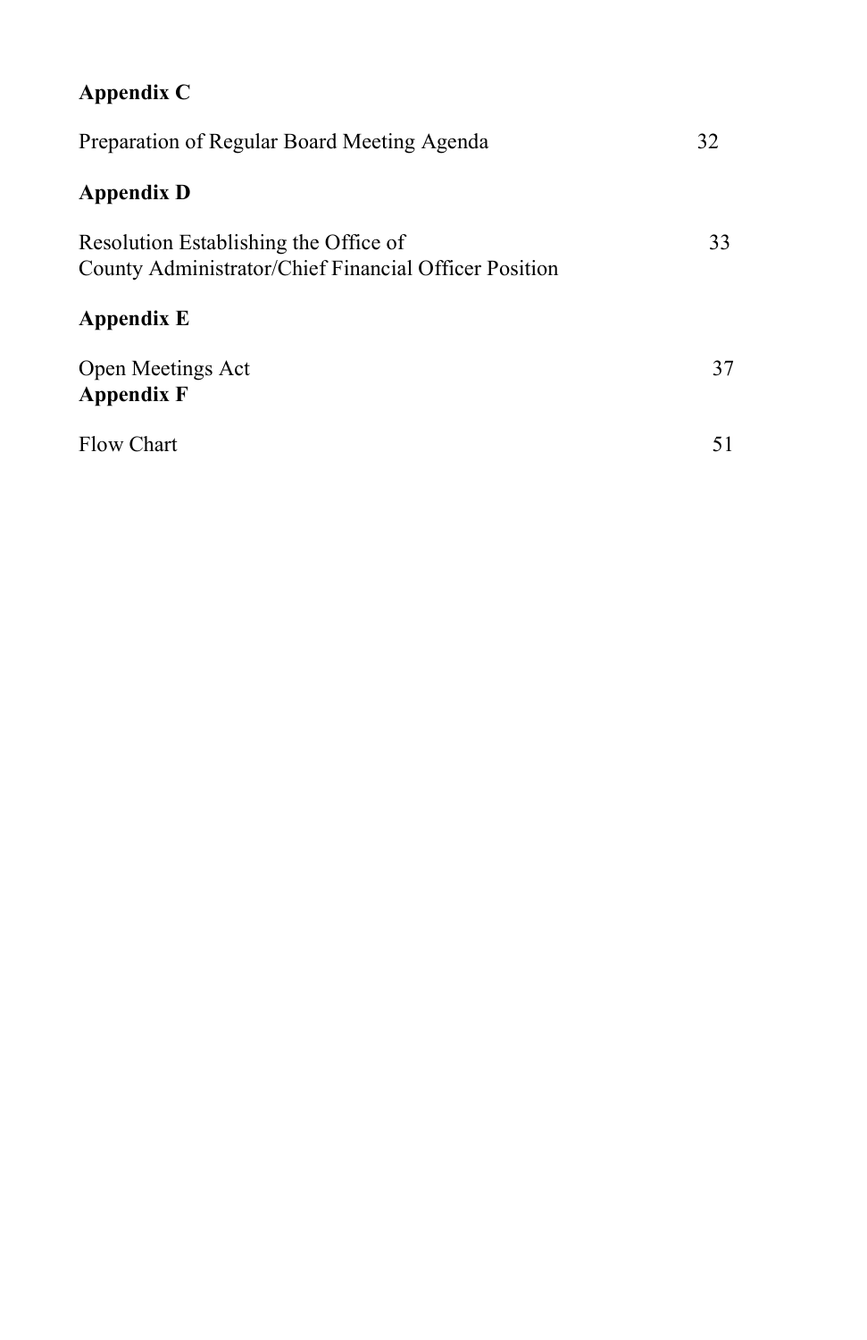**Appendix C**

Preparation of Regular Board Meeting Agenda 32

**Appendix D**

Resolution Establishing the Office of County Administrator/Chief Financial Officer Position 33

**Appendix E**

Open Meetings Act 37

**Appendix F**

Flow Chart 51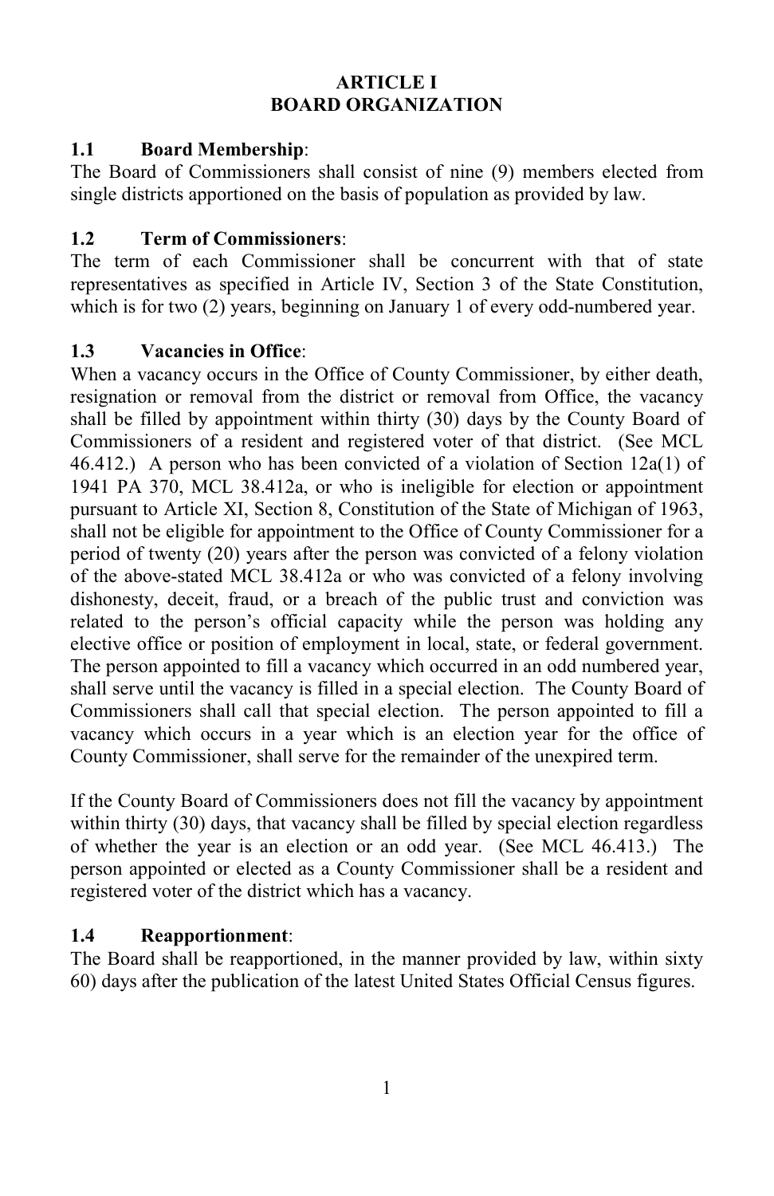# ARTICLE I
# BOARD ORGANIZATION

**1.1 Board Membership**:
The Board of Commissioners shall consist of nine (9) members elected from single districts apportioned on the basis of population as provided by law.

**1.2 Term of Commissioners**:
The term of each Commissioner shall be concurrent with that of state representatives as specified in Article IV, Section 3 of the State Constitution, which is for two (2) years, beginning on January 1 of every odd-numbered year.

**1.3 Vacancies in Office**:
When a vacancy occurs in the Office of County Commissioner, by either death, resignation or removal from the district or removal from Office, the vacancy shall be filled by appointment within thirty (30) days by the County Board of Commissioners of a resident and registered voter of that district. (See MCL 46.412.) A person who has been convicted of a violation of Section 12a(1) of 1941 PA 370, MCL 38.412a, or who is ineligible for election or appointment pursuant to Article XI, Section 8, Constitution of the State of Michigan of 1963, shall not be eligible for appointment to the Office of County Commissioner for a period of twenty (20) years after the person was convicted of a felony violation of the above-stated MCL 38.412a or who was convicted of a felony involving dishonesty, deceit, fraud, or a breach of the public trust and conviction was related to the person's official capacity while the person was holding any elective office or position of employment in local, state, or federal government. The person appointed to fill a vacancy which occurred in an odd numbered year, shall serve until the vacancy is filled in a special election. The County Board of Commissioners shall call that special election. The person appointed to fill a vacancy which occurs in a year which is an election year for the office of County Commissioner, shall serve for the remainder of the unexpired term.

If the County Board of Commissioners does not fill the vacancy by appointment within thirty (30) days, that vacancy shall be filled by special election regardless of whether the year is an election or an odd year. (See MCL 46.413.) The person appointed or elected as a County Commissioner shall be a resident and registered voter of the district which has a vacancy.

**1.4 Reapportionment**:
The Board shall be reapportioned, in the manner provided by law, within sixty 60) days after the publication of the latest United States Official Census figures.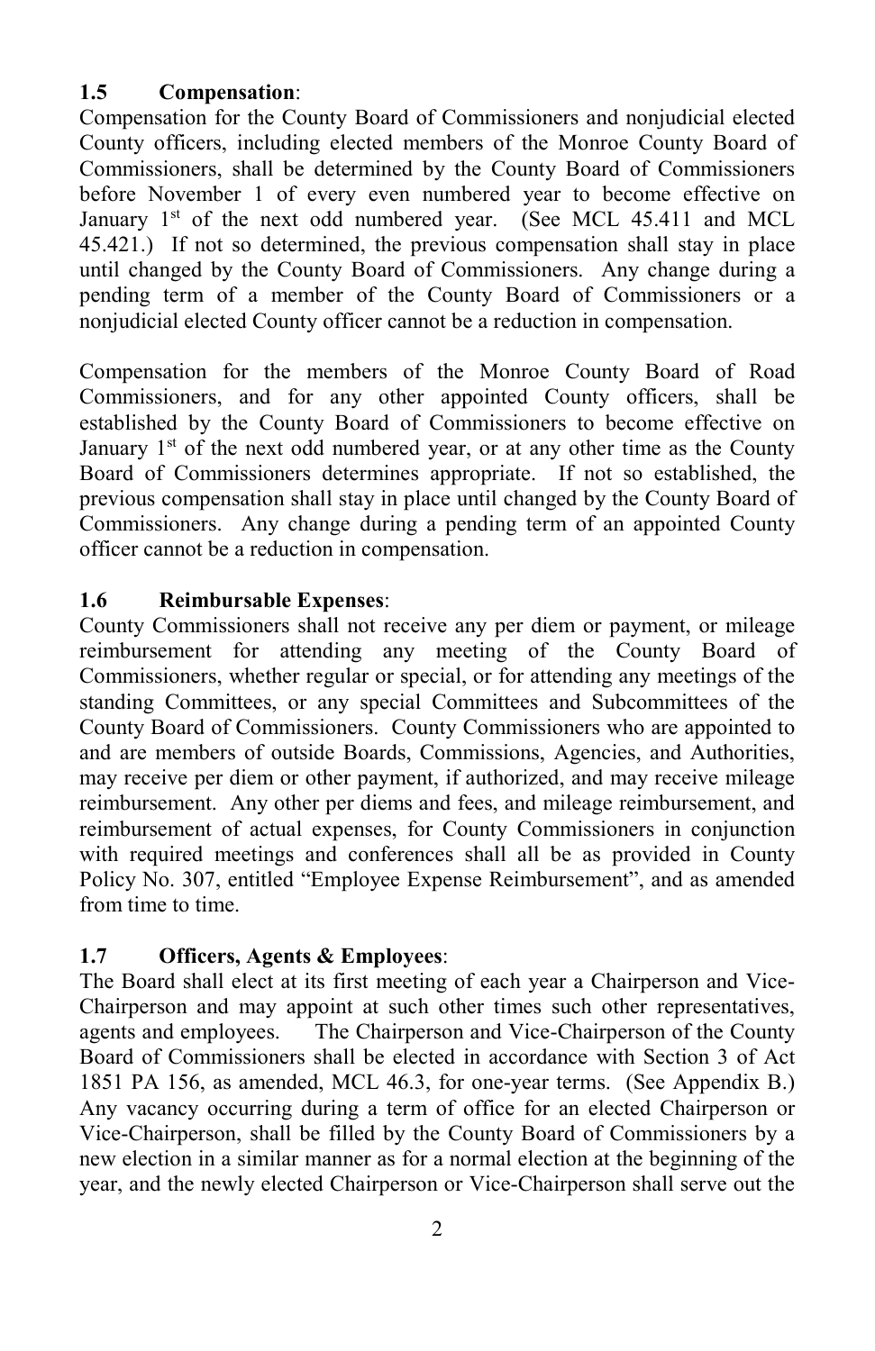**1.5 Compensation**:

Compensation for the County Board of Commissioners and nonjudicial elected County officers, including elected members of the Monroe County Board of Commissioners, shall be determined by the County Board of Commissioners before November 1 of every even numbered year to become effective on January 1st of the next odd numbered year. (See MCL 45.411 and MCL 45.421.) If not so determined, the previous compensation shall stay in place until changed by the County Board of Commissioners. Any change during a pending term of a member of the County Board of Commissioners or a nonjudicial elected County officer cannot be a reduction in compensation.

Compensation for the members of the Monroe County Board of Road Commissioners, and for any other appointed County officers, shall be established by the County Board of Commissioners to become effective on January 1st of the next odd numbered year, or at any other time as the County Board of Commissioners determines appropriate. If not so established, the previous compensation shall stay in place until changed by the County Board of Commissioners. Any change during a pending term of an appointed County officer cannot be a reduction in compensation.

**1.6 Reimbursable Expenses**:

County Commissioners shall not receive any per diem or payment, or mileage reimbursement for attending any meeting of the County Board of Commissioners, whether regular or special, or for attending any meetings of the standing Committees, or any special Committees and Subcommittees of the County Board of Commissioners. County Commissioners who are appointed to and are members of outside Boards, Commissions, Agencies, and Authorities, may receive per diem or other payment, if authorized, and may receive mileage reimbursement. Any other per diems and fees, and mileage reimbursement, and reimbursement of actual expenses, for County Commissioners in conjunction with required meetings and conferences shall all be as provided in County Policy No. 307, entitled "Employee Expense Reimbursement", and as amended from time to time.

**1.7 Officers, Agents & Employees**:

The Board shall elect at its first meeting of each year a Chairperson and Vice-Chairperson and may appoint at such other times such other representatives, agents and employees. The Chairperson and Vice-Chairperson of the County Board of Commissioners shall be elected in accordance with Section 3 of Act 1851 PA 156, as amended, MCL 46.3, for one-year terms. (See Appendix B.) Any vacancy occurring during a term of office for an elected Chairperson or Vice-Chairperson, shall be filled by the County Board of Commissioners by a new election in a similar manner as for a normal election at the beginning of the year, and the newly elected Chairperson or Vice-Chairperson shall serve out the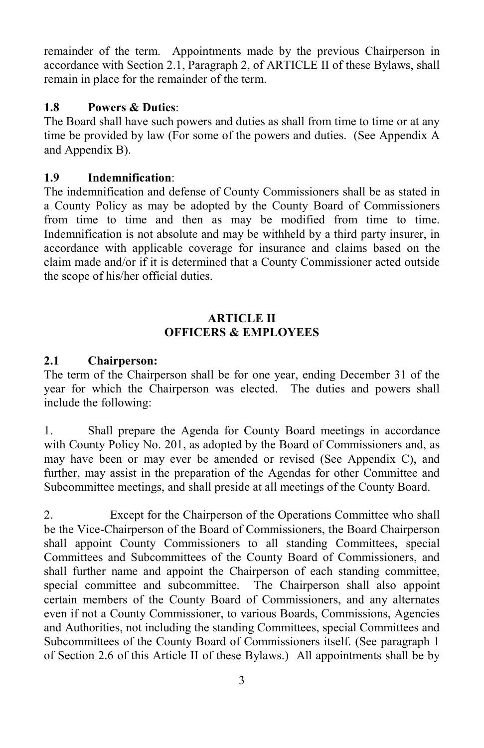remainder of the term. Appointments made by the previous Chairperson in accordance with Section 2.1, Paragraph 2, of ARTICLE II of these Bylaws, shall remain in place for the remainder of the term.

### 1.8 Powers & Duties:

The Board shall have such powers and duties as shall from time to time or at any time be provided by law (For some of the powers and duties. (See Appendix A and Appendix B).

### 1.9 Indemnification:

The indemnification and defense of County Commissioners shall be as stated in a County Policy as may be adopted by the County Board of Commissioners from time to time and then as may be modified from time to time. Indemnification is not absolute and may be withheld by a third party insurer, in accordance with applicable coverage for insurance and claims based on the claim made and/or if it is determined that a County Commissioner acted outside the scope of his/her official duties.

## ARTICLE II
## OFFICERS & EMPLOYEES

### 2.1 Chairperson:

The term of the Chairperson shall be for one year, ending December 31 of the year for which the Chairperson was elected. The duties and powers shall include the following:

1. Shall prepare the Agenda for County Board meetings in accordance with County Policy No. 201, as adopted by the Board of Commissioners and, as may have been or may ever be amended or revised (See Appendix C), and further, may assist in the preparation of the Agendas for other Committee and Subcommittee meetings, and shall preside at all meetings of the County Board.

2. Except for the Chairperson of the Operations Committee who shall be the Vice-Chairperson of the Board of Commissioners, the Board Chairperson shall appoint County Commissioners to all standing Committees, special Committees and Subcommittees of the County Board of Commissioners, and shall further name and appoint the Chairperson of each standing committee, special committee and subcommittee. The Chairperson shall also appoint certain members of the County Board of Commissioners, and any alternates even if not a County Commissioner, to various Boards, Commissions, Agencies and Authorities, not including the standing Committees, special Committees and Subcommittees of the County Board of Commissioners itself. (See paragraph 1 of Section 2.6 of this Article II of these Bylaws.) All appointments shall be by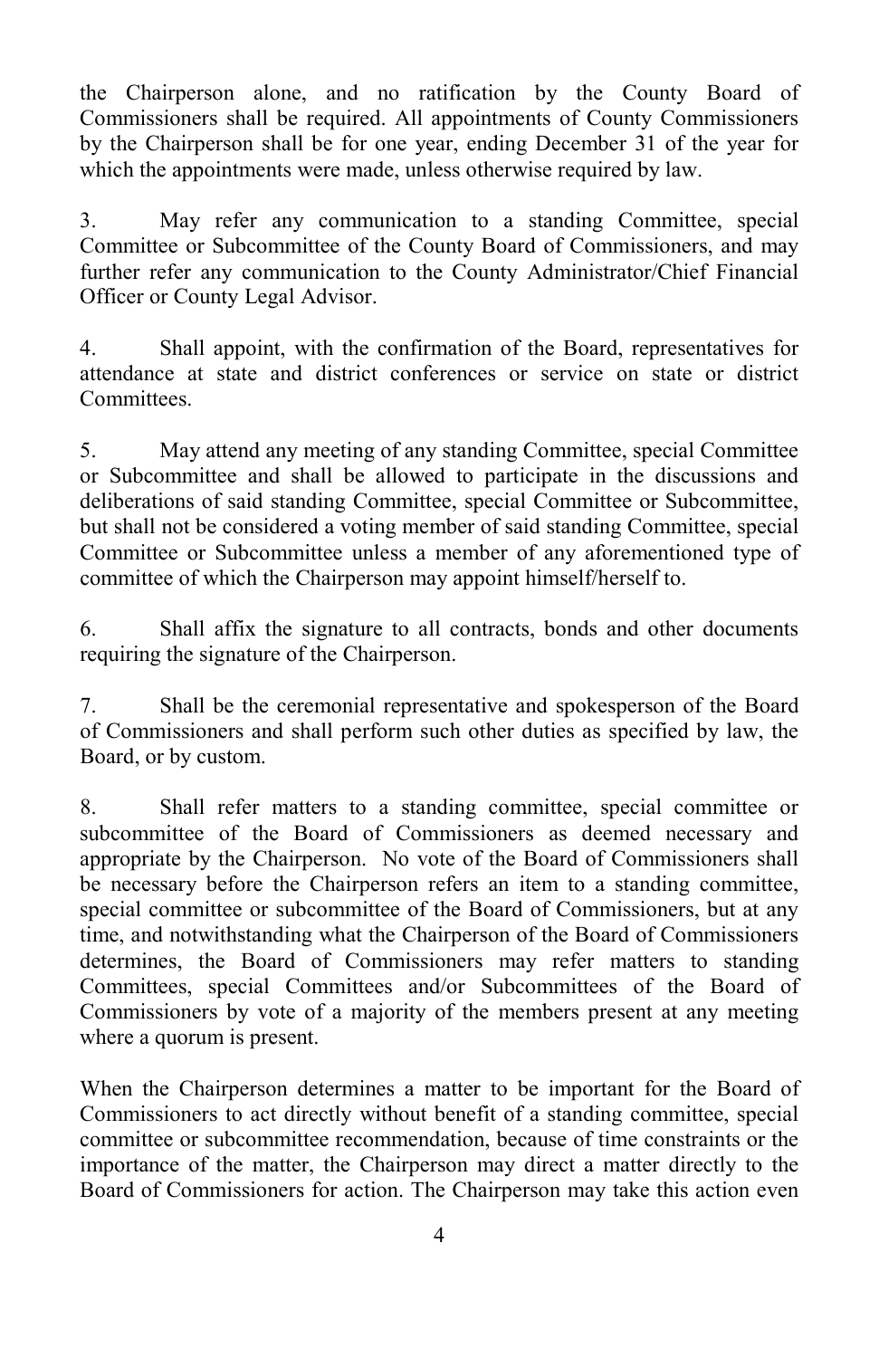the Chairperson alone, and no ratification by the County Board of Commissioners shall be required. All appointments of County Commissioners by the Chairperson shall be for one year, ending December 31 of the year for which the appointments were made, unless otherwise required by law.

3. May refer any communication to a standing Committee, special Committee or Subcommittee of the County Board of Commissioners, and may further refer any communication to the County Administrator/Chief Financial Officer or County Legal Advisor.

4. Shall appoint, with the confirmation of the Board, representatives for attendance at state and district conferences or service on state or district Committees.

5. May attend any meeting of any standing Committee, special Committee or Subcommittee and shall be allowed to participate in the discussions and deliberations of said standing Committee, special Committee or Subcommittee, but shall not be considered a voting member of said standing Committee, special Committee or Subcommittee unless a member of any aforementioned type of committee of which the Chairperson may appoint himself/herself to.

6. Shall affix the signature to all contracts, bonds and other documents requiring the signature of the Chairperson.

7. Shall be the ceremonial representative and spokesperson of the Board of Commissioners and shall perform such other duties as specified by law, the Board, or by custom.

8. Shall refer matters to a standing committee, special committee or subcommittee of the Board of Commissioners as deemed necessary and appropriate by the Chairperson. No vote of the Board of Commissioners shall be necessary before the Chairperson refers an item to a standing committee, special committee or subcommittee of the Board of Commissioners, but at any time, and notwithstanding what the Chairperson of the Board of Commissioners determines, the Board of Commissioners may refer matters to standing Committees, special Committees and/or Subcommittees of the Board of Commissioners by vote of a majority of the members present at any meeting where a quorum is present.

When the Chairperson determines a matter to be important for the Board of Commissioners to act directly without benefit of a standing committee, special committee or subcommittee recommendation, because of time constraints or the importance of the matter, the Chairperson may direct a matter directly to the Board of Commissioners for action. The Chairperson may take this action even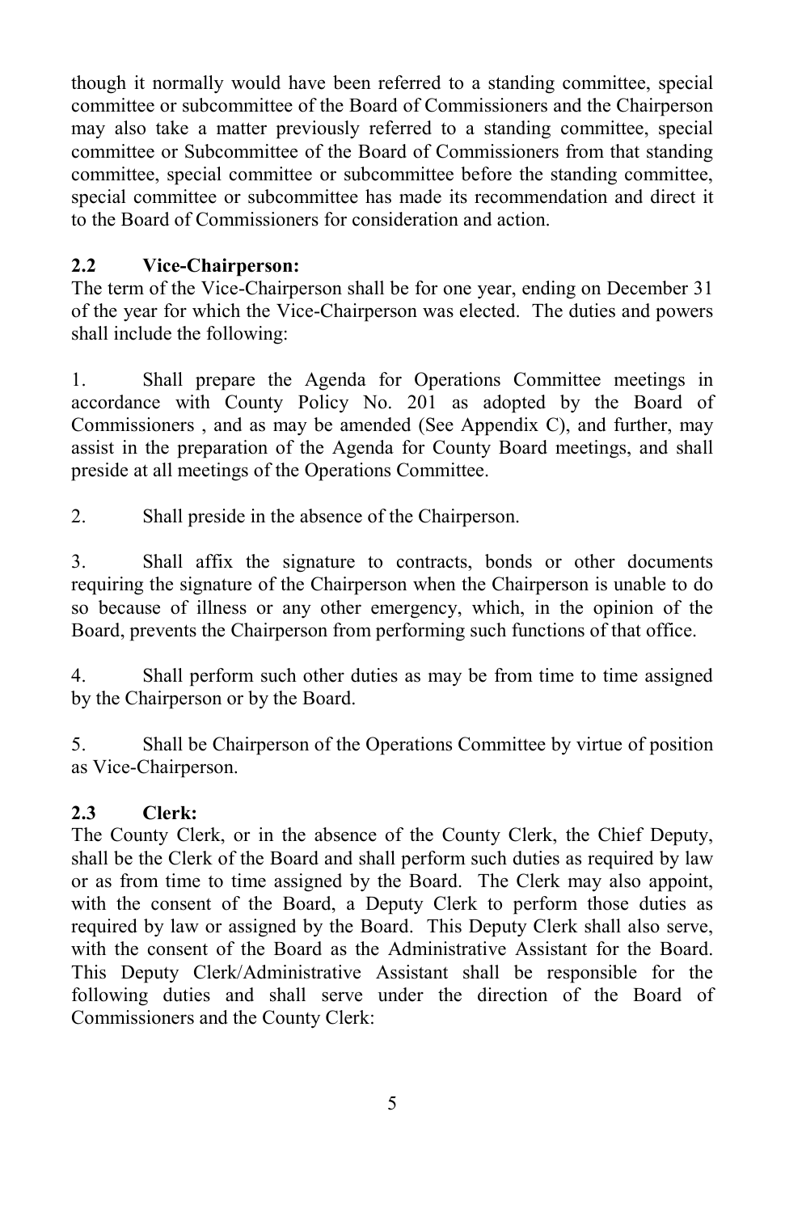though it normally would have been referred to a standing committee, special committee or subcommittee of the Board of Commissioners and the Chairperson may also take a matter previously referred to a standing committee, special committee or Subcommittee of the Board of Commissioners from that standing committee, special committee or subcommittee before the standing committee, special committee or subcommittee has made its recommendation and direct it to the Board of Commissioners for consideration and action.

### 2.2 Vice-Chairperson:

The term of the Vice-Chairperson shall be for one year, ending on December 31 of the year for which the Vice-Chairperson was elected. The duties and powers shall include the following:

1. Shall prepare the Agenda for Operations Committee meetings in accordance with County Policy No. 201 as adopted by the Board of Commissioners , and as may be amended (See Appendix C), and further, may assist in the preparation of the Agenda for County Board meetings, and shall preside at all meetings of the Operations Committee.

2. Shall preside in the absence of the Chairperson.

3. Shall affix the signature to contracts, bonds or other documents requiring the signature of the Chairperson when the Chairperson is unable to do so because of illness or any other emergency, which, in the opinion of the Board, prevents the Chairperson from performing such functions of that office.

4. Shall perform such other duties as may be from time to time assigned by the Chairperson or by the Board.

5. Shall be Chairperson of the Operations Committee by virtue of position as Vice-Chairperson.

### 2.3 Clerk:

The County Clerk, or in the absence of the County Clerk, the Chief Deputy, shall be the Clerk of the Board and shall perform such duties as required by law or as from time to time assigned by the Board. The Clerk may also appoint, with the consent of the Board, a Deputy Clerk to perform those duties as required by law or assigned by the Board. This Deputy Clerk shall also serve, with the consent of the Board as the Administrative Assistant for the Board. This Deputy Clerk/Administrative Assistant shall be responsible for the following duties and shall serve under the direction of the Board of Commissioners and the County Clerk: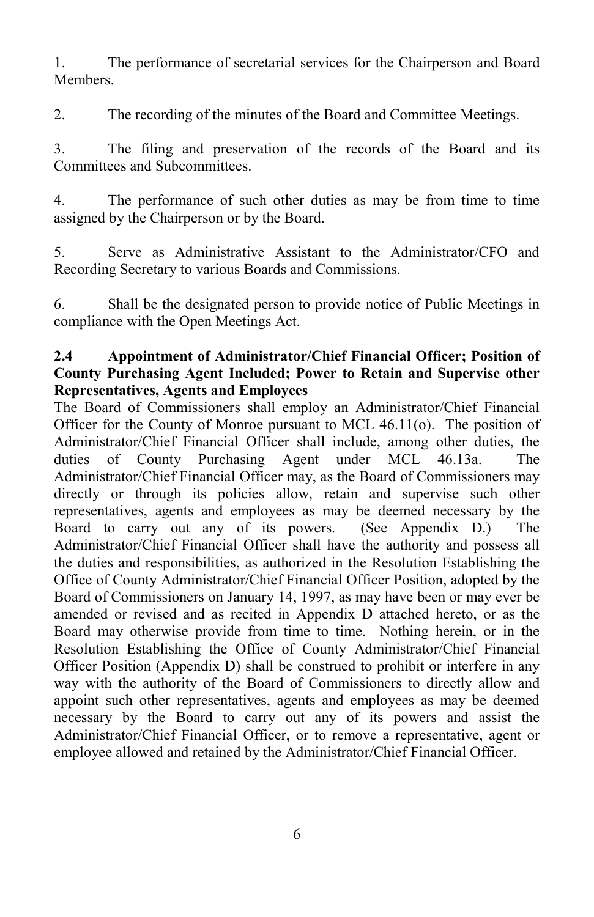1. The performance of secretarial services for the Chairperson and Board Members.

2. The recording of the minutes of the Board and Committee Meetings.

3. The filing and preservation of the records of the Board and its Committees and Subcommittees.

4. The performance of such other duties as may be from time to time assigned by the Chairperson or by the Board.

5. Serve as Administrative Assistant to the Administrator/CFO and Recording Secretary to various Boards and Commissions.

6. Shall be the designated person to provide notice of Public Meetings in compliance with the Open Meetings Act.

**2.4 Appointment of Administrator/Chief Financial Officer; Position of County Purchasing Agent Included; Power to Retain and Supervise other Representatives, Agents and Employees**

The Board of Commissioners shall employ an Administrator/Chief Financial Officer for the County of Monroe pursuant to MCL 46.11(o). The position of Administrator/Chief Financial Officer shall include, among other duties, the duties of County Purchasing Agent under MCL 46.13a. The Administrator/Chief Financial Officer may, as the Board of Commissioners may directly or through its policies allow, retain and supervise such other representatives, agents and employees as may be deemed necessary by the Board to carry out any of its powers. (See Appendix D.) The Administrator/Chief Financial Officer shall have the authority and possess all the duties and responsibilities, as authorized in the Resolution Establishing the Office of County Administrator/Chief Financial Officer Position, adopted by the Board of Commissioners on January 14, 1997, as may have been or may ever be amended or revised and as recited in Appendix D attached hereto, or as the Board may otherwise provide from time to time. Nothing herein, or in the Resolution Establishing the Office of County Administrator/Chief Financial Officer Position (Appendix D) shall be construed to prohibit or interfere in any way with the authority of the Board of Commissioners to directly allow and appoint such other representatives, agents and employees as may be deemed necessary by the Board to carry out any of its powers and assist the Administrator/Chief Financial Officer, or to remove a representative, agent or employee allowed and retained by the Administrator/Chief Financial Officer.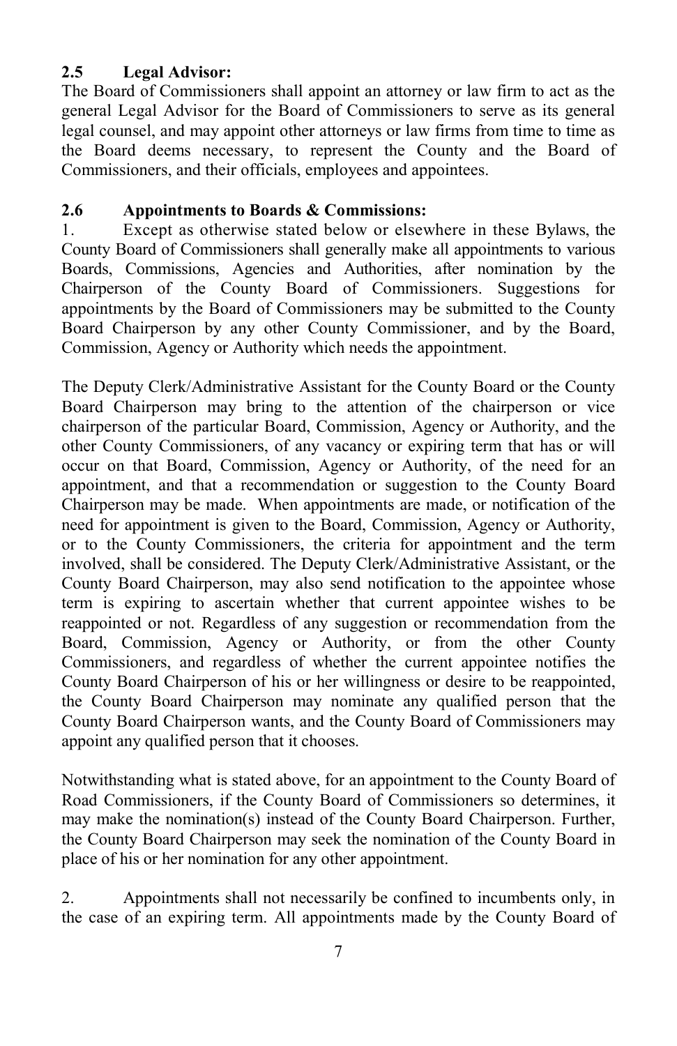**2.5 Legal Advisor:**
The Board of Commissioners shall appoint an attorney or law firm to act as the general Legal Advisor for the Board of Commissioners to serve as its general legal counsel, and may appoint other attorneys or law firms from time to time as the Board deems necessary, to represent the County and the Board of Commissioners, and their officials, employees and appointees.

**2.6 Appointments to Boards & Commissions:**
1. Except as otherwise stated below or elsewhere in these Bylaws, the County Board of Commissioners shall generally make all appointments to various Boards, Commissions, Agencies and Authorities, after nomination by the Chairperson of the County Board of Commissioners. Suggestions for appointments by the Board of Commissioners may be submitted to the County Board Chairperson by any other County Commissioner, and by the Board, Commission, Agency or Authority which needs the appointment.

The Deputy Clerk/Administrative Assistant for the County Board or the County Board Chairperson may bring to the attention of the chairperson or vice chairperson of the particular Board, Commission, Agency or Authority, and the other County Commissioners, of any vacancy or expiring term that has or will occur on that Board, Commission, Agency or Authority, of the need for an appointment, and that a recommendation or suggestion to the County Board Chairperson may be made. When appointments are made, or notification of the need for appointment is given to the Board, Commission, Agency or Authority, or to the County Commissioners, the criteria for appointment and the term involved, shall be considered. The Deputy Clerk/Administrative Assistant, or the County Board Chairperson, may also send notification to the appointee whose term is expiring to ascertain whether that current appointee wishes to be reappointed or not. Regardless of any suggestion or recommendation from the Board, Commission, Agency or Authority, or from the other County Commissioners, and regardless of whether the current appointee notifies the County Board Chairperson of his or her willingness or desire to be reappointed, the County Board Chairperson may nominate any qualified person that the County Board Chairperson wants, and the County Board of Commissioners may appoint any qualified person that it chooses.

Notwithstanding what is stated above, for an appointment to the County Board of Road Commissioners, if the County Board of Commissioners so determines, it may make the nomination(s) instead of the County Board Chairperson. Further, the County Board Chairperson may seek the nomination of the County Board in place of his or her nomination for any other appointment.

2. Appointments shall not necessarily be confined to incumbents only, in the case of an expiring term. All appointments made by the County Board of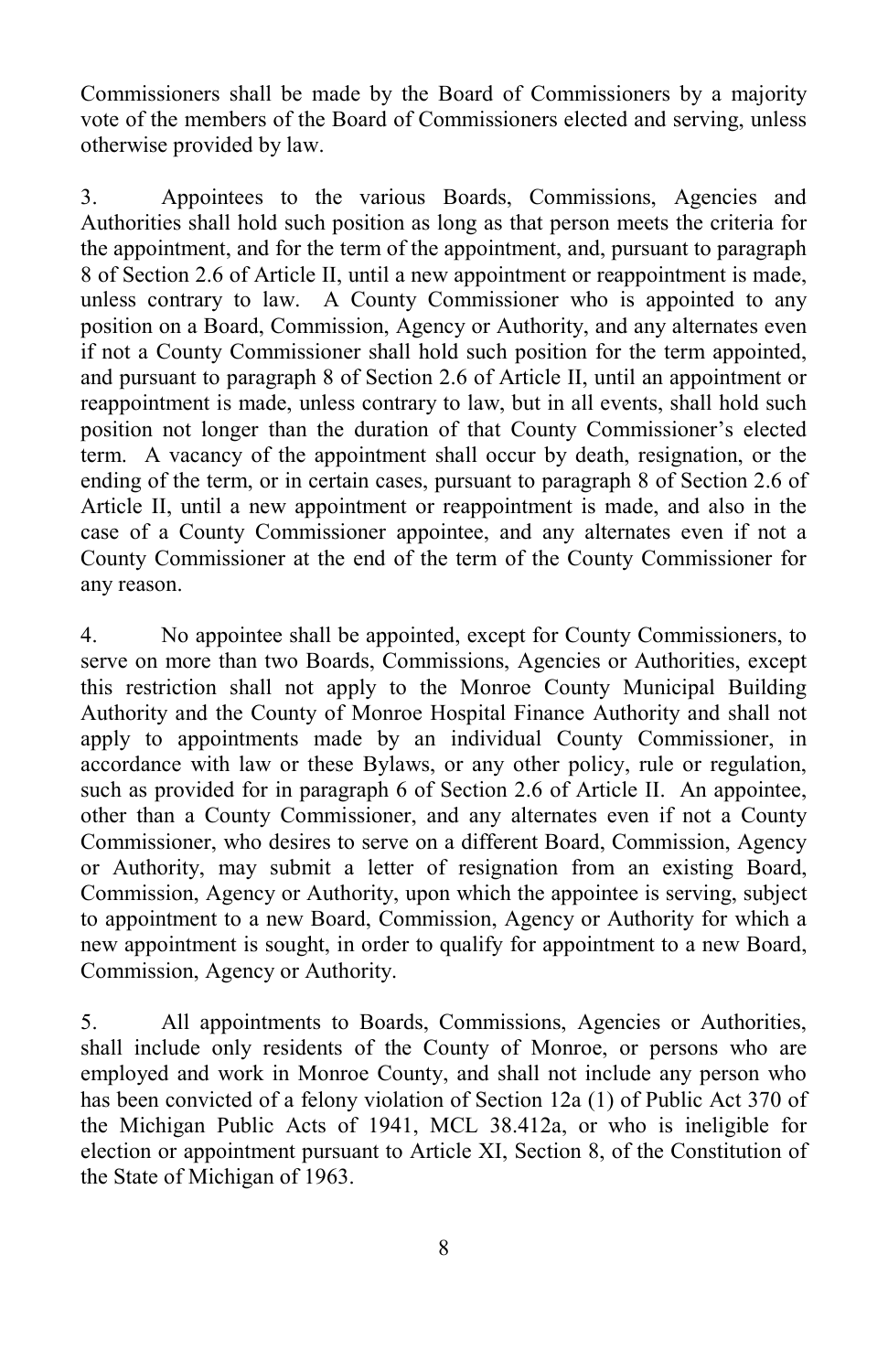Commissioners shall be made by the Board of Commissioners by a majority vote of the members of the Board of Commissioners elected and serving, unless otherwise provided by law.

3. Appointees to the various Boards, Commissions, Agencies and Authorities shall hold such position as long as that person meets the criteria for the appointment, and for the term of the appointment, and, pursuant to paragraph 8 of Section 2.6 of Article II, until a new appointment or reappointment is made, unless contrary to law. A County Commissioner who is appointed to any position on a Board, Commission, Agency or Authority, and any alternates even if not a County Commissioner shall hold such position for the term appointed, and pursuant to paragraph 8 of Section 2.6 of Article II, until an appointment or reappointment is made, unless contrary to law, but in all events, shall hold such position not longer than the duration of that County Commissioner's elected term. A vacancy of the appointment shall occur by death, resignation, or the ending of the term, or in certain cases, pursuant to paragraph 8 of Section 2.6 of Article II, until a new appointment or reappointment is made, and also in the case of a County Commissioner appointee, and any alternates even if not a County Commissioner at the end of the term of the County Commissioner for any reason.

4. No appointee shall be appointed, except for County Commissioners, to serve on more than two Boards, Commissions, Agencies or Authorities, except this restriction shall not apply to the Monroe County Municipal Building Authority and the County of Monroe Hospital Finance Authority and shall not apply to appointments made by an individual County Commissioner, in accordance with law or these Bylaws, or any other policy, rule or regulation, such as provided for in paragraph 6 of Section 2.6 of Article II. An appointee, other than a County Commissioner, and any alternates even if not a County Commissioner, who desires to serve on a different Board, Commission, Agency or Authority, may submit a letter of resignation from an existing Board, Commission, Agency or Authority, upon which the appointee is serving, subject to appointment to a new Board, Commission, Agency or Authority for which a new appointment is sought, in order to qualify for appointment to a new Board, Commission, Agency or Authority.

5. All appointments to Boards, Commissions, Agencies or Authorities, shall include only residents of the County of Monroe, or persons who are employed and work in Monroe County, and shall not include any person who has been convicted of a felony violation of Section 12a (1) of Public Act 370 of the Michigan Public Acts of 1941, MCL 38.412a, or who is ineligible for election or appointment pursuant to Article XI, Section 8, of the Constitution of the State of Michigan of 1963.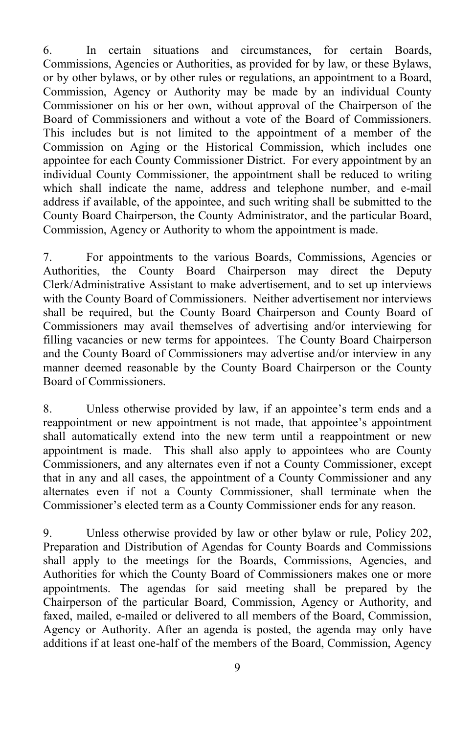6. In certain situations and circumstances, for certain Boards, Commissions, Agencies or Authorities, as provided for by law, or these Bylaws, or by other bylaws, or by other rules or regulations, an appointment to a Board, Commission, Agency or Authority may be made by an individual County Commissioner on his or her own, without approval of the Chairperson of the Board of Commissioners and without a vote of the Board of Commissioners. This includes but is not limited to the appointment of a member of the Commission on Aging or the Historical Commission, which includes one appointee for each County Commissioner District. For every appointment by an individual County Commissioner, the appointment shall be reduced to writing which shall indicate the name, address and telephone number, and e-mail address if available, of the appointee, and such writing shall be submitted to the County Board Chairperson, the County Administrator, and the particular Board, Commission, Agency or Authority to whom the appointment is made.

7. For appointments to the various Boards, Commissions, Agencies or Authorities, the County Board Chairperson may direct the Deputy Clerk/Administrative Assistant to make advertisement, and to set up interviews with the County Board of Commissioners. Neither advertisement nor interviews shall be required, but the County Board Chairperson and County Board of Commissioners may avail themselves of advertising and/or interviewing for filling vacancies or new terms for appointees. The County Board Chairperson and the County Board of Commissioners may advertise and/or interview in any manner deemed reasonable by the County Board Chairperson or the County Board of Commissioners.

8. Unless otherwise provided by law, if an appointee's term ends and a reappointment or new appointment is not made, that appointee's appointment shall automatically extend into the new term until a reappointment or new appointment is made. This shall also apply to appointees who are County Commissioners, and any alternates even if not a County Commissioner, except that in any and all cases, the appointment of a County Commissioner and any alternates even if not a County Commissioner, shall terminate when the Commissioner's elected term as a County Commissioner ends for any reason.

9. Unless otherwise provided by law or other bylaw or rule, Policy 202, Preparation and Distribution of Agendas for County Boards and Commissions shall apply to the meetings for the Boards, Commissions, Agencies, and Authorities for which the County Board of Commissioners makes one or more appointments. The agendas for said meeting shall be prepared by the Chairperson of the particular Board, Commission, Agency or Authority, and faxed, mailed, e-mailed or delivered to all members of the Board, Commission, Agency or Authority. After an agenda is posted, the agenda may only have additions if at least one-half of the members of the Board, Commission, Agency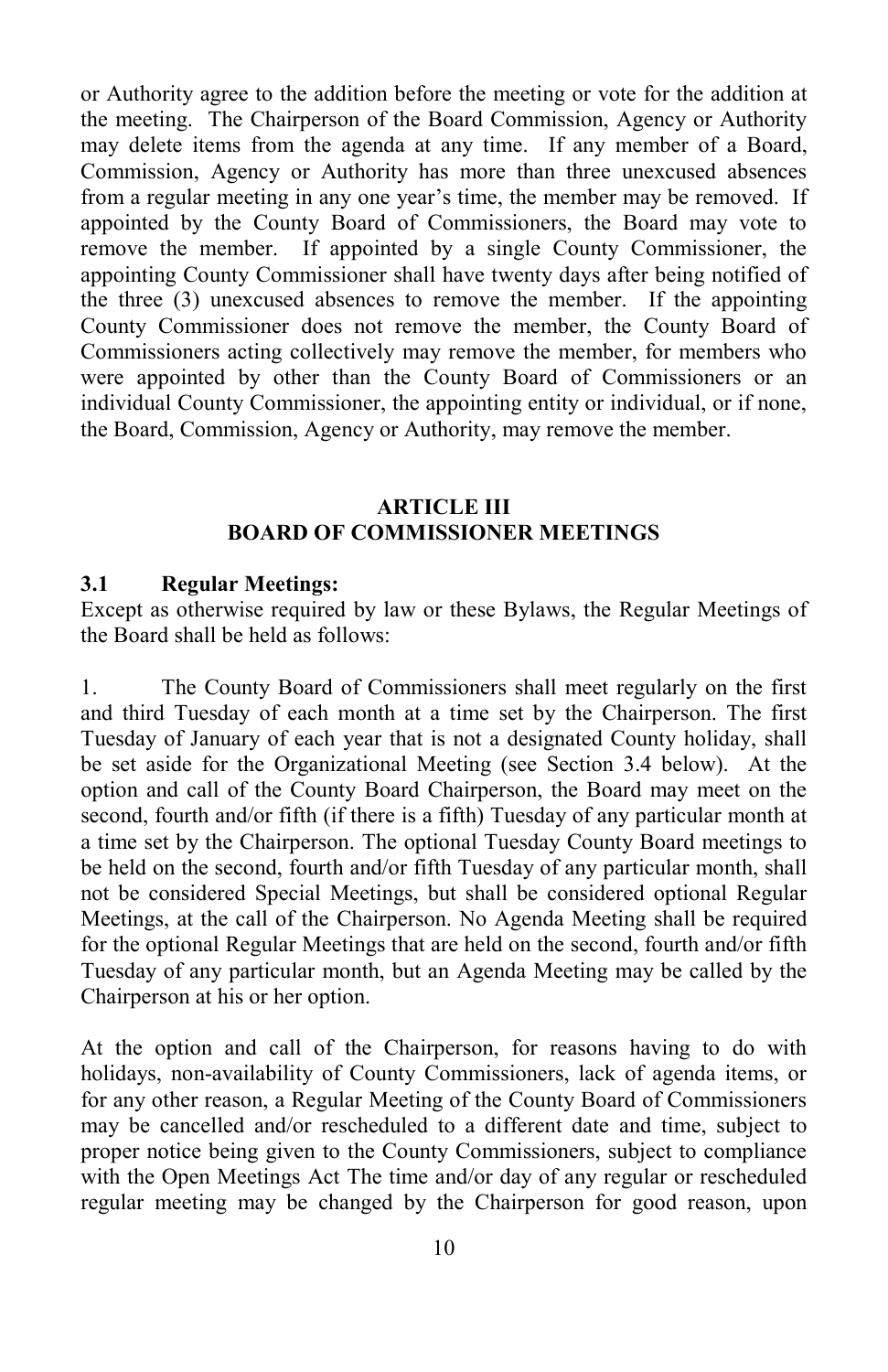or Authority agree to the addition before the meeting or vote for the addition at the meeting. The Chairperson of the Board Commission, Agency or Authority may delete items from the agenda at any time. If any member of a Board, Commission, Agency or Authority has more than three unexcused absences from a regular meeting in any one year's time, the member may be removed. If appointed by the County Board of Commissioners, the Board may vote to remove the member. If appointed by a single County Commissioner, the appointing County Commissioner shall have twenty days after being notified of the three (3) unexcused absences to remove the member. If the appointing County Commissioner does not remove the member, the County Board of Commissioners acting collectively may remove the member, for members who were appointed by other than the County Board of Commissioners or an individual County Commissioner, the appointing entity or individual, or if none, the Board, Commission, Agency or Authority, may remove the member.

## ARTICLE III
## BOARD OF COMMISSIONER MEETINGS

### 3.1 Regular Meetings:

Except as otherwise required by law or these Bylaws, the Regular Meetings of the Board shall be held as follows:

1. The County Board of Commissioners shall meet regularly on the first and third Tuesday of each month at a time set by the Chairperson. The first Tuesday of January of each year that is not a designated County holiday, shall be set aside for the Organizational Meeting (see Section 3.4 below). At the option and call of the County Board Chairperson, the Board may meet on the second, fourth and/or fifth (if there is a fifth) Tuesday of any particular month at a time set by the Chairperson. The optional Tuesday County Board meetings to be held on the second, fourth and/or fifth Tuesday of any particular month, shall not be considered Special Meetings, but shall be considered optional Regular Meetings, at the call of the Chairperson. No Agenda Meeting shall be required for the optional Regular Meetings that are held on the second, fourth and/or fifth Tuesday of any particular month, but an Agenda Meeting may be called by the Chairperson at his or her option.

At the option and call of the Chairperson, for reasons having to do with holidays, non-availability of County Commissioners, lack of agenda items, or for any other reason, a Regular Meeting of the County Board of Commissioners may be cancelled and/or rescheduled to a different date and time, subject to proper notice being given to the County Commissioners, subject to compliance with the Open Meetings Act The time and/or day of any regular or rescheduled regular meeting may be changed by the Chairperson for good reason, upon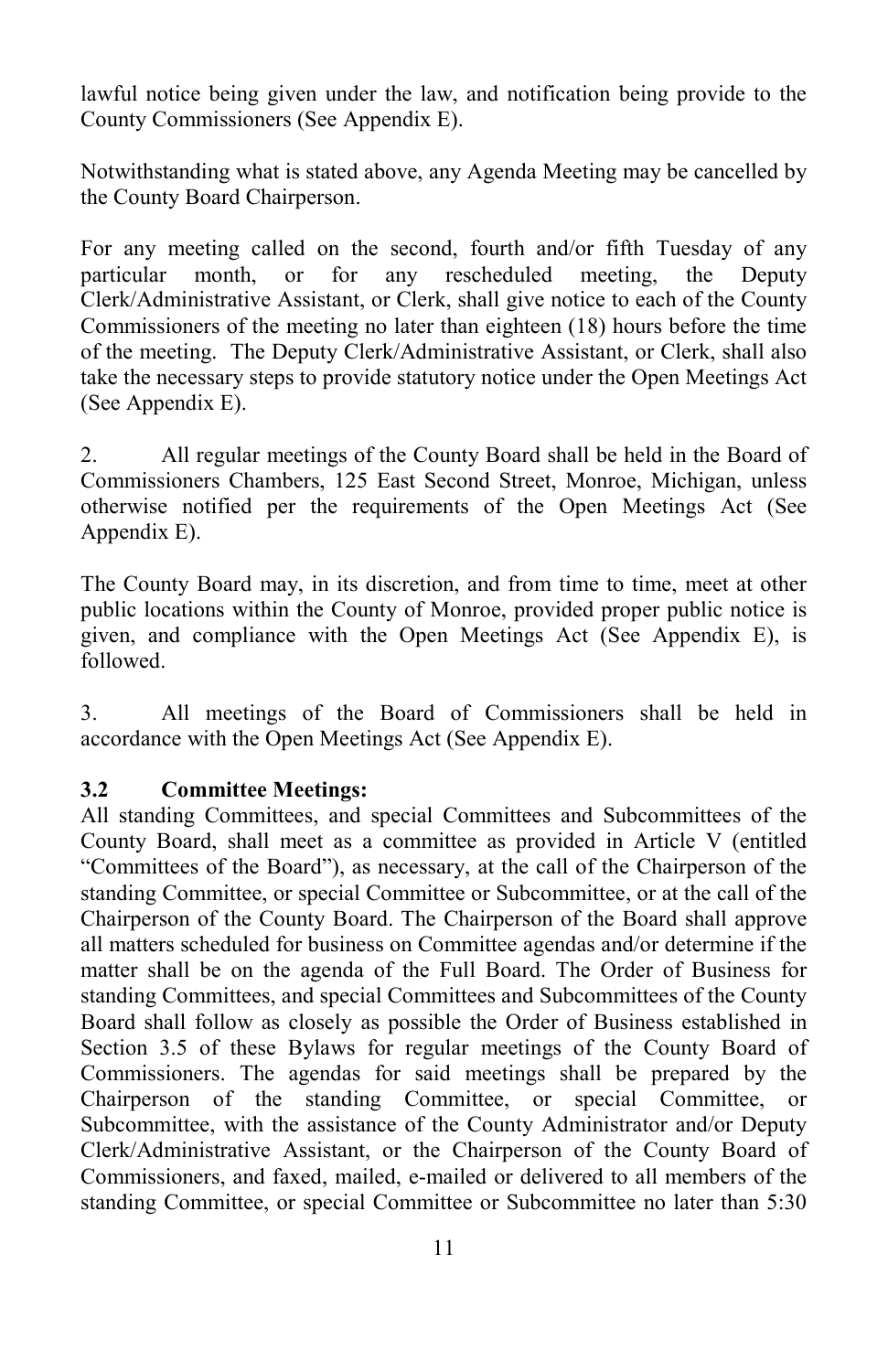lawful notice being given under the law, and notification being provide to the County Commissioners (See Appendix E).

Notwithstanding what is stated above, any Agenda Meeting may be cancelled by the County Board Chairperson.

For any meeting called on the second, fourth and/or fifth Tuesday of any particular month, or for any rescheduled meeting, the Deputy Clerk/Administrative Assistant, or Clerk, shall give notice to each of the County Commissioners of the meeting no later than eighteen (18) hours before the time of the meeting. The Deputy Clerk/Administrative Assistant, or Clerk, shall also take the necessary steps to provide statutory notice under the Open Meetings Act (See Appendix E).

2. All regular meetings of the County Board shall be held in the Board of Commissioners Chambers, 125 East Second Street, Monroe, Michigan, unless otherwise notified per the requirements of the Open Meetings Act (See Appendix E).

The County Board may, in its discretion, and from time to time, meet at other public locations within the County of Monroe, provided proper public notice is given, and compliance with the Open Meetings Act (See Appendix E), is followed.

3. All meetings of the Board of Commissioners shall be held in accordance with the Open Meetings Act (See Appendix E).

**3.2 Committee Meetings:**

All standing Committees, and special Committees and Subcommittees of the County Board, shall meet as a committee as provided in Article V (entitled "Committees of the Board"), as necessary, at the call of the Chairperson of the standing Committee, or special Committee or Subcommittee, or at the call of the Chairperson of the County Board. The Chairperson of the Board shall approve all matters scheduled for business on Committee agendas and/or determine if the matter shall be on the agenda of the Full Board. The Order of Business for standing Committees, and special Committees and Subcommittees of the County Board shall follow as closely as possible the Order of Business established in Section 3.5 of these Bylaws for regular meetings of the County Board of Commissioners. The agendas for said meetings shall be prepared by the Chairperson of the standing Committee, or special Committee, or Subcommittee, with the assistance of the County Administrator and/or Deputy Clerk/Administrative Assistant, or the Chairperson of the County Board of Commissioners, and faxed, mailed, e-mailed or delivered to all members of the standing Committee, or special Committee or Subcommittee no later than 5:30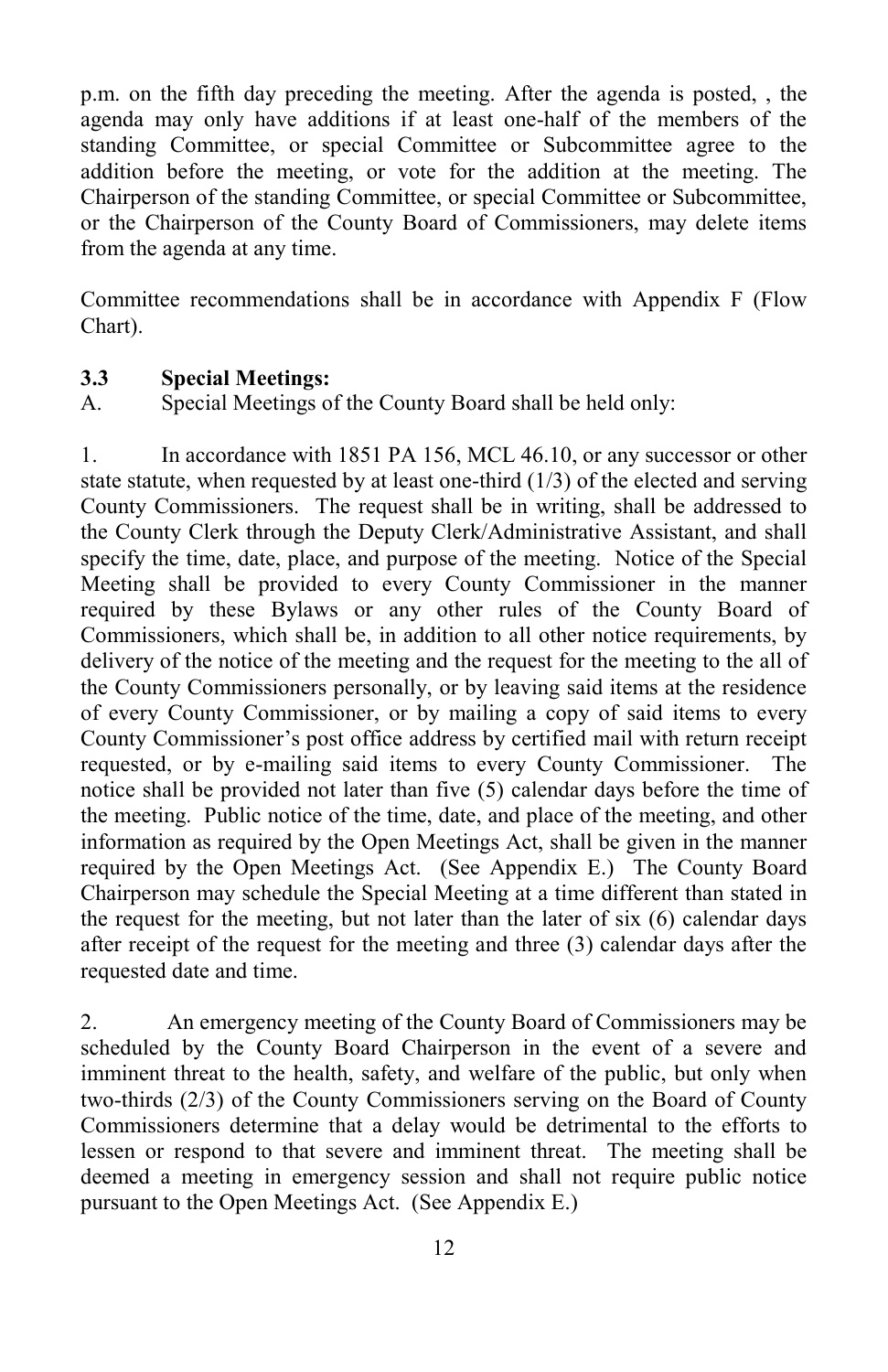p.m. on the fifth day preceding the meeting. After the agenda is posted, , the agenda may only have additions if at least one-half of the members of the standing Committee, or special Committee or Subcommittee agree to the addition before the meeting, or vote for the addition at the meeting. The Chairperson of the standing Committee, or special Committee or Subcommittee, or the Chairperson of the County Board of Commissioners, may delete items from the agenda at any time.

Committee recommendations shall be in accordance with Appendix F (Flow Chart).

**3.3 Special Meetings:**

A. Special Meetings of the County Board shall be held only:

1. In accordance with 1851 PA 156, MCL 46.10, or any successor or other state statute, when requested by at least one-third (1/3) of the elected and serving County Commissioners. The request shall be in writing, shall be addressed to the County Clerk through the Deputy Clerk/Administrative Assistant, and shall specify the time, date, place, and purpose of the meeting. Notice of the Special Meeting shall be provided to every County Commissioner in the manner required by these Bylaws or any other rules of the County Board of Commissioners, which shall be, in addition to all other notice requirements, by delivery of the notice of the meeting and the request for the meeting to the all of the County Commissioners personally, or by leaving said items at the residence of every County Commissioner, or by mailing a copy of said items to every County Commissioner's post office address by certified mail with return receipt requested, or by e-mailing said items to every County Commissioner. The notice shall be provided not later than five (5) calendar days before the time of the meeting. Public notice of the time, date, and place of the meeting, and other information as required by the Open Meetings Act, shall be given in the manner required by the Open Meetings Act. (See Appendix E.) The County Board Chairperson may schedule the Special Meeting at a time different than stated in the request for the meeting, but not later than the later of six (6) calendar days after receipt of the request for the meeting and three (3) calendar days after the requested date and time.

2. An emergency meeting of the County Board of Commissioners may be scheduled by the County Board Chairperson in the event of a severe and imminent threat to the health, safety, and welfare of the public, but only when two-thirds (2/3) of the County Commissioners serving on the Board of County Commissioners determine that a delay would be detrimental to the efforts to lessen or respond to that severe and imminent threat. The meeting shall be deemed a meeting in emergency session and shall not require public notice pursuant to the Open Meetings Act. (See Appendix E.)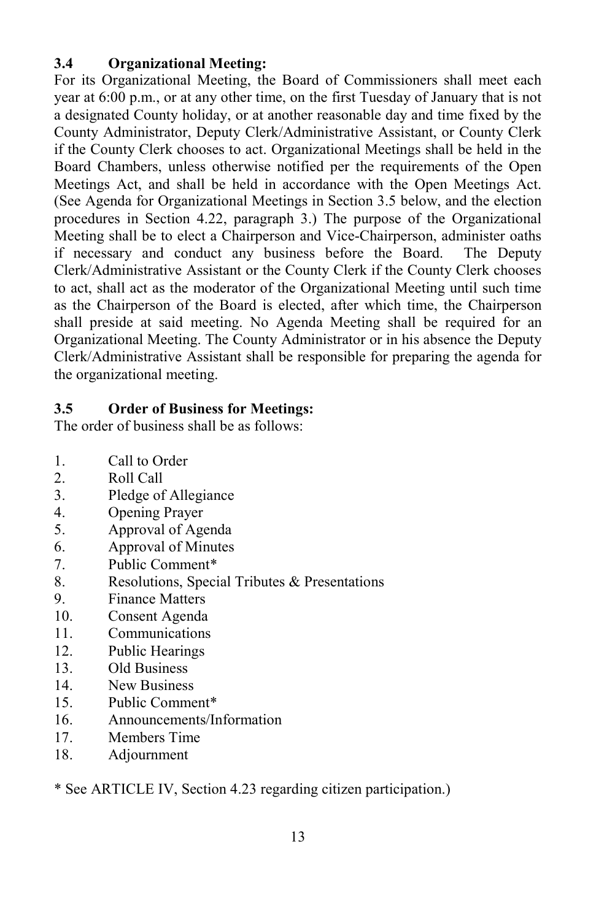### 3.4 Organizational Meeting:

For its Organizational Meeting, the Board of Commissioners shall meet each year at 6:00 p.m., or at any other time, on the first Tuesday of January that is not a designated County holiday, or at another reasonable day and time fixed by the County Administrator, Deputy Clerk/Administrative Assistant, or County Clerk if the County Clerk chooses to act. Organizational Meetings shall be held in the Board Chambers, unless otherwise notified per the requirements of the Open Meetings Act, and shall be held in accordance with the Open Meetings Act. (See Agenda for Organizational Meetings in Section 3.5 below, and the election procedures in Section 4.22, paragraph 3.) The purpose of the Organizational Meeting shall be to elect a Chairperson and Vice-Chairperson, administer oaths if necessary and conduct any business before the Board. The Deputy Clerk/Administrative Assistant or the County Clerk if the County Clerk chooses to act, shall act as the moderator of the Organizational Meeting until such time as the Chairperson of the Board is elected, after which time, the Chairperson shall preside at said meeting. No Agenda Meeting shall be required for an Organizational Meeting. The County Administrator or in his absence the Deputy Clerk/Administrative Assistant shall be responsible for preparing the agenda for the organizational meeting.

### 3.5 Order of Business for Meetings:

The order of business shall be as follows:

1. Call to Order
2. Roll Call
3. Pledge of Allegiance
4. Opening Prayer
5. Approval of Agenda
6. Approval of Minutes
7. Public Comment*
8. Resolutions, Special Tributes & Presentations
9. Finance Matters
10. Consent Agenda
11. Communications
12. Public Hearings
13. Old Business
14. New Business
15. Public Comment*
16. Announcements/Information
17. Members Time
18. Adjournment

* See ARTICLE IV, Section 4.23 regarding citizen participation.)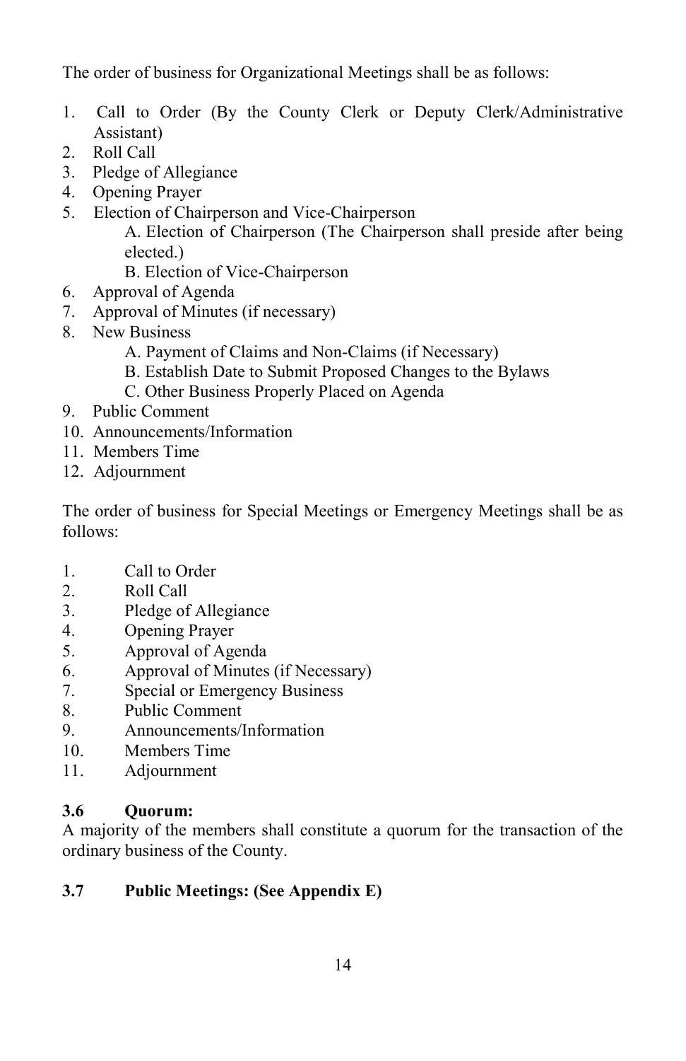The order of business for Organizational Meetings shall be as follows:

1. Call to Order (By the County Clerk or Deputy Clerk/Administrative Assistant)
2. Roll Call
3. Pledge of Allegiance
4. Opening Prayer
5. Election of Chairperson and Vice-Chairperson
   A. Election of Chairperson (The Chairperson shall preside after being elected.)
   B. Election of Vice-Chairperson
6. Approval of Agenda
7. Approval of Minutes (if necessary)
8. New Business
   A. Payment of Claims and Non-Claims (if Necessary)
   B. Establish Date to Submit Proposed Changes to the Bylaws
   C. Other Business Properly Placed on Agenda
9. Public Comment
10. Announcements/Information
11. Members Time
12. Adjournment

The order of business for Special Meetings or Emergency Meetings shall be as follows:

1. Call to Order
2. Roll Call
3. Pledge of Allegiance
4. Opening Prayer
5. Approval of Agenda
6. Approval of Minutes (if Necessary)
7. Special or Emergency Business
8. Public Comment
9. Announcements/Information
10. Members Time
11. Adjournment

**3.6 Quorum:**
A majority of the members shall constitute a quorum for the transaction of the ordinary business of the County.

**3.7 Public Meetings: (See Appendix E)**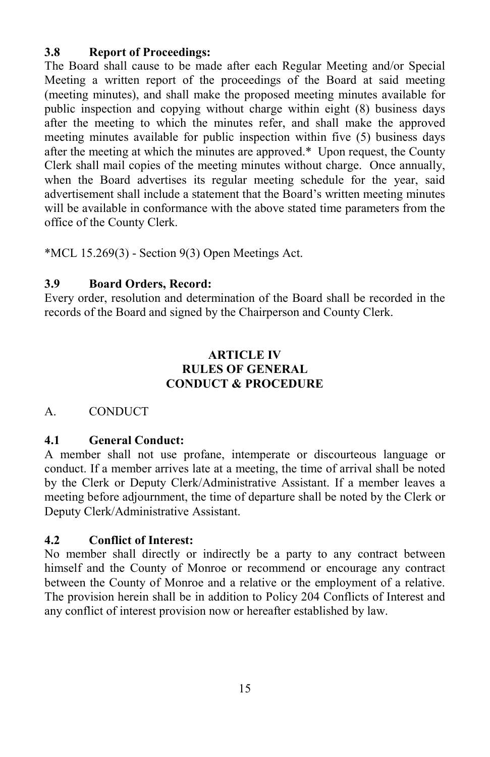### 3.8 Report of Proceedings:

The Board shall cause to be made after each Regular Meeting and/or Special Meeting a written report of the proceedings of the Board at said meeting (meeting minutes), and shall make the proposed meeting minutes available for public inspection and copying without charge within eight (8) business days after the meeting to which the minutes refer, and shall make the approved meeting minutes available for public inspection within five (5) business days after the meeting at which the minutes are approved.* Upon request, the County Clerk shall mail copies of the meeting minutes without charge. Once annually, when the Board advertises its regular meeting schedule for the year, said advertisement shall include a statement that the Board's written meeting minutes will be available in conformance with the above stated time parameters from the office of the County Clerk.

*MCL 15.269(3) - Section 9(3) Open Meetings Act.

### 3.9 Board Orders, Record:

Every order, resolution and determination of the Board shall be recorded in the records of the Board and signed by the Chairperson and County Clerk.

## ARTICLE IV
## RULES OF GENERAL CONDUCT & PROCEDURE

A. CONDUCT

### 4.1 General Conduct:

A member shall not use profane, intemperate or discourteous language or conduct. If a member arrives late at a meeting, the time of arrival shall be noted by the Clerk or Deputy Clerk/Administrative Assistant. If a member leaves a meeting before adjournment, the time of departure shall be noted by the Clerk or Deputy Clerk/Administrative Assistant.

### 4.2 Conflict of Interest:

No member shall directly or indirectly be a party to any contract between himself and the County of Monroe or recommend or encourage any contract between the County of Monroe and a relative or the employment of a relative. The provision herein shall be in addition to Policy 204 Conflicts of Interest and any conflict of interest provision now or hereafter established by law.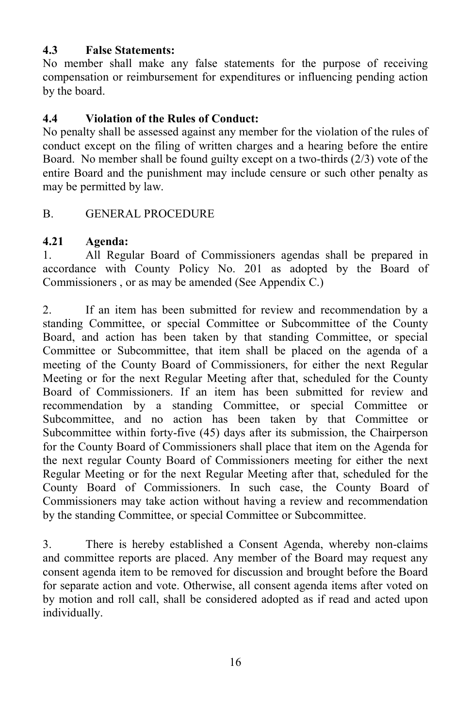**4.3 False Statements:**

No member shall make any false statements for the purpose of receiving compensation or reimbursement for expenditures or influencing pending action by the board.

**4.4 Violation of the Rules of Conduct:**

No penalty shall be assessed against any member for the violation of the rules of conduct except on the filing of written charges and a hearing before the entire Board. No member shall be found guilty except on a two-thirds (2/3) vote of the entire Board and the punishment may include censure or such other penalty as may be permitted by law.

B. GENERAL PROCEDURE

**4.21 Agenda:**

1. All Regular Board of Commissioners agendas shall be prepared in accordance with County Policy No. 201 as adopted by the Board of Commissioners , or as may be amended (See Appendix C.)

2. If an item has been submitted for review and recommendation by a standing Committee, or special Committee or Subcommittee of the County Board, and action has been taken by that standing Committee, or special Committee or Subcommittee, that item shall be placed on the agenda of a meeting of the County Board of Commissioners, for either the next Regular Meeting or for the next Regular Meeting after that, scheduled for the County Board of Commissioners. If an item has been submitted for review and recommendation by a standing Committee, or special Committee or Subcommittee, and no action has been taken by that Committee or Subcommittee within forty-five (45) days after its submission, the Chairperson for the County Board of Commissioners shall place that item on the Agenda for the next regular County Board of Commissioners meeting for either the next Regular Meeting or for the next Regular Meeting after that, scheduled for the County Board of Commissioners. In such case, the County Board of Commissioners may take action without having a review and recommendation by the standing Committee, or special Committee or Subcommittee.

3. There is hereby established a Consent Agenda, whereby non-claims and committee reports are placed. Any member of the Board may request any consent agenda item to be removed for discussion and brought before the Board for separate action and vote. Otherwise, all consent agenda items after voted on by motion and roll call, shall be considered adopted as if read and acted upon individually.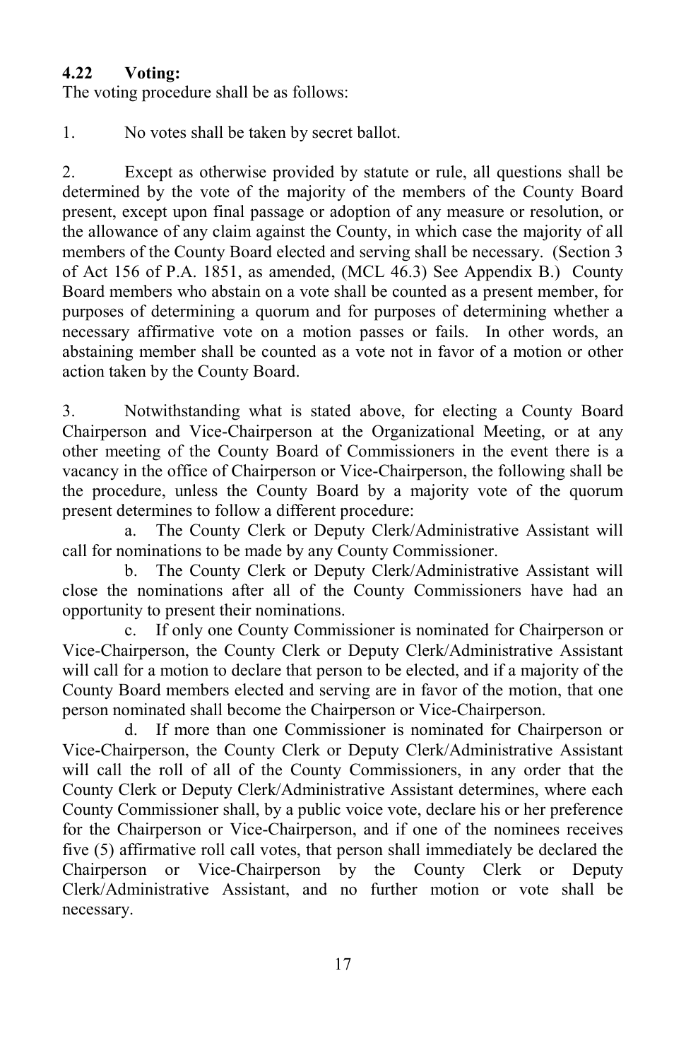#### 4.22 Voting:

The voting procedure shall be as follows:

1. No votes shall be taken by secret ballot.

2. Except as otherwise provided by statute or rule, all questions shall be determined by the vote of the majority of the members of the County Board present, except upon final passage or adoption of any measure or resolution, or the allowance of any claim against the County, in which case the majority of all members of the County Board elected and serving shall be necessary. (Section 3 of Act 156 of P.A. 1851, as amended, (MCL 46.3) See Appendix B.) County Board members who abstain on a vote shall be counted as a present member, for purposes of determining a quorum and for purposes of determining whether a necessary affirmative vote on a motion passes or fails. In other words, an abstaining member shall be counted as a vote not in favor of a motion or other action taken by the County Board.

3. Notwithstanding what is stated above, for electing a County Board Chairperson and Vice-Chairperson at the Organizational Meeting, or at any other meeting of the County Board of Commissioners in the event there is a vacancy in the office of Chairperson or Vice-Chairperson, the following shall be the procedure, unless the County Board by a majority vote of the quorum present determines to follow a different procedure:

   a. The County Clerk or Deputy Clerk/Administrative Assistant will call for nominations to be made by any County Commissioner.

   b. The County Clerk or Deputy Clerk/Administrative Assistant will close the nominations after all of the County Commissioners have had an opportunity to present their nominations.

   c. If only one County Commissioner is nominated for Chairperson or Vice-Chairperson, the County Clerk or Deputy Clerk/Administrative Assistant will call for a motion to declare that person to be elected, and if a majority of the County Board members elected and serving are in favor of the motion, that one person nominated shall become the Chairperson or Vice-Chairperson.

   d. If more than one Commissioner is nominated for Chairperson or Vice-Chairperson, the County Clerk or Deputy Clerk/Administrative Assistant will call the roll of all of the County Commissioners, in any order that the County Clerk or Deputy Clerk/Administrative Assistant determines, where each County Commissioner shall, by a public voice vote, declare his or her preference for the Chairperson or Vice-Chairperson, and if one of the nominees receives five (5) affirmative roll call votes, that person shall immediately be declared the Chairperson or Vice-Chairperson by the County Clerk or Deputy Clerk/Administrative Assistant, and no further motion or vote shall be necessary.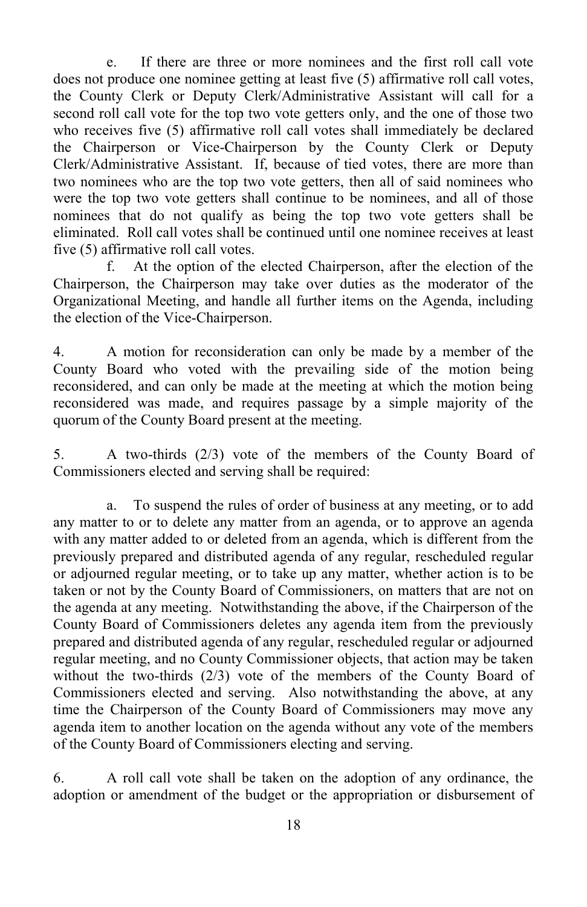e. If there are three or more nominees and the first roll call vote does not produce one nominee getting at least five (5) affirmative roll call votes, the County Clerk or Deputy Clerk/Administrative Assistant will call for a second roll call vote for the top two vote getters only, and the one of those two who receives five (5) affirmative roll call votes shall immediately be declared the Chairperson or Vice-Chairperson by the County Clerk or Deputy Clerk/Administrative Assistant. If, because of tied votes, there are more than two nominees who are the top two vote getters, then all of said nominees who were the top two vote getters shall continue to be nominees, and all of those nominees that do not qualify as being the top two vote getters shall be eliminated. Roll call votes shall be continued until one nominee receives at least five (5) affirmative roll call votes.

f. At the option of the elected Chairperson, after the election of the Chairperson, the Chairperson may take over duties as the moderator of the Organizational Meeting, and handle all further items on the Agenda, including the election of the Vice-Chairperson.

4. A motion for reconsideration can only be made by a member of the County Board who voted with the prevailing side of the motion being reconsidered, and can only be made at the meeting at which the motion being reconsidered was made, and requires passage by a simple majority of the quorum of the County Board present at the meeting.

5. A two-thirds (2/3) vote of the members of the County Board of Commissioners elected and serving shall be required:

a. To suspend the rules of order of business at any meeting, or to add any matter to or to delete any matter from an agenda, or to approve an agenda with any matter added to or deleted from an agenda, which is different from the previously prepared and distributed agenda of any regular, rescheduled regular or adjourned regular meeting, or to take up any matter, whether action is to be taken or not by the County Board of Commissioners, on matters that are not on the agenda at any meeting. Notwithstanding the above, if the Chairperson of the County Board of Commissioners deletes any agenda item from the previously prepared and distributed agenda of any regular, rescheduled regular or adjourned regular meeting, and no County Commissioner objects, that action may be taken without the two-thirds (2/3) vote of the members of the County Board of Commissioners elected and serving. Also notwithstanding the above, at any time the Chairperson of the County Board of Commissioners may move any agenda item to another location on the agenda without any vote of the members of the County Board of Commissioners electing and serving.

6. A roll call vote shall be taken on the adoption of any ordinance, the adoption or amendment of the budget or the appropriation or disbursement of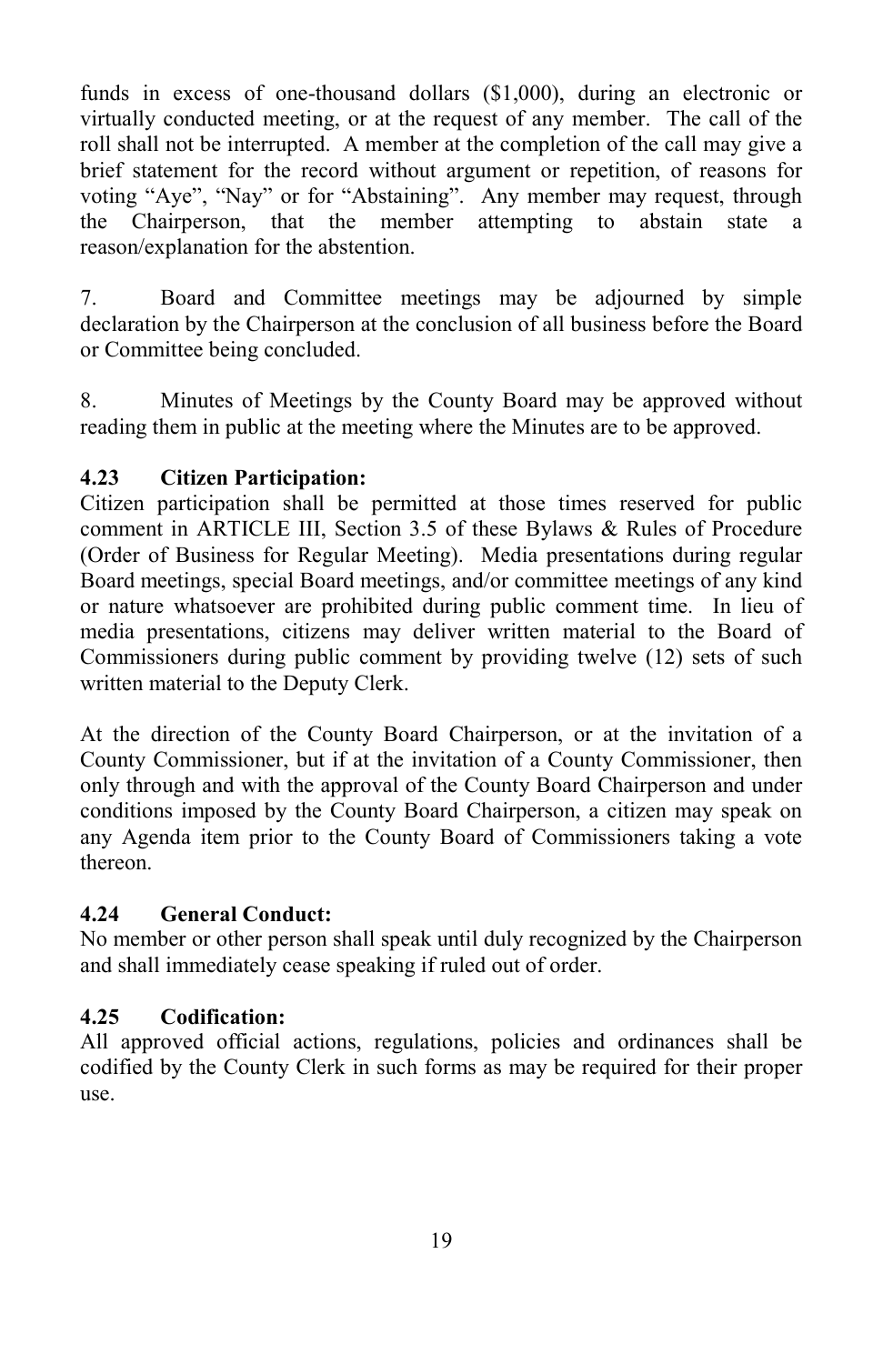funds in excess of one-thousand dollars ($1,000), during an electronic or virtually conducted meeting, or at the request of any member. The call of the roll shall not be interrupted. A member at the completion of the call may give a brief statement for the record without argument or repetition, of reasons for voting "Aye", "Nay" or for "Abstaining". Any member may request, through the Chairperson, that the member attempting to abstain state a reason/explanation for the abstention.

7. Board and Committee meetings may be adjourned by simple declaration by the Chairperson at the conclusion of all business before the Board or Committee being concluded.

8. Minutes of Meetings by the County Board may be approved without reading them in public at the meeting where the Minutes are to be approved.

### 4.23 Citizen Participation:

Citizen participation shall be permitted at those times reserved for public comment in ARTICLE III, Section 3.5 of these Bylaws & Rules of Procedure (Order of Business for Regular Meeting). Media presentations during regular Board meetings, special Board meetings, and/or committee meetings of any kind or nature whatsoever are prohibited during public comment time. In lieu of media presentations, citizens may deliver written material to the Board of Commissioners during public comment by providing twelve (12) sets of such written material to the Deputy Clerk.

At the direction of the County Board Chairperson, or at the invitation of a County Commissioner, but if at the invitation of a County Commissioner, then only through and with the approval of the County Board Chairperson and under conditions imposed by the County Board Chairperson, a citizen may speak on any Agenda item prior to the County Board of Commissioners taking a vote thereon.

### 4.24 General Conduct:

No member or other person shall speak until duly recognized by the Chairperson and shall immediately cease speaking if ruled out of order.

### 4.25 Codification:

All approved official actions, regulations, policies and ordinances shall be codified by the County Clerk in such forms as may be required for their proper use.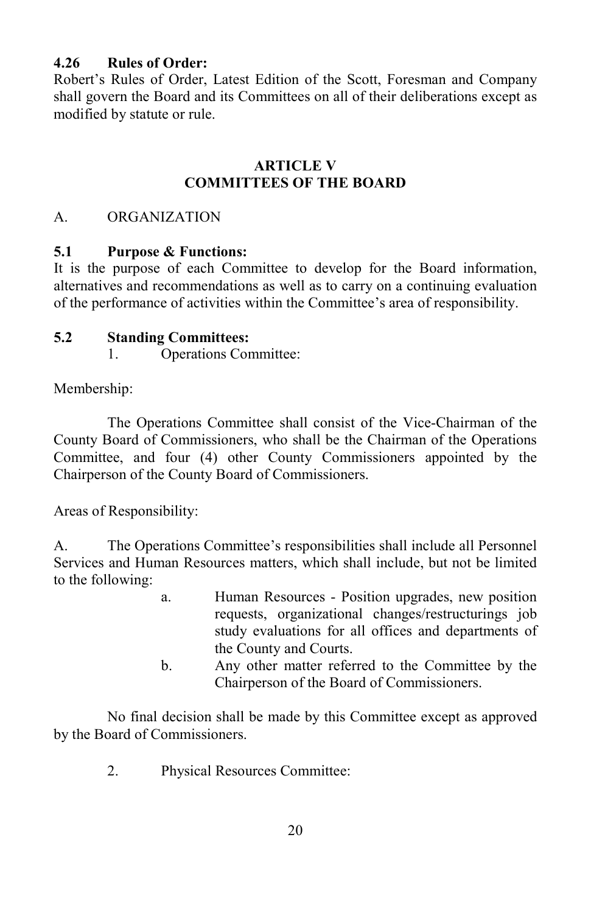**4.26 Rules of Order:**
Robert's Rules of Order, Latest Edition of the Scott, Foresman and Company shall govern the Board and its Committees on all of their deliberations except as modified by statute or rule.

## ARTICLE V
## COMMITTEES OF THE BOARD

A. ORGANIZATION

**5.1 Purpose & Functions:**
It is the purpose of each Committee to develop for the Board information, alternatives and recommendations as well as to carry on a continuing evaluation of the performance of activities within the Committee's area of responsibility.

**5.2 Standing Committees:**

1. Operations Committee:

Membership:

The Operations Committee shall consist of the Vice-Chairman of the County Board of Commissioners, who shall be the Chairman of the Operations Committee, and four (4) other County Commissioners appointed by the Chairperson of the County Board of Commissioners.

Areas of Responsibility:

A. The Operations Committee's responsibilities shall include all Personnel Services and Human Resources matters, which shall include, but not be limited to the following:

   a. Human Resources - Position upgrades, new position requests, organizational changes/restructurings job study evaluations for all offices and departments of the County and Courts.
   b. Any other matter referred to the Committee by the Chairperson of the Board of Commissioners.

No final decision shall be made by this Committee except as approved by the Board of Commissioners.

2. Physical Resources Committee: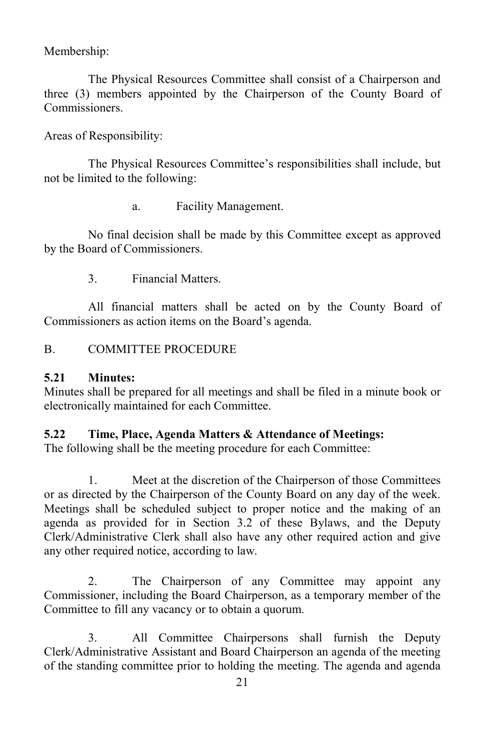Membership:

The Physical Resources Committee shall consist of a Chairperson and three (3) members appointed by the Chairperson of the County Board of Commissioners.

Areas of Responsibility:

The Physical Resources Committee's responsibilities shall include, but not be limited to the following:

a. Facility Management.

No final decision shall be made by this Committee except as approved by the Board of Commissioners.

3. Financial Matters.

All financial matters shall be acted on by the County Board of Commissioners as action items on the Board's agenda.

B. COMMITTEE PROCEDURE

**5.21 Minutes:**
Minutes shall be prepared for all meetings and shall be filed in a minute book or electronically maintained for each Committee.

**5.22 Time, Place, Agenda Matters & Attendance of Meetings:**
The following shall be the meeting procedure for each Committee:

1. Meet at the discretion of the Chairperson of those Committees or as directed by the Chairperson of the County Board on any day of the week. Meetings shall be scheduled subject to proper notice and the making of an agenda as provided for in Section 3.2 of these Bylaws, and the Deputy Clerk/Administrative Clerk shall also have any other required action and give any other required notice, according to law.

2. The Chairperson of any Committee may appoint any Commissioner, including the Board Chairperson, as a temporary member of the Committee to fill any vacancy or to obtain a quorum.

3. All Committee Chairpersons shall furnish the Deputy Clerk/Administrative Assistant and Board Chairperson an agenda of the meeting of the standing committee prior to holding the meeting. The agenda and agenda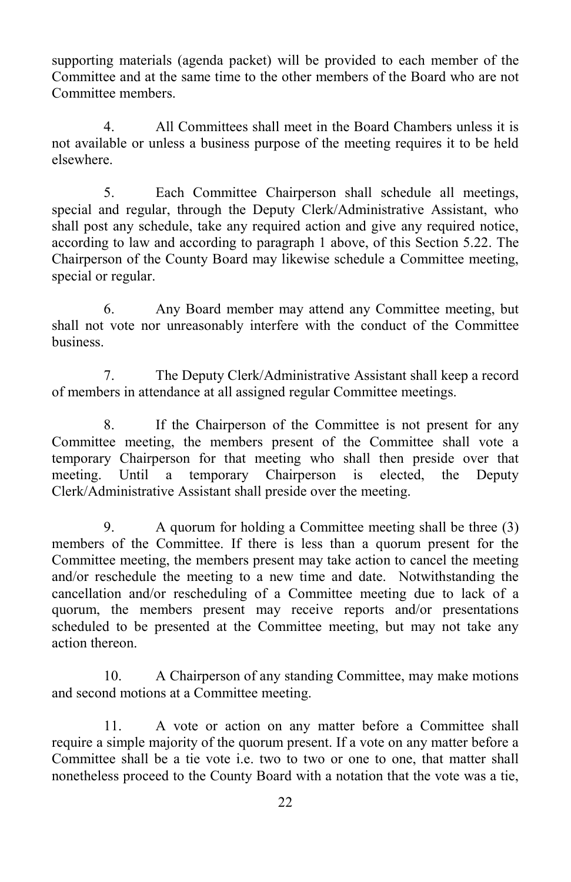supporting materials (agenda packet) will be provided to each member of the Committee and at the same time to the other members of the Board who are not Committee members.

4. All Committees shall meet in the Board Chambers unless it is not available or unless a business purpose of the meeting requires it to be held elsewhere.

5. Each Committee Chairperson shall schedule all meetings, special and regular, through the Deputy Clerk/Administrative Assistant, who shall post any schedule, take any required action and give any required notice, according to law and according to paragraph 1 above, of this Section 5.22. The Chairperson of the County Board may likewise schedule a Committee meeting, special or regular.

6. Any Board member may attend any Committee meeting, but shall not vote nor unreasonably interfere with the conduct of the Committee business.

7. The Deputy Clerk/Administrative Assistant shall keep a record of members in attendance at all assigned regular Committee meetings.

8. If the Chairperson of the Committee is not present for any Committee meeting, the members present of the Committee shall vote a temporary Chairperson for that meeting who shall then preside over that meeting. Until a temporary Chairperson is elected, the Deputy Clerk/Administrative Assistant shall preside over the meeting.

9. A quorum for holding a Committee meeting shall be three (3) members of the Committee. If there is less than a quorum present for the Committee meeting, the members present may take action to cancel the meeting and/or reschedule the meeting to a new time and date. Notwithstanding the cancellation and/or rescheduling of a Committee meeting due to lack of a quorum, the members present may receive reports and/or presentations scheduled to be presented at the Committee meeting, but may not take any action thereon.

10. A Chairperson of any standing Committee, may make motions and second motions at a Committee meeting.

11. A vote or action on any matter before a Committee shall require a simple majority of the quorum present. If a vote on any matter before a Committee shall be a tie vote i.e. two to two or one to one, that matter shall nonetheless proceed to the County Board with a notation that the vote was a tie,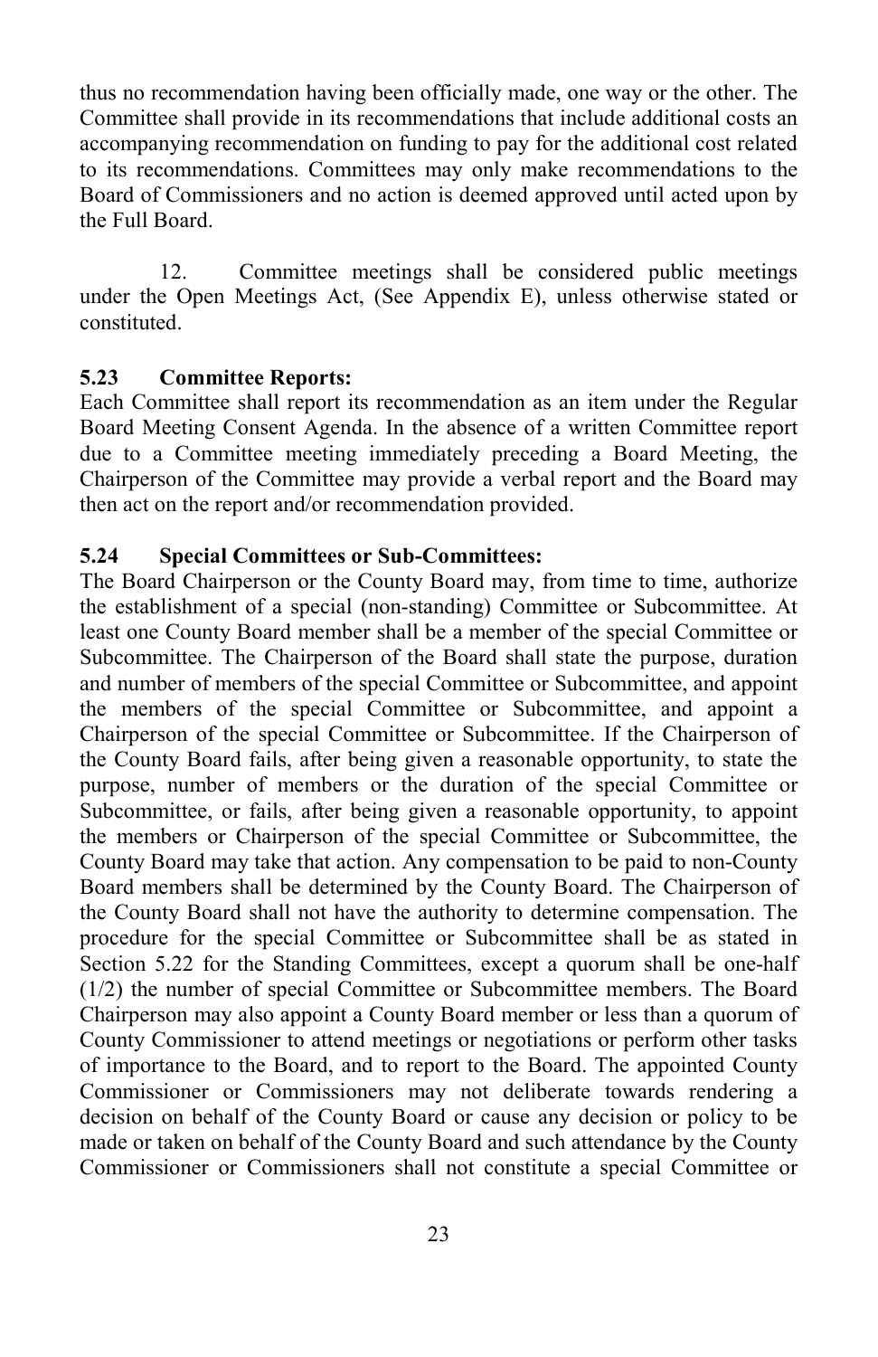thus no recommendation having been officially made, one way or the other. The Committee shall provide in its recommendations that include additional costs an accompanying recommendation on funding to pay for the additional cost related to its recommendations. Committees may only make recommendations to the Board of Commissioners and no action is deemed approved until acted upon by the Full Board.

12. Committee meetings shall be considered public meetings under the Open Meetings Act, (See Appendix E), unless otherwise stated or constituted.

**5.23 Committee Reports:**

Each Committee shall report its recommendation as an item under the Regular Board Meeting Consent Agenda. In the absence of a written Committee report due to a Committee meeting immediately preceding a Board Meeting, the Chairperson of the Committee may provide a verbal report and the Board may then act on the report and/or recommendation provided.

**5.24 Special Committees or Sub-Committees:**

The Board Chairperson or the County Board may, from time to time, authorize the establishment of a special (non-standing) Committee or Subcommittee. At least one County Board member shall be a member of the special Committee or Subcommittee. The Chairperson of the Board shall state the purpose, duration and number of members of the special Committee or Subcommittee, and appoint the members of the special Committee or Subcommittee, and appoint a Chairperson of the special Committee or Subcommittee. If the Chairperson of the County Board fails, after being given a reasonable opportunity, to state the purpose, number of members or the duration of the special Committee or Subcommittee, or fails, after being given a reasonable opportunity, to appoint the members or Chairperson of the special Committee or Subcommittee, the County Board may take that action. Any compensation to be paid to non-County Board members shall be determined by the County Board. The Chairperson of the County Board shall not have the authority to determine compensation. The procedure for the special Committee or Subcommittee shall be as stated in Section 5.22 for the Standing Committees, except a quorum shall be one-half (1/2) the number of special Committee or Subcommittee members. The Board Chairperson may also appoint a County Board member or less than a quorum of County Commissioner to attend meetings or negotiations or perform other tasks of importance to the Board, and to report to the Board. The appointed County Commissioner or Commissioners may not deliberate towards rendering a decision on behalf of the County Board or cause any decision or policy to be made or taken on behalf of the County Board and such attendance by the County Commissioner or Commissioners shall not constitute a special Committee or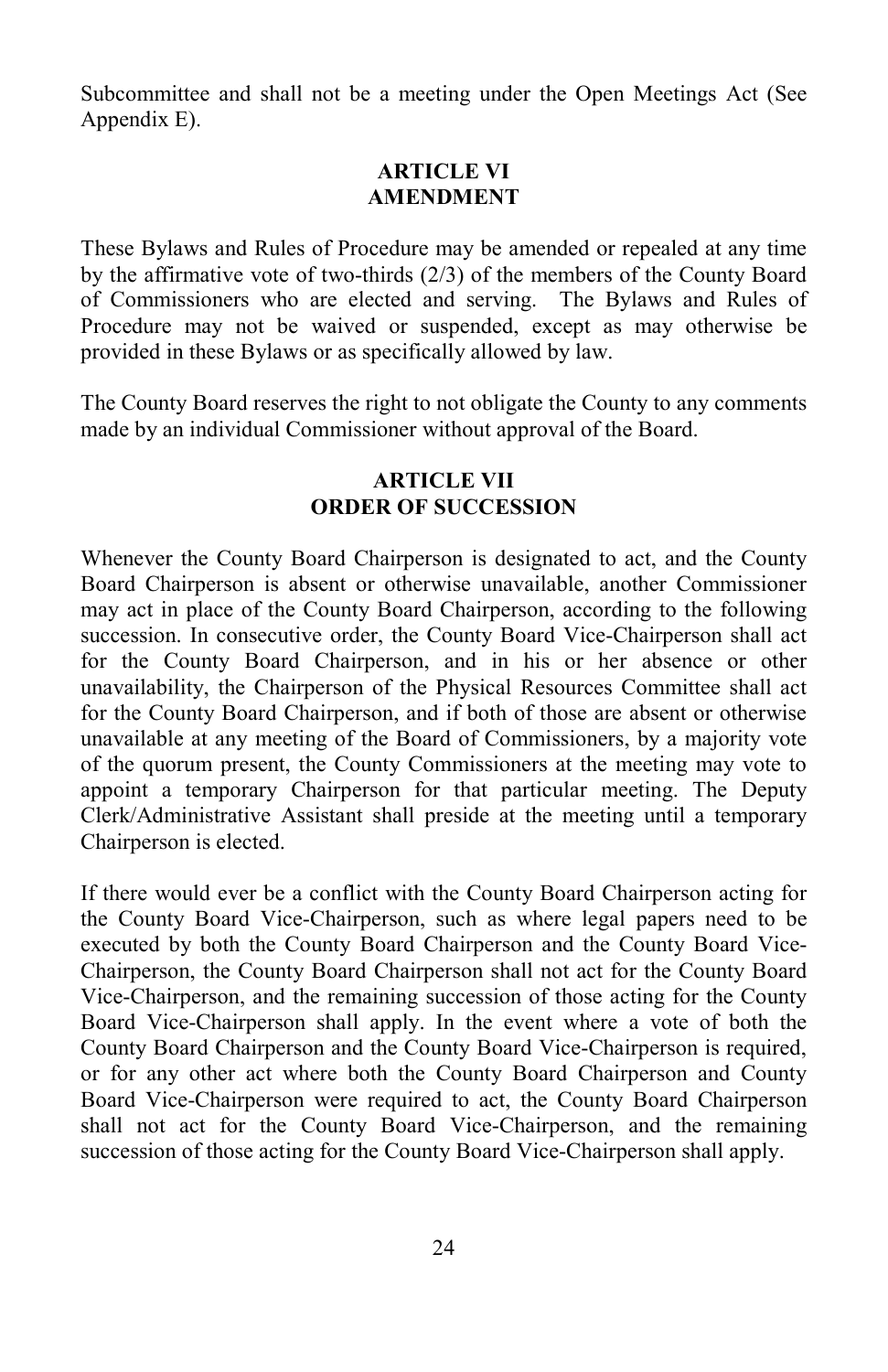Subcommittee and shall not be a meeting under the Open Meetings Act (See Appendix E).

## ARTICLE VI
## AMENDMENT

These Bylaws and Rules of Procedure may be amended or repealed at any time by the affirmative vote of two-thirds (2/3) of the members of the County Board of Commissioners who are elected and serving. The Bylaws and Rules of Procedure may not be waived or suspended, except as may otherwise be provided in these Bylaws or as specifically allowed by law.

The County Board reserves the right to not obligate the County to any comments made by an individual Commissioner without approval of the Board.

## ARTICLE VII
## ORDER OF SUCCESSION

Whenever the County Board Chairperson is designated to act, and the County Board Chairperson is absent or otherwise unavailable, another Commissioner may act in place of the County Board Chairperson, according to the following succession. In consecutive order, the County Board Vice-Chairperson shall act for the County Board Chairperson, and in his or her absence or other unavailability, the Chairperson of the Physical Resources Committee shall act for the County Board Chairperson, and if both of those are absent or otherwise unavailable at any meeting of the Board of Commissioners, by a majority vote of the quorum present, the County Commissioners at the meeting may vote to appoint a temporary Chairperson for that particular meeting. The Deputy Clerk/Administrative Assistant shall preside at the meeting until a temporary Chairperson is elected.

If there would ever be a conflict with the County Board Chairperson acting for the County Board Vice-Chairperson, such as where legal papers need to be executed by both the County Board Chairperson and the County Board Vice-Chairperson, the County Board Chairperson shall not act for the County Board Vice-Chairperson, and the remaining succession of those acting for the County Board Vice-Chairperson shall apply. In the event where a vote of both the County Board Chairperson and the County Board Vice-Chairperson is required, or for any other act where both the County Board Chairperson and County Board Vice-Chairperson were required to act, the County Board Chairperson shall not act for the County Board Vice-Chairperson, and the remaining succession of those acting for the County Board Vice-Chairperson shall apply.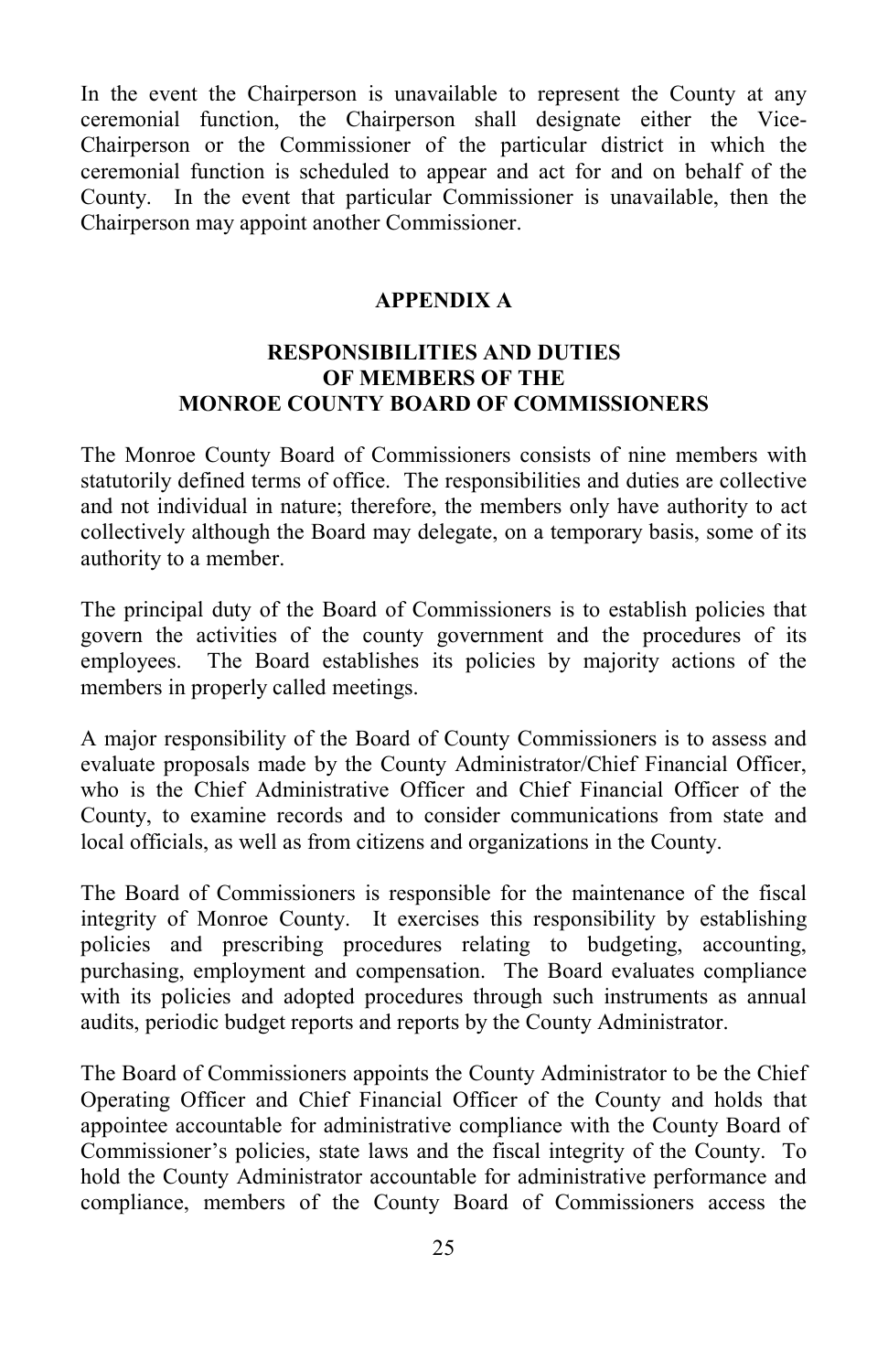In the event the Chairperson is unavailable to represent the County at any ceremonial function, the Chairperson shall designate either the Vice-Chairperson or the Commissioner of the particular district in which the ceremonial function is scheduled to appear and act for and on behalf of the County. In the event that particular Commissioner is unavailable, then the Chairperson may appoint another Commissioner.

## APPENDIX A

### RESPONSIBILITIES AND DUTIES OF MEMBERS OF THE MONROE COUNTY BOARD OF COMMISSIONERS

The Monroe County Board of Commissioners consists of nine members with statutorily defined terms of office. The responsibilities and duties are collective and not individual in nature; therefore, the members only have authority to act collectively although the Board may delegate, on a temporary basis, some of its authority to a member.

The principal duty of the Board of Commissioners is to establish policies that govern the activities of the county government and the procedures of its employees. The Board establishes its policies by majority actions of the members in properly called meetings.

A major responsibility of the Board of County Commissioners is to assess and evaluate proposals made by the County Administrator/Chief Financial Officer, who is the Chief Administrative Officer and Chief Financial Officer of the County, to examine records and to consider communications from state and local officials, as well as from citizens and organizations in the County.

The Board of Commissioners is responsible for the maintenance of the fiscal integrity of Monroe County. It exercises this responsibility by establishing policies and prescribing procedures relating to budgeting, accounting, purchasing, employment and compensation. The Board evaluates compliance with its policies and adopted procedures through such instruments as annual audits, periodic budget reports and reports by the County Administrator.

The Board of Commissioners appoints the County Administrator to be the Chief Operating Officer and Chief Financial Officer of the County and holds that appointee accountable for administrative compliance with the County Board of Commissioner's policies, state laws and the fiscal integrity of the County. To hold the County Administrator accountable for administrative performance and compliance, members of the County Board of Commissioners access the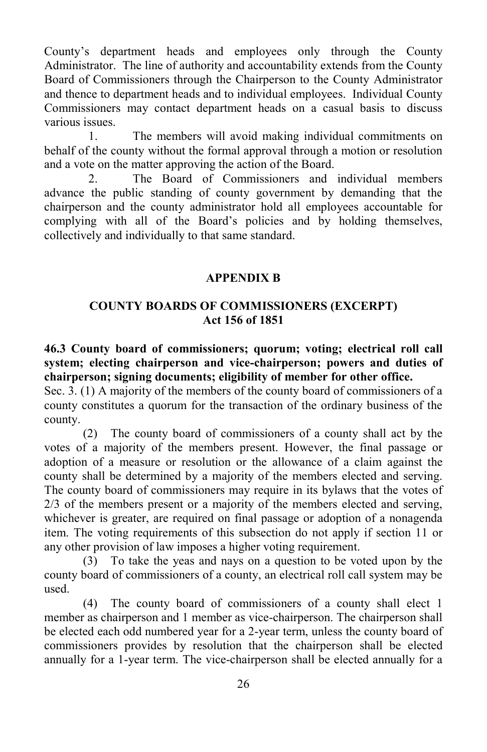County's department heads and employees only through the County Administrator. The line of authority and accountability extends from the County Board of Commissioners through the Chairperson to the County Administrator and thence to department heads and to individual employees. Individual County Commissioners may contact department heads on a casual basis to discuss various issues.

1. The members will avoid making individual commitments on behalf of the county without the formal approval through a motion or resolution and a vote on the matter approving the action of the Board.

2. The Board of Commissioners and individual members advance the public standing of county government by demanding that the chairperson and the county administrator hold all employees accountable for complying with all of the Board's policies and by holding themselves, collectively and individually to that same standard.

## APPENDIX B

## COUNTY BOARDS OF COMMISSIONERS (EXCERPT)
## Act 156 of 1851

**46.3 County board of commissioners; quorum; voting; electrical roll call system; electing chairperson and vice-chairperson; powers and duties of chairperson; signing documents; eligibility of member for other office.**

Sec. 3. (1) A majority of the members of the county board of commissioners of a county constitutes a quorum for the transaction of the ordinary business of the county.

(2) The county board of commissioners of a county shall act by the votes of a majority of the members present. However, the final passage or adoption of a measure or resolution or the allowance of a claim against the county shall be determined by a majority of the members elected and serving. The county board of commissioners may require in its bylaws that the votes of 2/3 of the members present or a majority of the members elected and serving, whichever is greater, are required on final passage or adoption of a nonagenda item. The voting requirements of this subsection do not apply if section 11 or any other provision of law imposes a higher voting requirement.

(3) To take the yeas and nays on a question to be voted upon by the county board of commissioners of a county, an electrical roll call system may be used.

(4) The county board of commissioners of a county shall elect 1 member as chairperson and 1 member as vice-chairperson. The chairperson shall be elected each odd numbered year for a 2-year term, unless the county board of commissioners provides by resolution that the chairperson shall be elected annually for a 1-year term. The vice-chairperson shall be elected annually for a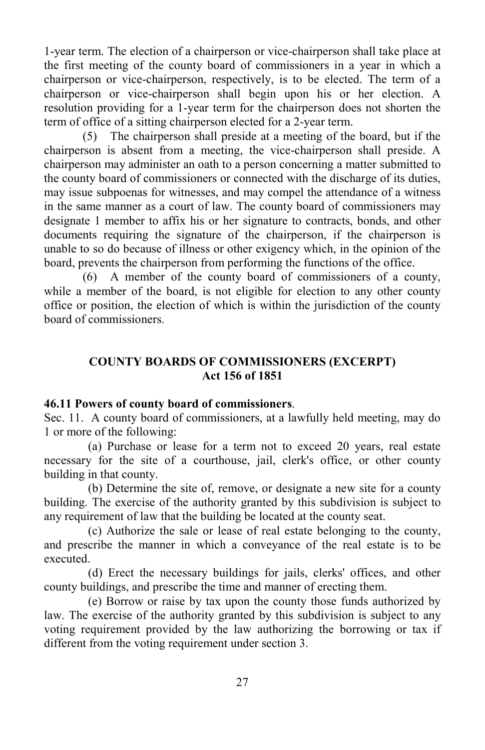1-year term. The election of a chairperson or vice-chairperson shall take place at the first meeting of the county board of commissioners in a year in which a chairperson or vice-chairperson, respectively, is to be elected. The term of a chairperson or vice-chairperson shall begin upon his or her election. A resolution providing for a 1-year term for the chairperson does not shorten the term of office of a sitting chairperson elected for a 2-year term.

(5) The chairperson shall preside at a meeting of the board, but if the chairperson is absent from a meeting, the vice-chairperson shall preside. A chairperson may administer an oath to a person concerning a matter submitted to the county board of commissioners or connected with the discharge of its duties, may issue subpoenas for witnesses, and may compel the attendance of a witness in the same manner as a court of law. The county board of commissioners may designate 1 member to affix his or her signature to contracts, bonds, and other documents requiring the signature of the chairperson, if the chairperson is unable to so do because of illness or other exigency which, in the opinion of the board, prevents the chairperson from performing the functions of the office.

(6) A member of the county board of commissioners of a county, while a member of the board, is not eligible for election to any other county office or position, the election of which is within the jurisdiction of the county board of commissioners.

## COUNTY BOARDS OF COMMISSIONERS (EXCERPT)
## Act 156 of 1851

**46.11 Powers of county board of commissioners**.

Sec. 11. A county board of commissioners, at a lawfully held meeting, may do 1 or more of the following:

(a) Purchase or lease for a term not to exceed 20 years, real estate necessary for the site of a courthouse, jail, clerk's office, or other county building in that county.

(b) Determine the site of, remove, or designate a new site for a county building. The exercise of the authority granted by this subdivision is subject to any requirement of law that the building be located at the county seat.

(c) Authorize the sale or lease of real estate belonging to the county, and prescribe the manner in which a conveyance of the real estate is to be executed.

(d) Erect the necessary buildings for jails, clerks' offices, and other county buildings, and prescribe the time and manner of erecting them.

(e) Borrow or raise by tax upon the county those funds authorized by law. The exercise of the authority granted by this subdivision is subject to any voting requirement provided by the law authorizing the borrowing or tax if different from the voting requirement under section 3.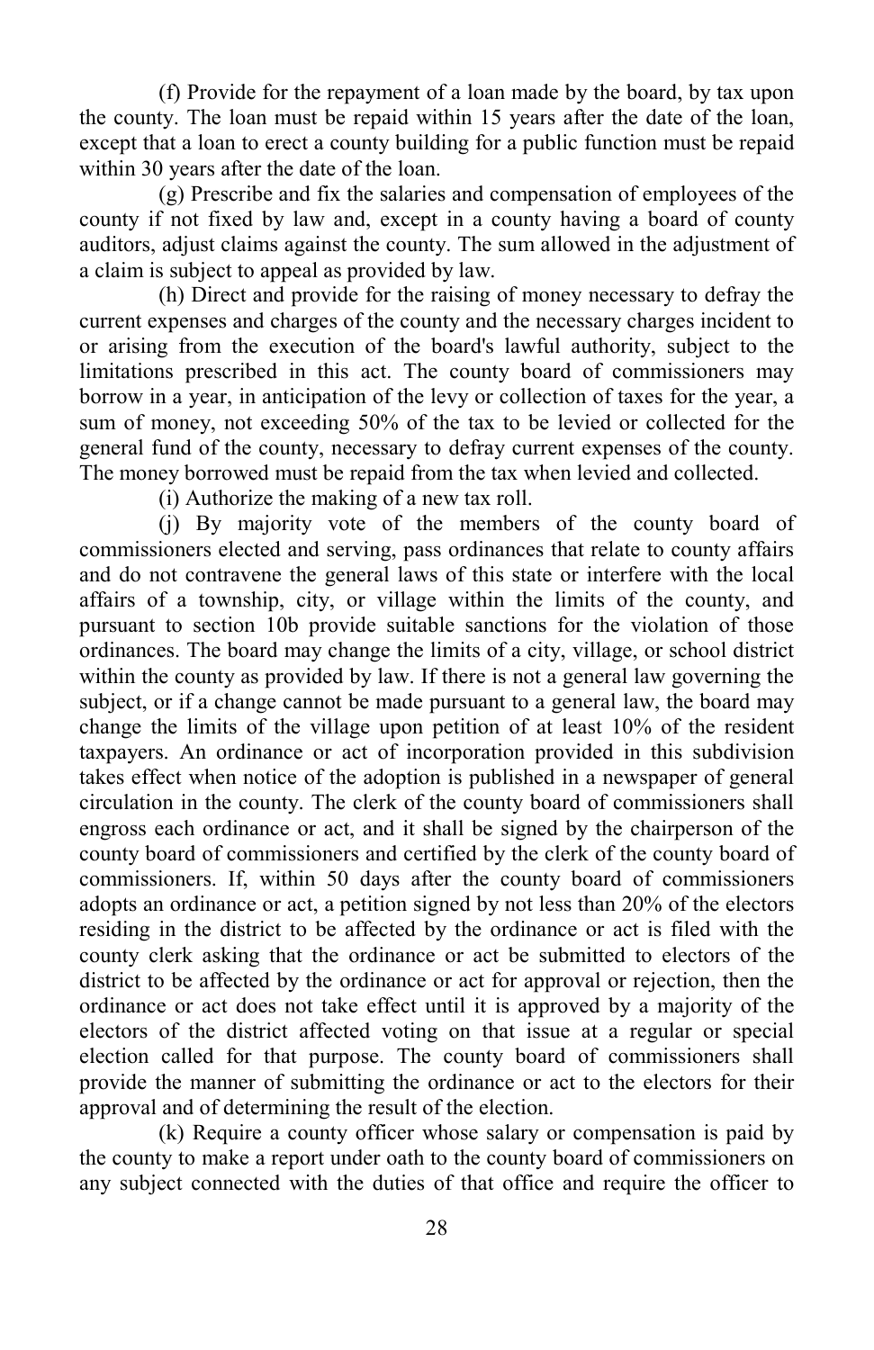(f) Provide for the repayment of a loan made by the board, by tax upon the county. The loan must be repaid within 15 years after the date of the loan, except that a loan to erect a county building for a public function must be repaid within 30 years after the date of the loan.

(g) Prescribe and fix the salaries and compensation of employees of the county if not fixed by law and, except in a county having a board of county auditors, adjust claims against the county. The sum allowed in the adjustment of a claim is subject to appeal as provided by law.

(h) Direct and provide for the raising of money necessary to defray the current expenses and charges of the county and the necessary charges incident to or arising from the execution of the board's lawful authority, subject to the limitations prescribed in this act. The county board of commissioners may borrow in a year, in anticipation of the levy or collection of taxes for the year, a sum of money, not exceeding 50% of the tax to be levied or collected for the general fund of the county, necessary to defray current expenses of the county. The money borrowed must be repaid from the tax when levied and collected.

(i) Authorize the making of a new tax roll.

(j) By majority vote of the members of the county board of commissioners elected and serving, pass ordinances that relate to county affairs and do not contravene the general laws of this state or interfere with the local affairs of a township, city, or village within the limits of the county, and pursuant to section 10b provide suitable sanctions for the violation of those ordinances. The board may change the limits of a city, village, or school district within the county as provided by law. If there is not a general law governing the subject, or if a change cannot be made pursuant to a general law, the board may change the limits of the village upon petition of at least 10% of the resident taxpayers. An ordinance or act of incorporation provided in this subdivision takes effect when notice of the adoption is published in a newspaper of general circulation in the county. The clerk of the county board of commissioners shall engross each ordinance or act, and it shall be signed by the chairperson of the county board of commissioners and certified by the clerk of the county board of commissioners. If, within 50 days after the county board of commissioners adopts an ordinance or act, a petition signed by not less than 20% of the electors residing in the district to be affected by the ordinance or act is filed with the county clerk asking that the ordinance or act be submitted to electors of the district to be affected by the ordinance or act for approval or rejection, then the ordinance or act does not take effect until it is approved by a majority of the electors of the district affected voting on that issue at a regular or special election called for that purpose. The county board of commissioners shall provide the manner of submitting the ordinance or act to the electors for their approval and of determining the result of the election.

(k) Require a county officer whose salary or compensation is paid by the county to make a report under oath to the county board of commissioners on any subject connected with the duties of that office and require the officer to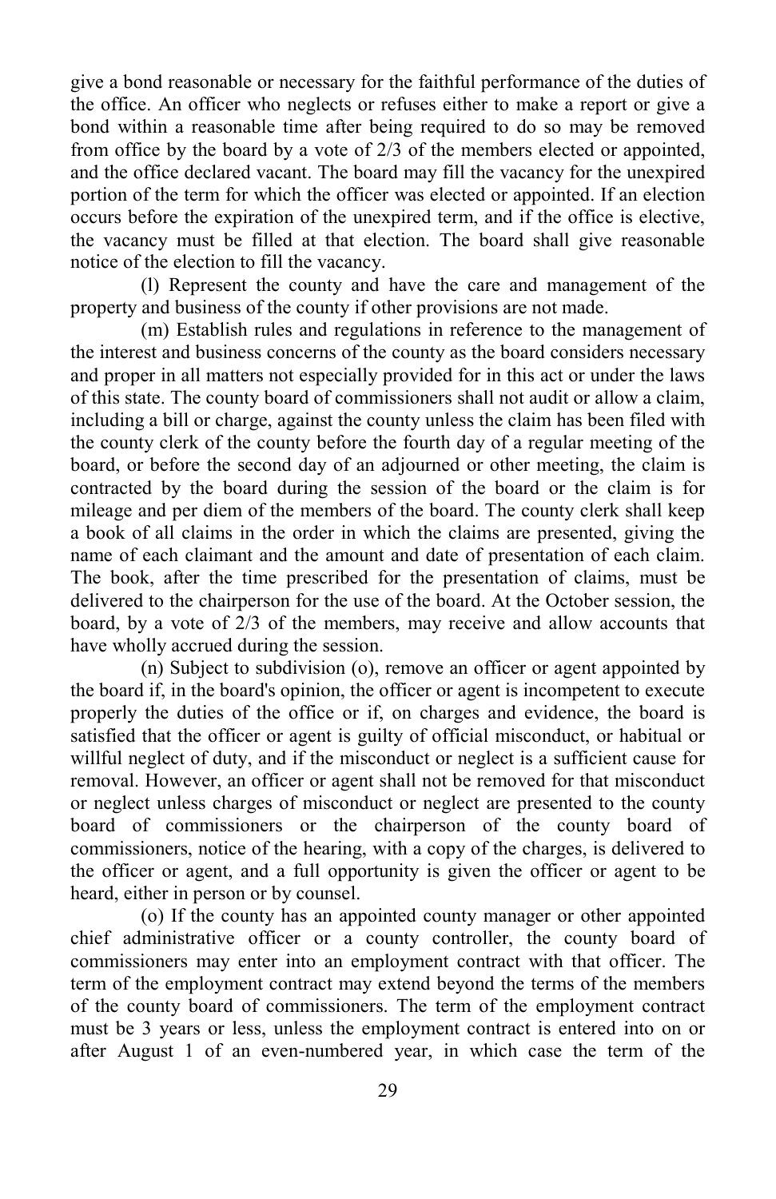give a bond reasonable or necessary for the faithful performance of the duties of the office. An officer who neglects or refuses either to make a report or give a bond within a reasonable time after being required to do so may be removed from office by the board by a vote of 2/3 of the members elected or appointed, and the office declared vacant. The board may fill the vacancy for the unexpired portion of the term for which the officer was elected or appointed. If an election occurs before the expiration of the unexpired term, and if the office is elective, the vacancy must be filled at that election. The board shall give reasonable notice of the election to fill the vacancy.

(l) Represent the county and have the care and management of the property and business of the county if other provisions are not made.

(m) Establish rules and regulations in reference to the management of the interest and business concerns of the county as the board considers necessary and proper in all matters not especially provided for in this act or under the laws of this state. The county board of commissioners shall not audit or allow a claim, including a bill or charge, against the county unless the claim has been filed with the county clerk of the county before the fourth day of a regular meeting of the board, or before the second day of an adjourned or other meeting, the claim is contracted by the board during the session of the board or the claim is for mileage and per diem of the members of the board. The county clerk shall keep a book of all claims in the order in which the claims are presented, giving the name of each claimant and the amount and date of presentation of each claim. The book, after the time prescribed for the presentation of claims, must be delivered to the chairperson for the use of the board. At the October session, the board, by a vote of 2/3 of the members, may receive and allow accounts that have wholly accrued during the session.

(n) Subject to subdivision (o), remove an officer or agent appointed by the board if, in the board's opinion, the officer or agent is incompetent to execute properly the duties of the office or if, on charges and evidence, the board is satisfied that the officer or agent is guilty of official misconduct, or habitual or willful neglect of duty, and if the misconduct or neglect is a sufficient cause for removal. However, an officer or agent shall not be removed for that misconduct or neglect unless charges of misconduct or neglect are presented to the county board of commissioners or the chairperson of the county board of commissioners, notice of the hearing, with a copy of the charges, is delivered to the officer or agent, and a full opportunity is given the officer or agent to be heard, either in person or by counsel.

(o) If the county has an appointed county manager or other appointed chief administrative officer or a county controller, the county board of commissioners may enter into an employment contract with that officer. The term of the employment contract may extend beyond the terms of the members of the county board of commissioners. The term of the employment contract must be 3 years or less, unless the employment contract is entered into on or after August 1 of an even-numbered year, in which case the term of the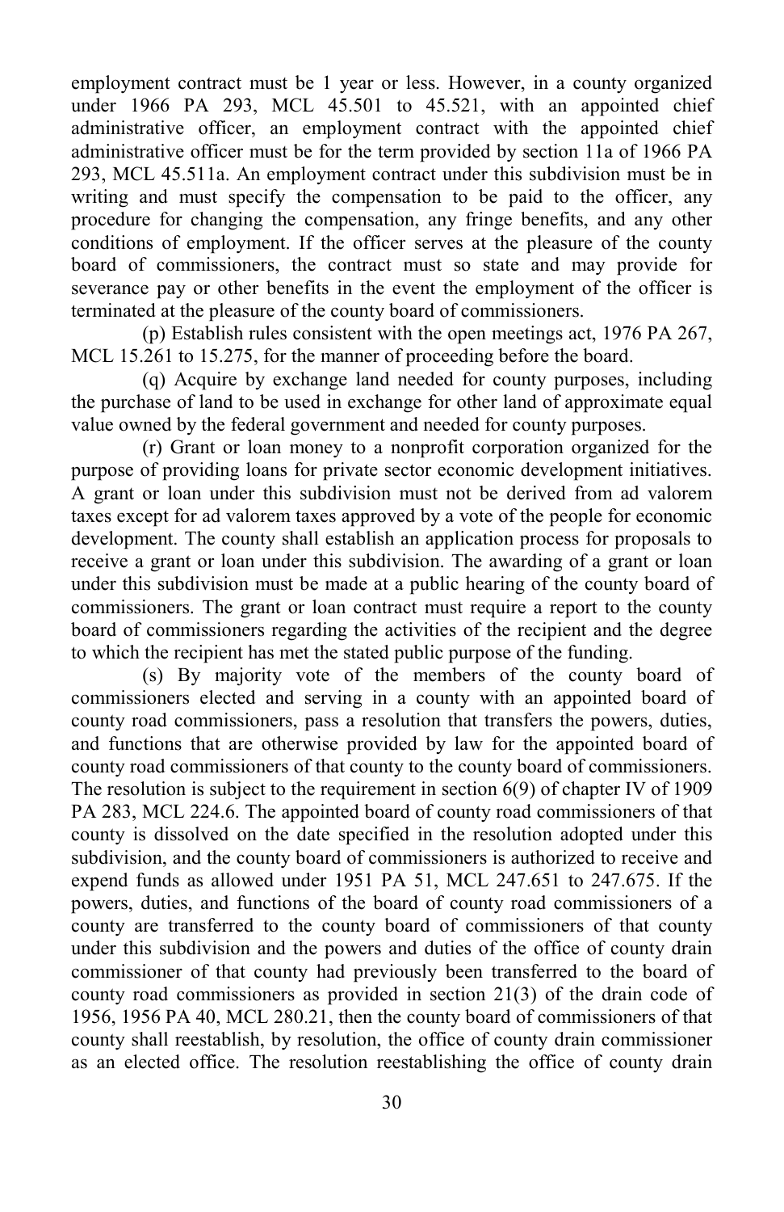employment contract must be 1 year or less. However, in a county organized under 1966 PA 293, MCL 45.501 to 45.521, with an appointed chief administrative officer, an employment contract with the appointed chief administrative officer must be for the term provided by section 11a of 1966 PA 293, MCL 45.511a. An employment contract under this subdivision must be in writing and must specify the compensation to be paid to the officer, any procedure for changing the compensation, any fringe benefits, and any other conditions of employment. If the officer serves at the pleasure of the county board of commissioners, the contract must so state and may provide for severance pay or other benefits in the event the employment of the officer is terminated at the pleasure of the county board of commissioners.

(p) Establish rules consistent with the open meetings act, 1976 PA 267, MCL 15.261 to 15.275, for the manner of proceeding before the board.

(q) Acquire by exchange land needed for county purposes, including the purchase of land to be used in exchange for other land of approximate equal value owned by the federal government and needed for county purposes.

(r) Grant or loan money to a nonprofit corporation organized for the purpose of providing loans for private sector economic development initiatives. A grant or loan under this subdivision must not be derived from ad valorem taxes except for ad valorem taxes approved by a vote of the people for economic development. The county shall establish an application process for proposals to receive a grant or loan under this subdivision. The awarding of a grant or loan under this subdivision must be made at a public hearing of the county board of commissioners. The grant or loan contract must require a report to the county board of commissioners regarding the activities of the recipient and the degree to which the recipient has met the stated public purpose of the funding.

(s) By majority vote of the members of the county board of commissioners elected and serving in a county with an appointed board of county road commissioners, pass a resolution that transfers the powers, duties, and functions that are otherwise provided by law for the appointed board of county road commissioners of that county to the county board of commissioners. The resolution is subject to the requirement in section 6(9) of chapter IV of 1909 PA 283, MCL 224.6. The appointed board of county road commissioners of that county is dissolved on the date specified in the resolution adopted under this subdivision, and the county board of commissioners is authorized to receive and expend funds as allowed under 1951 PA 51, MCL 247.651 to 247.675. If the powers, duties, and functions of the board of county road commissioners of a county are transferred to the county board of commissioners of that county under this subdivision and the powers and duties of the office of county drain commissioner of that county had previously been transferred to the board of county road commissioners as provided in section 21(3) of the drain code of 1956, 1956 PA 40, MCL 280.21, then the county board of commissioners of that county shall reestablish, by resolution, the office of county drain commissioner as an elected office. The resolution reestablishing the office of county drain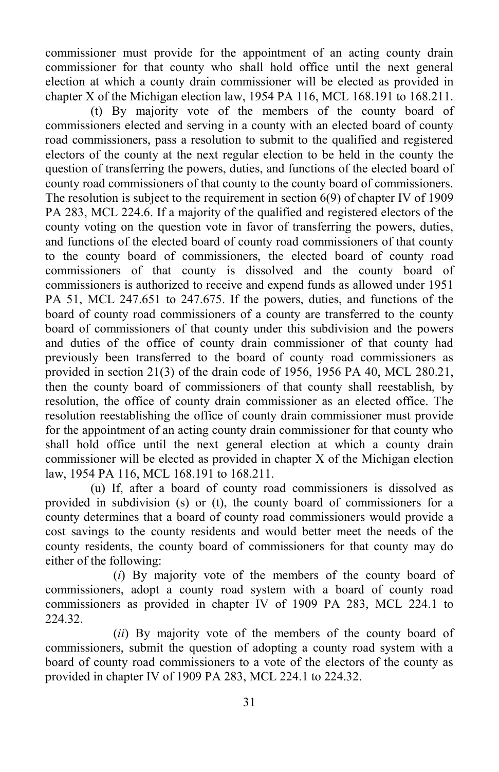commissioner must provide for the appointment of an acting county drain commissioner for that county who shall hold office until the next general election at which a county drain commissioner will be elected as provided in chapter X of the Michigan election law, 1954 PA 116, MCL 168.191 to 168.211.

(t) By majority vote of the members of the county board of commissioners elected and serving in a county with an elected board of county road commissioners, pass a resolution to submit to the qualified and registered electors of the county at the next regular election to be held in the county the question of transferring the powers, duties, and functions of the elected board of county road commissioners of that county to the county board of commissioners. The resolution is subject to the requirement in section 6(9) of chapter IV of 1909 PA 283, MCL 224.6. If a majority of the qualified and registered electors of the county voting on the question vote in favor of transferring the powers, duties, and functions of the elected board of county road commissioners of that county to the county board of commissioners, the elected board of county road commissioners of that county is dissolved and the county board of commissioners is authorized to receive and expend funds as allowed under 1951 PA 51, MCL 247.651 to 247.675. If the powers, duties, and functions of the board of county road commissioners of a county are transferred to the county board of commissioners of that county under this subdivision and the powers and duties of the office of county drain commissioner of that county had previously been transferred to the board of county road commissioners as provided in section 21(3) of the drain code of 1956, 1956 PA 40, MCL 280.21, then the county board of commissioners of that county shall reestablish, by resolution, the office of county drain commissioner as an elected office. The resolution reestablishing the office of county drain commissioner must provide for the appointment of an acting county drain commissioner for that county who shall hold office until the next general election at which a county drain commissioner will be elected as provided in chapter X of the Michigan election law, 1954 PA 116, MCL 168.191 to 168.211.

(u) If, after a board of county road commissioners is dissolved as provided in subdivision (s) or (t), the county board of commissioners for a county determines that a board of county road commissioners would provide a cost savings to the county residents and would better meet the needs of the county residents, the county board of commissioners for that county may do either of the following:

(*i*) By majority vote of the members of the county board of commissioners, adopt a county road system with a board of county road commissioners as provided in chapter IV of 1909 PA 283, MCL 224.1 to 224.32.

(*ii*) By majority vote of the members of the county board of commissioners, submit the question of adopting a county road system with a board of county road commissioners to a vote of the electors of the county as provided in chapter IV of 1909 PA 283, MCL 224.1 to 224.32.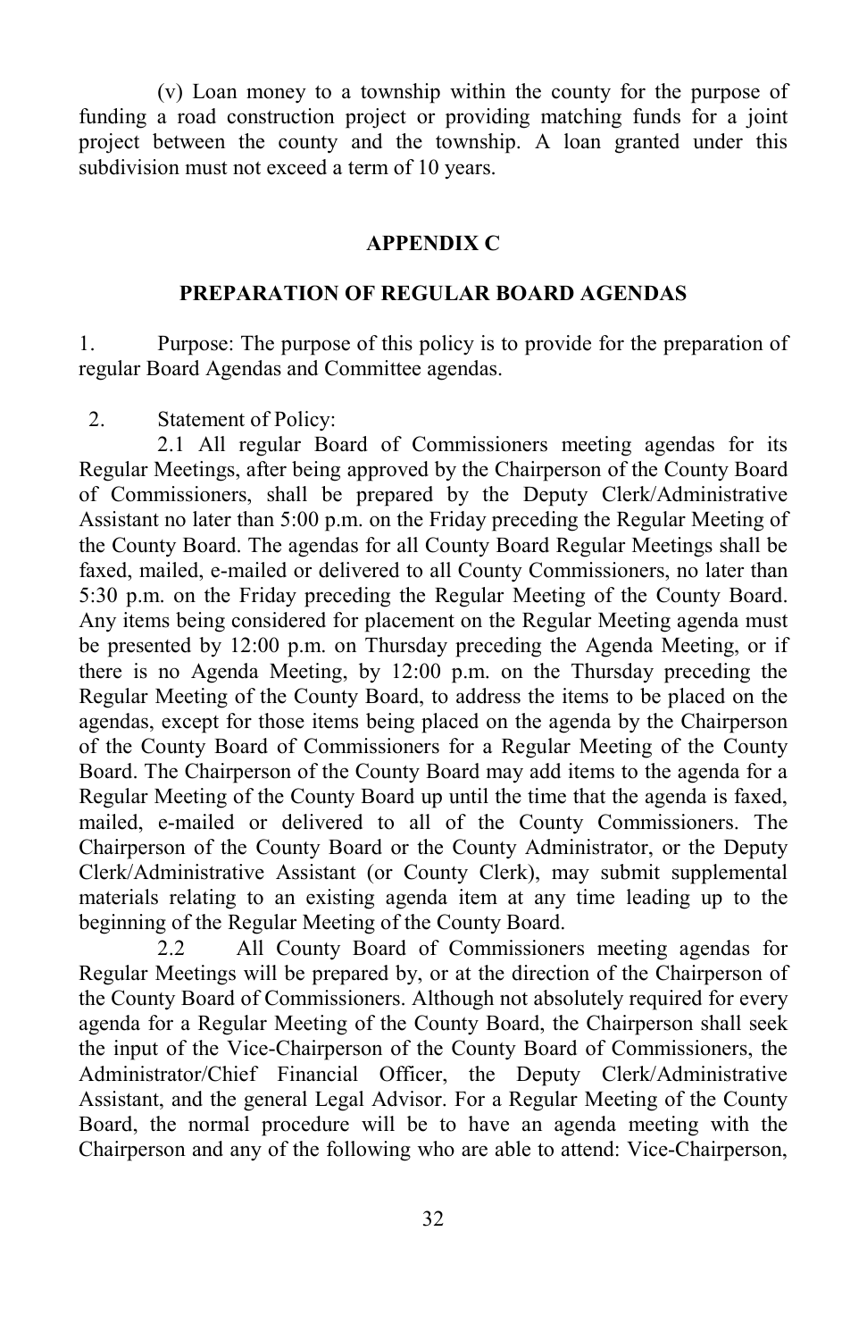(v) Loan money to a township within the county for the purpose of funding a road construction project or providing matching funds for a joint project between the county and the township. A loan granted under this subdivision must not exceed a term of 10 years.

## APPENDIX C

## PREPARATION OF REGULAR BOARD AGENDAS

1. Purpose: The purpose of this policy is to provide for the preparation of regular Board Agendas and Committee agendas.

2. Statement of Policy:

2.1 All regular Board of Commissioners meeting agendas for its Regular Meetings, after being approved by the Chairperson of the County Board of Commissioners, shall be prepared by the Deputy Clerk/Administrative Assistant no later than 5:00 p.m. on the Friday preceding the Regular Meeting of the County Board. The agendas for all County Board Regular Meetings shall be faxed, mailed, e-mailed or delivered to all County Commissioners, no later than 5:30 p.m. on the Friday preceding the Regular Meeting of the County Board. Any items being considered for placement on the Regular Meeting agenda must be presented by 12:00 p.m. on Thursday preceding the Agenda Meeting, or if there is no Agenda Meeting, by 12:00 p.m. on the Thursday preceding the Regular Meeting of the County Board, to address the items to be placed on the agendas, except for those items being placed on the agenda by the Chairperson of the County Board of Commissioners for a Regular Meeting of the County Board. The Chairperson of the County Board may add items to the agenda for a Regular Meeting of the County Board up until the time that the agenda is faxed, mailed, e-mailed or delivered to all of the County Commissioners. The Chairperson of the County Board or the County Administrator, or the Deputy Clerk/Administrative Assistant (or County Clerk), may submit supplemental materials relating to an existing agenda item at any time leading up to the beginning of the Regular Meeting of the County Board.

2.2 All County Board of Commissioners meeting agendas for Regular Meetings will be prepared by, or at the direction of the Chairperson of the County Board of Commissioners. Although not absolutely required for every agenda for a Regular Meeting of the County Board, the Chairperson shall seek the input of the Vice-Chairperson of the County Board of Commissioners, the Administrator/Chief Financial Officer, the Deputy Clerk/Administrative Assistant, and the general Legal Advisor. For a Regular Meeting of the County Board, the normal procedure will be to have an agenda meeting with the Chairperson and any of the following who are able to attend: Vice-Chairperson,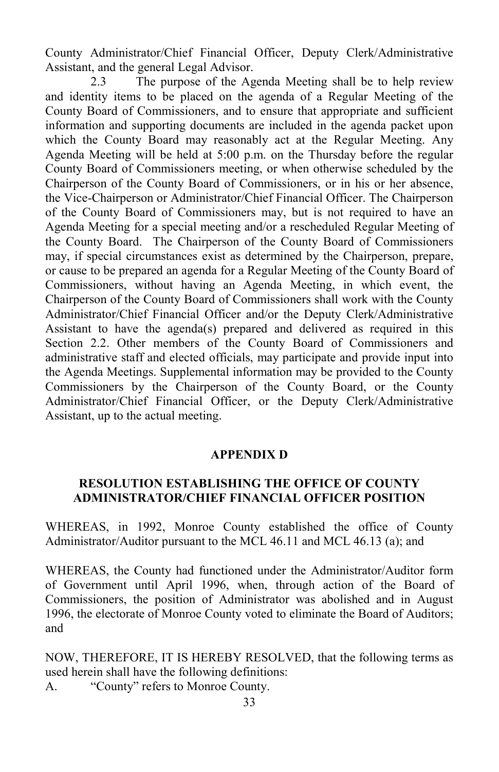County Administrator/Chief Financial Officer, Deputy Clerk/Administrative Assistant, and the general Legal Advisor.

2.3 The purpose of the Agenda Meeting shall be to help review and identity items to be placed on the agenda of a Regular Meeting of the County Board of Commissioners, and to ensure that appropriate and sufficient information and supporting documents are included in the agenda packet upon which the County Board may reasonably act at the Regular Meeting. Any Agenda Meeting will be held at 5:00 p.m. on the Thursday before the regular County Board of Commissioners meeting, or when otherwise scheduled by the Chairperson of the County Board of Commissioners, or in his or her absence, the Vice-Chairperson or Administrator/Chief Financial Officer. The Chairperson of the County Board of Commissioners may, but is not required to have an Agenda Meeting for a special meeting and/or a rescheduled Regular Meeting of the County Board. The Chairperson of the County Board of Commissioners may, if special circumstances exist as determined by the Chairperson, prepare, or cause to be prepared an agenda for a Regular Meeting of the County Board of Commissioners, without having an Agenda Meeting, in which event, the Chairperson of the County Board of Commissioners shall work with the County Administrator/Chief Financial Officer and/or the Deputy Clerk/Administrative Assistant to have the agenda(s) prepared and delivered as required in this Section 2.2. Other members of the County Board of Commissioners and administrative staff and elected officials, may participate and provide input into the Agenda Meetings. Supplemental information may be provided to the County Commissioners by the Chairperson of the County Board, or the County Administrator/Chief Financial Officer, or the Deputy Clerk/Administrative Assistant, up to the actual meeting.

## APPENDIX D

### RESOLUTION ESTABLISHING THE OFFICE OF COUNTY ADMINISTRATOR/CHIEF FINANCIAL OFFICER POSITION

WHEREAS, in 1992, Monroe County established the office of County Administrator/Auditor pursuant to the MCL 46.11 and MCL 46.13 (a); and

WHEREAS, the County had functioned under the Administrator/Auditor form of Government until April 1996, when, through action of the Board of Commissioners, the position of Administrator was abolished and in August 1996, the electorate of Monroe County voted to eliminate the Board of Auditors; and

NOW, THEREFORE, IT IS HEREBY RESOLVED, that the following terms as used herein shall have the following definitions:

A. "County" refers to Monroe County.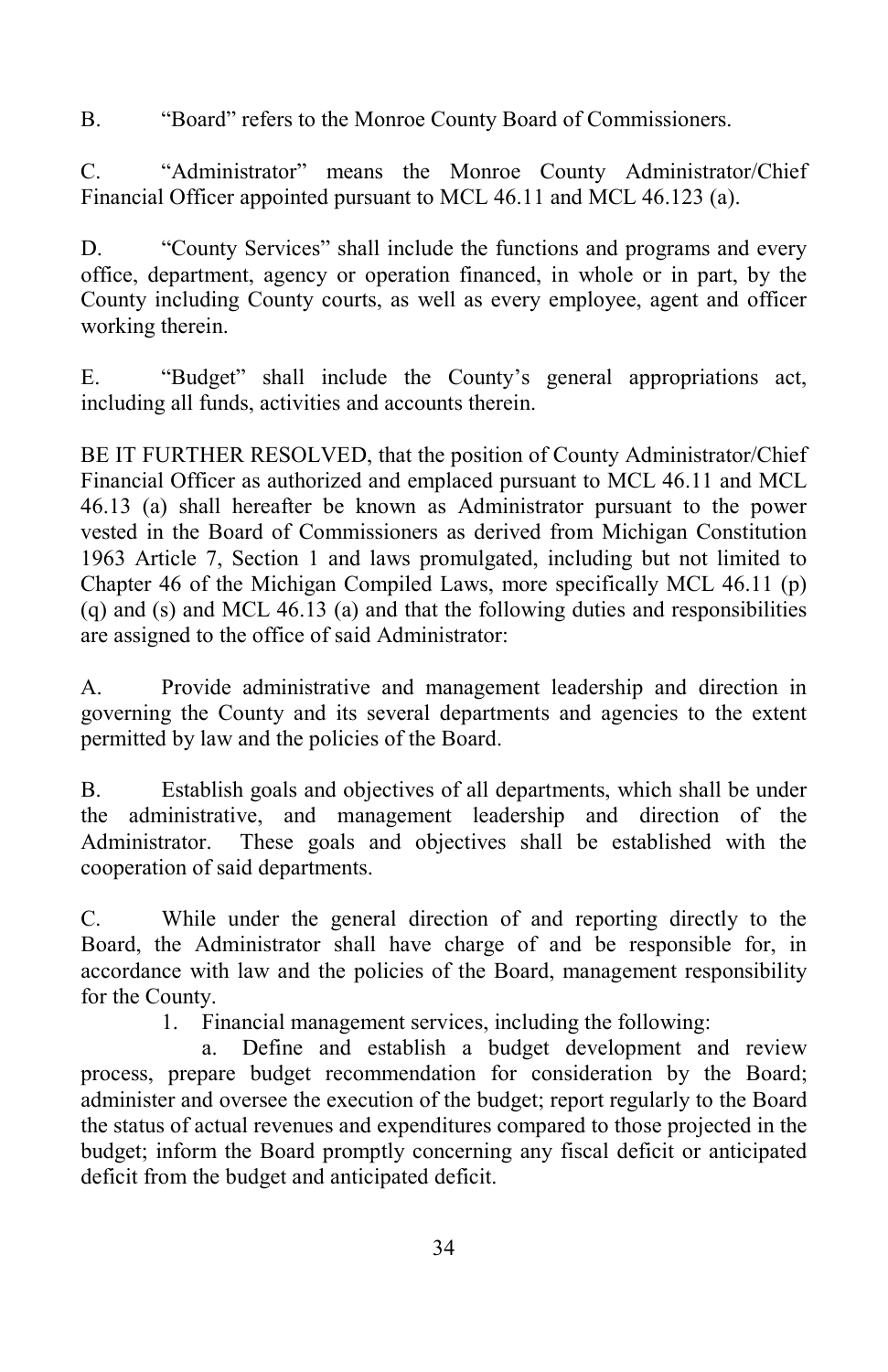B. "Board" refers to the Monroe County Board of Commissioners.

C. "Administrator" means the Monroe County Administrator/Chief Financial Officer appointed pursuant to MCL 46.11 and MCL 46.123 (a).

D. "County Services" shall include the functions and programs and every office, department, agency or operation financed, in whole or in part, by the County including County courts, as well as every employee, agent and officer working therein.

E. "Budget" shall include the County's general appropriations act, including all funds, activities and accounts therein.

BE IT FURTHER RESOLVED, that the position of County Administrator/Chief Financial Officer as authorized and emplaced pursuant to MCL 46.11 and MCL 46.13 (a) shall hereafter be known as Administrator pursuant to the power vested in the Board of Commissioners as derived from Michigan Constitution 1963 Article 7, Section 1 and laws promulgated, including but not limited to Chapter 46 of the Michigan Compiled Laws, more specifically MCL 46.11 (p) (q) and (s) and MCL 46.13 (a) and that the following duties and responsibilities are assigned to the office of said Administrator:

A. Provide administrative and management leadership and direction in governing the County and its several departments and agencies to the extent permitted by law and the policies of the Board.

B. Establish goals and objectives of all departments, which shall be under the administrative, and management leadership and direction of the Administrator. These goals and objectives shall be established with the cooperation of said departments.

C. While under the general direction of and reporting directly to the Board, the Administrator shall have charge of and be responsible for, in accordance with law and the policies of the Board, management responsibility for the County.

1. Financial management services, including the following:

   a. Define and establish a budget development and review process, prepare budget recommendation for consideration by the Board; administer and oversee the execution of the budget; report regularly to the Board the status of actual revenues and expenditures compared to those projected in the budget; inform the Board promptly concerning any fiscal deficit or anticipated deficit from the budget and anticipated deficit.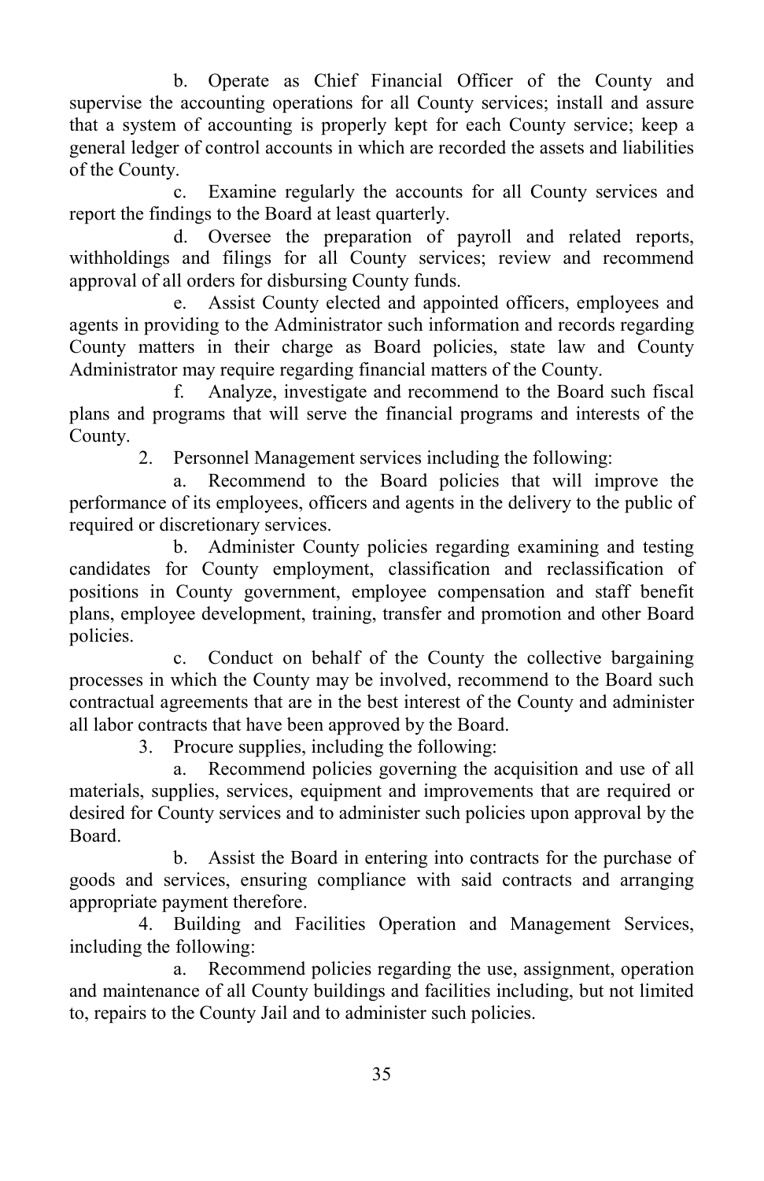b. Operate as Chief Financial Officer of the County and supervise the accounting operations for all County services; install and assure that a system of accounting is properly kept for each County service; keep a general ledger of control accounts in which are recorded the assets and liabilities of the County.

c. Examine regularly the accounts for all County services and report the findings to the Board at least quarterly.

d. Oversee the preparation of payroll and related reports, withholdings and filings for all County services; review and recommend approval of all orders for disbursing County funds.

e. Assist County elected and appointed officers, employees and agents in providing to the Administrator such information and records regarding County matters in their charge as Board policies, state law and County Administrator may require regarding financial matters of the County.

f. Analyze, investigate and recommend to the Board such fiscal plans and programs that will serve the financial programs and interests of the County.

2. Personnel Management services including the following:

a. Recommend to the Board policies that will improve the performance of its employees, officers and agents in the delivery to the public of required or discretionary services.

b. Administer County policies regarding examining and testing candidates for County employment, classification and reclassification of positions in County government, employee compensation and staff benefit plans, employee development, training, transfer and promotion and other Board policies.

c. Conduct on behalf of the County the collective bargaining processes in which the County may be involved, recommend to the Board such contractual agreements that are in the best interest of the County and administer all labor contracts that have been approved by the Board.

3. Procure supplies, including the following:

a. Recommend policies governing the acquisition and use of all materials, supplies, services, equipment and improvements that are required or desired for County services and to administer such policies upon approval by the Board.

b. Assist the Board in entering into contracts for the purchase of goods and services, ensuring compliance with said contracts and arranging appropriate payment therefore.

4. Building and Facilities Operation and Management Services, including the following:

a. Recommend policies regarding the use, assignment, operation and maintenance of all County buildings and facilities including, but not limited to, repairs to the County Jail and to administer such policies.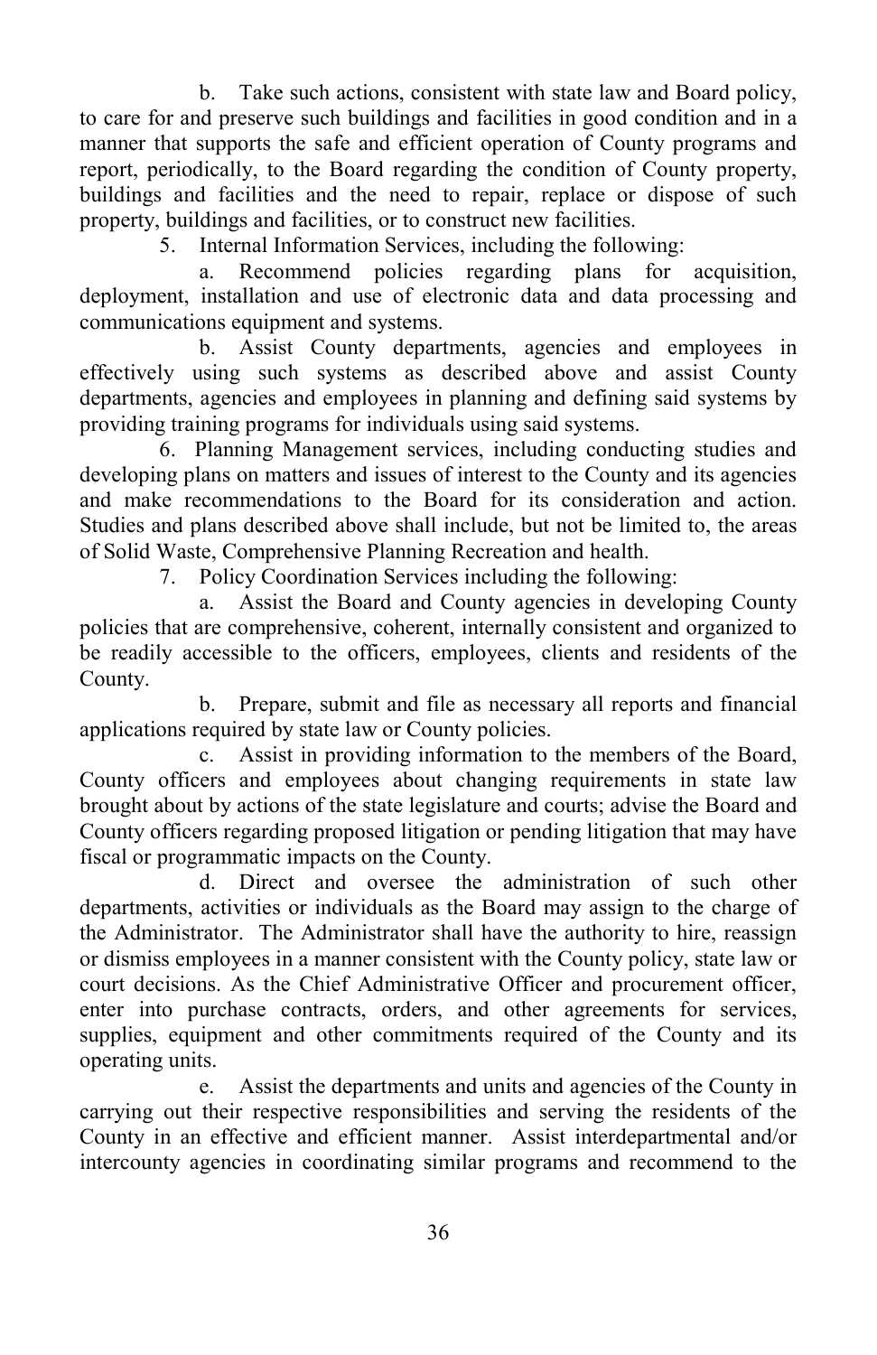b. Take such actions, consistent with state law and Board policy, to care for and preserve such buildings and facilities in good condition and in a manner that supports the safe and efficient operation of County programs and report, periodically, to the Board regarding the condition of County property, buildings and facilities and the need to repair, replace or dispose of such property, buildings and facilities, or to construct new facilities.

5. Internal Information Services, including the following:

a. Recommend policies regarding plans for acquisition, deployment, installation and use of electronic data and data processing and communications equipment and systems.

b. Assist County departments, agencies and employees in effectively using such systems as described above and assist County departments, agencies and employees in planning and defining said systems by providing training programs for individuals using said systems.

6. Planning Management services, including conducting studies and developing plans on matters and issues of interest to the County and its agencies and make recommendations to the Board for its consideration and action. Studies and plans described above shall include, but not be limited to, the areas of Solid Waste, Comprehensive Planning Recreation and health.

7. Policy Coordination Services including the following:

a. Assist the Board and County agencies in developing County policies that are comprehensive, coherent, internally consistent and organized to be readily accessible to the officers, employees, clients and residents of the County.

b. Prepare, submit and file as necessary all reports and financial applications required by state law or County policies.

c. Assist in providing information to the members of the Board, County officers and employees about changing requirements in state law brought about by actions of the state legislature and courts; advise the Board and County officers regarding proposed litigation or pending litigation that may have fiscal or programmatic impacts on the County.

d. Direct and oversee the administration of such other departments, activities or individuals as the Board may assign to the charge of the Administrator. The Administrator shall have the authority to hire, reassign or dismiss employees in a manner consistent with the County policy, state law or court decisions. As the Chief Administrative Officer and procurement officer, enter into purchase contracts, orders, and other agreements for services, supplies, equipment and other commitments required of the County and its operating units.

e. Assist the departments and units and agencies of the County in carrying out their respective responsibilities and serving the residents of the County in an effective and efficient manner. Assist interdepartmental and/or intercounty agencies in coordinating similar programs and recommend to the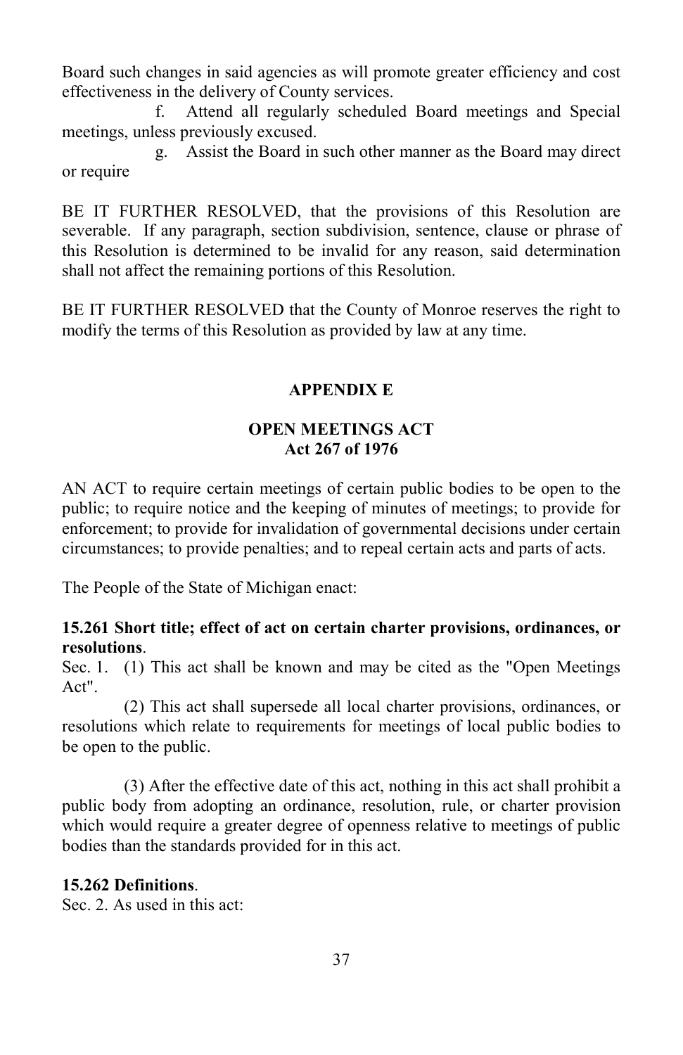Board such changes in said agencies as will promote greater efficiency and cost effectiveness in the delivery of County services.

f. Attend all regularly scheduled Board meetings and Special meetings, unless previously excused.

g. Assist the Board in such other manner as the Board may direct or require

BE IT FURTHER RESOLVED, that the provisions of this Resolution are severable. If any paragraph, section subdivision, sentence, clause or phrase of this Resolution is determined to be invalid for any reason, said determination shall not affect the remaining portions of this Resolution.

BE IT FURTHER RESOLVED that the County of Monroe reserves the right to modify the terms of this Resolution as provided by law at any time.

## APPENDIX E

## OPEN MEETINGS ACT
## Act 267 of 1976

AN ACT to require certain meetings of certain public bodies to be open to the public; to require notice and the keeping of minutes of meetings; to provide for enforcement; to provide for invalidation of governmental decisions under certain circumstances; to provide penalties; and to repeal certain acts and parts of acts.

The People of the State of Michigan enact:

**15.261 Short title; effect of act on certain charter provisions, ordinances, or resolutions**.

Sec. 1. (1) This act shall be known and may be cited as the "Open Meetings Act".

(2) This act shall supersede all local charter provisions, ordinances, or resolutions which relate to requirements for meetings of local public bodies to be open to the public.

(3) After the effective date of this act, nothing in this act shall prohibit a public body from adopting an ordinance, resolution, rule, or charter provision which would require a greater degree of openness relative to meetings of public bodies than the standards provided for in this act.

**15.262 Definitions**.

Sec. 2. As used in this act: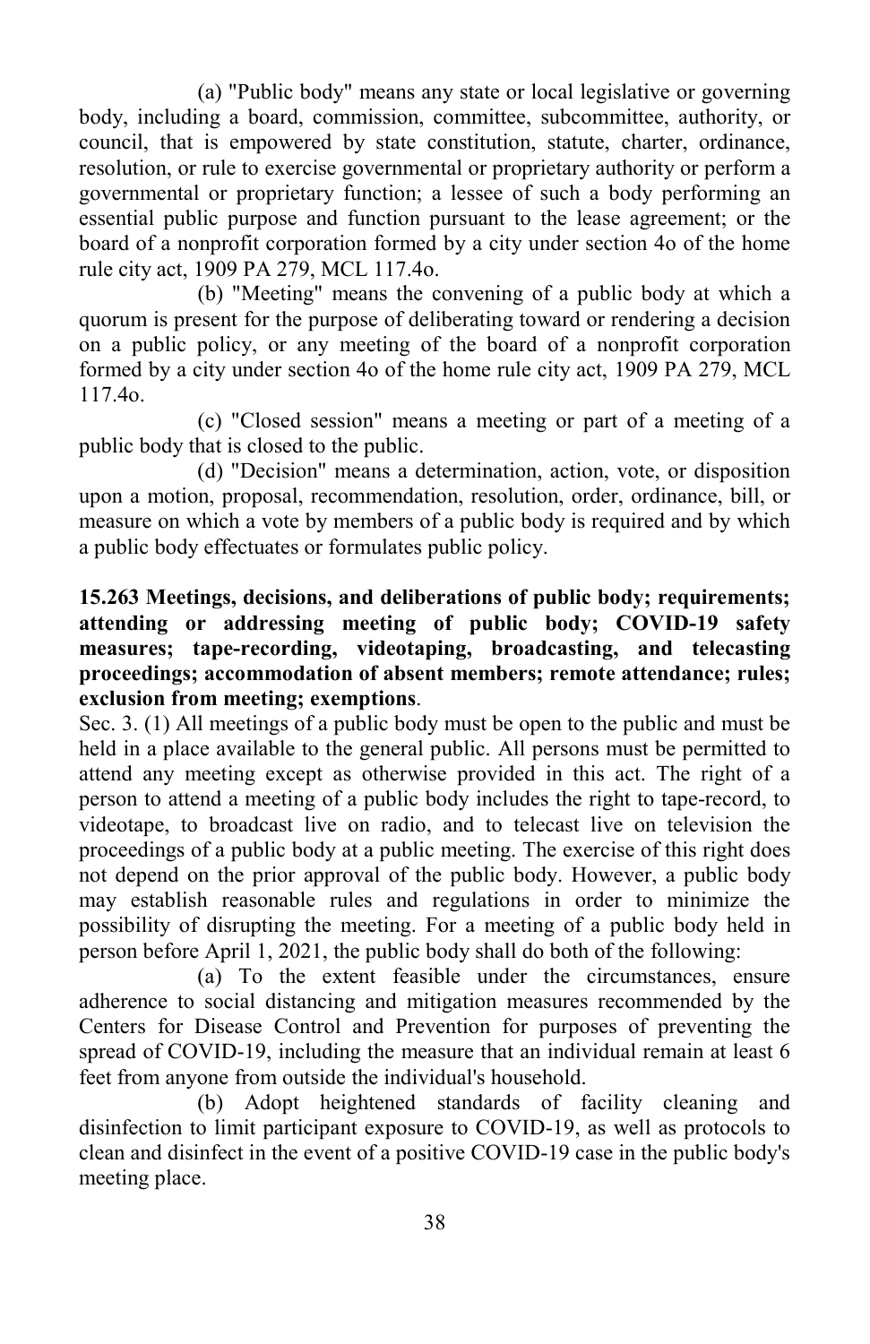(a) "Public body" means any state or local legislative or governing body, including a board, commission, committee, subcommittee, authority, or council, that is empowered by state constitution, statute, charter, ordinance, resolution, or rule to exercise governmental or proprietary authority or perform a governmental or proprietary function; a lessee of such a body performing an essential public purpose and function pursuant to the lease agreement; or the board of a nonprofit corporation formed by a city under section 4o of the home rule city act, 1909 PA 279, MCL 117.4o.

(b) "Meeting" means the convening of a public body at which a quorum is present for the purpose of deliberating toward or rendering a decision on a public policy, or any meeting of the board of a nonprofit corporation formed by a city under section 4o of the home rule city act, 1909 PA 279, MCL 117.4o.

(c) "Closed session" means a meeting or part of a meeting of a public body that is closed to the public.

(d) "Decision" means a determination, action, vote, or disposition upon a motion, proposal, recommendation, resolution, order, ordinance, bill, or measure on which a vote by members of a public body is required and by which a public body effectuates or formulates public policy.

**15.263 Meetings, decisions, and deliberations of public body; requirements; attending or addressing meeting of public body; COVID-19 safety measures; tape-recording, videotaping, broadcasting, and telecasting proceedings; accommodation of absent members; remote attendance; rules; exclusion from meeting; exemptions**.

Sec. 3. (1) All meetings of a public body must be open to the public and must be held in a place available to the general public. All persons must be permitted to attend any meeting except as otherwise provided in this act. The right of a person to attend a meeting of a public body includes the right to tape-record, to videotape, to broadcast live on radio, and to telecast live on television the proceedings of a public body at a public meeting. The exercise of this right does not depend on the prior approval of the public body. However, a public body may establish reasonable rules and regulations in order to minimize the possibility of disrupting the meeting. For a meeting of a public body held in person before April 1, 2021, the public body shall do both of the following:

(a) To the extent feasible under the circumstances, ensure adherence to social distancing and mitigation measures recommended by the Centers for Disease Control and Prevention for purposes of preventing the spread of COVID-19, including the measure that an individual remain at least 6 feet from anyone from outside the individual's household.

(b) Adopt heightened standards of facility cleaning and disinfection to limit participant exposure to COVID-19, as well as protocols to clean and disinfect in the event of a positive COVID-19 case in the public body's meeting place.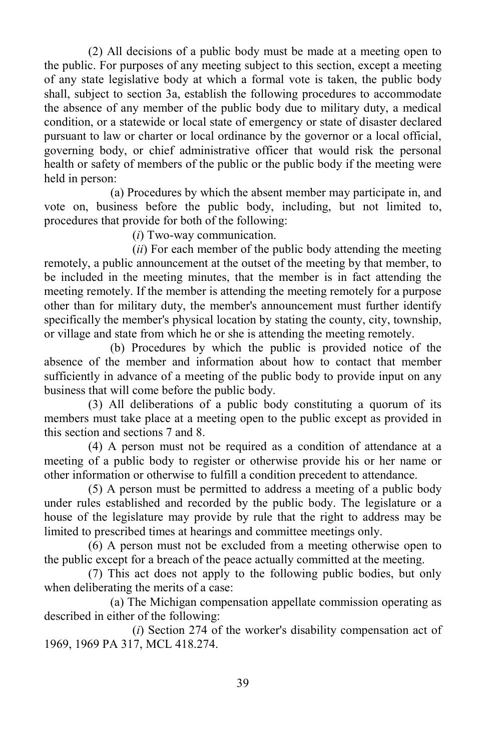(2) All decisions of a public body must be made at a meeting open to the public. For purposes of any meeting subject to this section, except a meeting of any state legislative body at which a formal vote is taken, the public body shall, subject to section 3a, establish the following procedures to accommodate the absence of any member of the public body due to military duty, a medical condition, or a statewide or local state of emergency or state of disaster declared pursuant to law or charter or local ordinance by the governor or a local official, governing body, or chief administrative officer that would risk the personal health or safety of members of the public or the public body if the meeting were held in person:

(a) Procedures by which the absent member may participate in, and vote on, business before the public body, including, but not limited to, procedures that provide for both of the following:

(*i*) Two-way communication.

(*ii*) For each member of the public body attending the meeting remotely, a public announcement at the outset of the meeting by that member, to be included in the meeting minutes, that the member is in fact attending the meeting remotely. If the member is attending the meeting remotely for a purpose other than for military duty, the member's announcement must further identify specifically the member's physical location by stating the county, city, township, or village and state from which he or she is attending the meeting remotely.

(b) Procedures by which the public is provided notice of the absence of the member and information about how to contact that member sufficiently in advance of a meeting of the public body to provide input on any business that will come before the public body.

(3) All deliberations of a public body constituting a quorum of its members must take place at a meeting open to the public except as provided in this section and sections 7 and 8.

(4) A person must not be required as a condition of attendance at a meeting of a public body to register or otherwise provide his or her name or other information or otherwise to fulfill a condition precedent to attendance.

(5) A person must be permitted to address a meeting of a public body under rules established and recorded by the public body. The legislature or a house of the legislature may provide by rule that the right to address may be limited to prescribed times at hearings and committee meetings only.

(6) A person must not be excluded from a meeting otherwise open to the public except for a breach of the peace actually committed at the meeting.

(7) This act does not apply to the following public bodies, but only when deliberating the merits of a case:

(a) The Michigan compensation appellate commission operating as described in either of the following:

(*i*) Section 274 of the worker's disability compensation act of 1969, 1969 PA 317, MCL 418.274.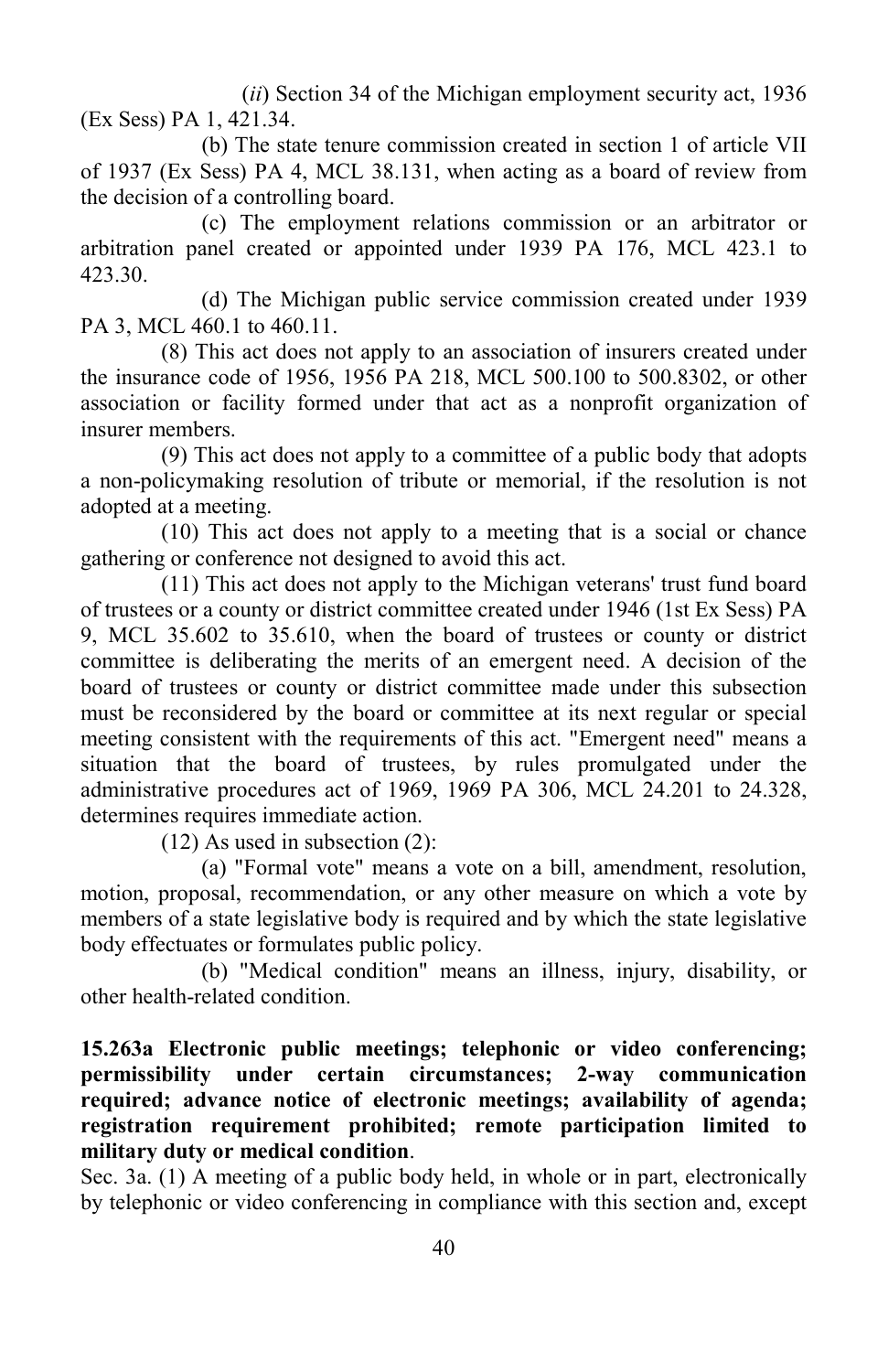(*ii*) Section 34 of the Michigan employment security act, 1936 (Ex Sess) PA 1, 421.34.

(b) The state tenure commission created in section 1 of article VII of 1937 (Ex Sess) PA 4, MCL 38.131, when acting as a board of review from the decision of a controlling board.

(c) The employment relations commission or an arbitrator or arbitration panel created or appointed under 1939 PA 176, MCL 423.1 to 423.30.

(d) The Michigan public service commission created under 1939 PA 3, MCL 460.1 to 460.11.

(8) This act does not apply to an association of insurers created under the insurance code of 1956, 1956 PA 218, MCL 500.100 to 500.8302, or other association or facility formed under that act as a nonprofit organization of insurer members.

(9) This act does not apply to a committee of a public body that adopts a non-policymaking resolution of tribute or memorial, if the resolution is not adopted at a meeting.

(10) This act does not apply to a meeting that is a social or chance gathering or conference not designed to avoid this act.

(11) This act does not apply to the Michigan veterans' trust fund board of trustees or a county or district committee created under 1946 (1st Ex Sess) PA 9, MCL 35.602 to 35.610, when the board of trustees or county or district committee is deliberating the merits of an emergent need. A decision of the board of trustees or county or district committee made under this subsection must be reconsidered by the board or committee at its next regular or special meeting consistent with the requirements of this act. "Emergent need" means a situation that the board of trustees, by rules promulgated under the administrative procedures act of 1969, 1969 PA 306, MCL 24.201 to 24.328, determines requires immediate action.

(12) As used in subsection (2):

(a) "Formal vote" means a vote on a bill, amendment, resolution, motion, proposal, recommendation, or any other measure on which a vote by members of a state legislative body is required and by which the state legislative body effectuates or formulates public policy.

(b) "Medical condition" means an illness, injury, disability, or other health-related condition.

**15.263a Electronic public meetings; telephonic or video conferencing; permissibility under certain circumstances; 2-way communication required; advance notice of electronic meetings; availability of agenda; registration requirement prohibited; remote participation limited to military duty or medical condition**.

Sec. 3a. (1) A meeting of a public body held, in whole or in part, electronically by telephonic or video conferencing in compliance with this section and, except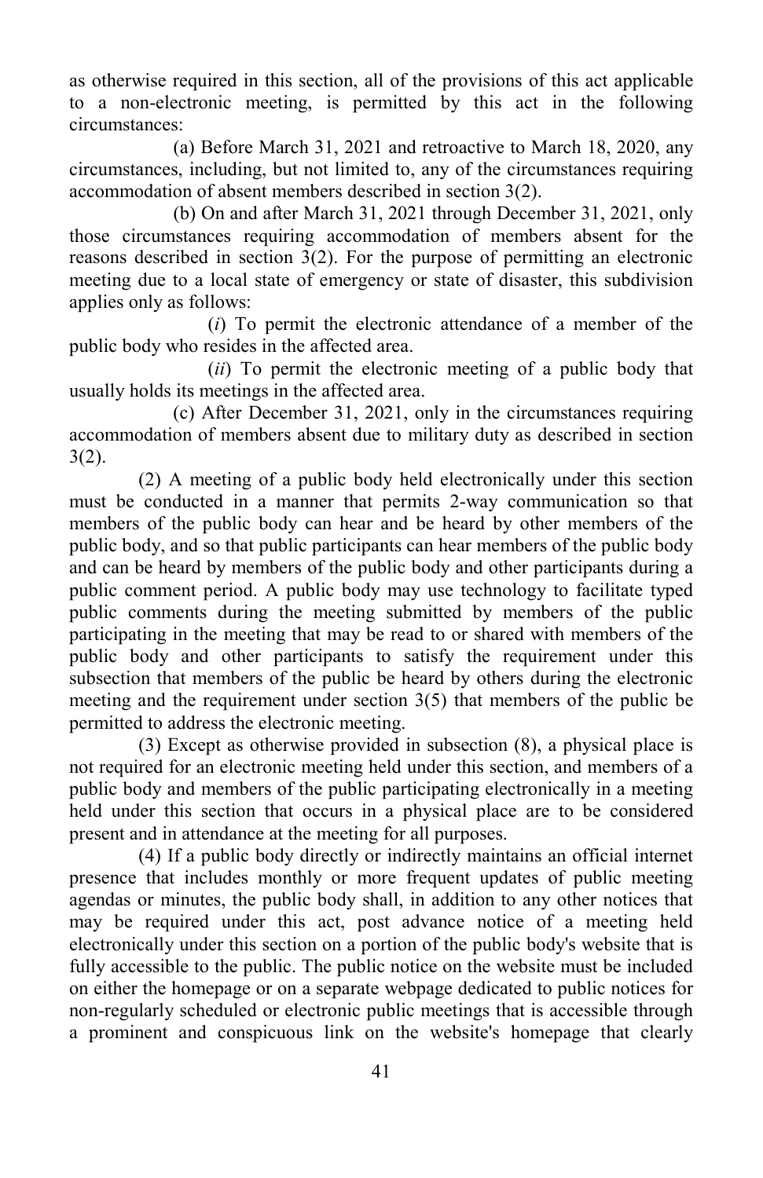as otherwise required in this section, all of the provisions of this act applicable to a non-electronic meeting, is permitted by this act in the following circumstances:

(a) Before March 31, 2021 and retroactive to March 18, 2020, any circumstances, including, but not limited to, any of the circumstances requiring accommodation of absent members described in section 3(2).

(b) On and after March 31, 2021 through December 31, 2021, only those circumstances requiring accommodation of members absent for the reasons described in section 3(2). For the purpose of permitting an electronic meeting due to a local state of emergency or state of disaster, this subdivision applies only as follows:

(*i*) To permit the electronic attendance of a member of the public body who resides in the affected area.

(*ii*) To permit the electronic meeting of a public body that usually holds its meetings in the affected area.

(c) After December 31, 2021, only in the circumstances requiring accommodation of members absent due to military duty as described in section 3(2).

(2) A meeting of a public body held electronically under this section must be conducted in a manner that permits 2-way communication so that members of the public body can hear and be heard by other members of the public body, and so that public participants can hear members of the public body and can be heard by members of the public body and other participants during a public comment period. A public body may use technology to facilitate typed public comments during the meeting submitted by members of the public participating in the meeting that may be read to or shared with members of the public body and other participants to satisfy the requirement under this subsection that members of the public be heard by others during the electronic meeting and the requirement under section 3(5) that members of the public be permitted to address the electronic meeting.

(3) Except as otherwise provided in subsection (8), a physical place is not required for an electronic meeting held under this section, and members of a public body and members of the public participating electronically in a meeting held under this section that occurs in a physical place are to be considered present and in attendance at the meeting for all purposes.

(4) If a public body directly or indirectly maintains an official internet presence that includes monthly or more frequent updates of public meeting agendas or minutes, the public body shall, in addition to any other notices that may be required under this act, post advance notice of a meeting held electronically under this section on a portion of the public body's website that is fully accessible to the public. The public notice on the website must be included on either the homepage or on a separate webpage dedicated to public notices for non-regularly scheduled or electronic public meetings that is accessible through a prominent and conspicuous link on the website's homepage that clearly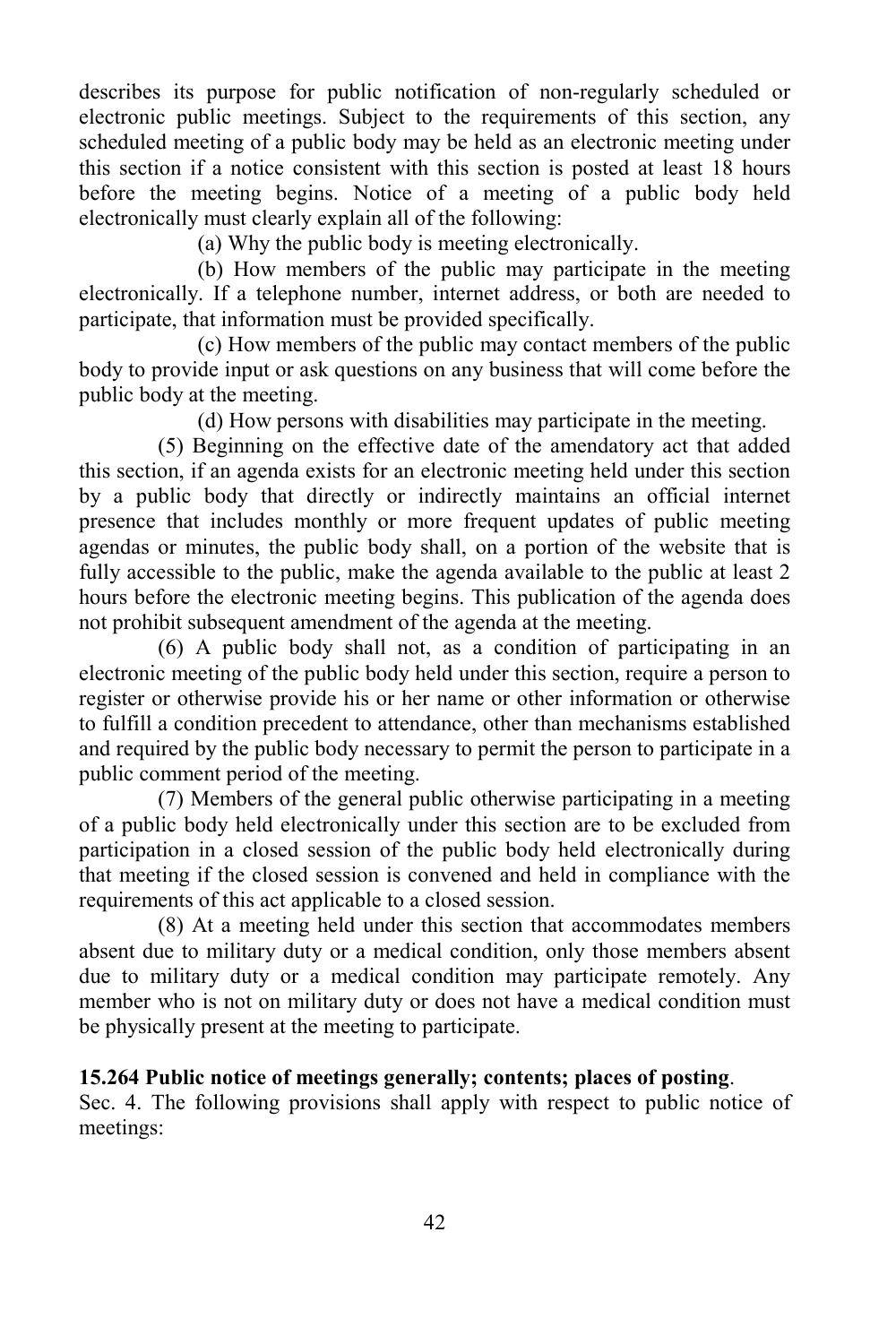describes its purpose for public notification of non-regularly scheduled or electronic public meetings. Subject to the requirements of this section, any scheduled meeting of a public body may be held as an electronic meeting under this section if a notice consistent with this section is posted at least 18 hours before the meeting begins. Notice of a meeting of a public body held electronically must clearly explain all of the following:

(a) Why the public body is meeting electronically.

(b) How members of the public may participate in the meeting electronically. If a telephone number, internet address, or both are needed to participate, that information must be provided specifically.

(c) How members of the public may contact members of the public body to provide input or ask questions on any business that will come before the public body at the meeting.

(d) How persons with disabilities may participate in the meeting.

(5) Beginning on the effective date of the amendatory act that added this section, if an agenda exists for an electronic meeting held under this section by a public body that directly or indirectly maintains an official internet presence that includes monthly or more frequent updates of public meeting agendas or minutes, the public body shall, on a portion of the website that is fully accessible to the public, make the agenda available to the public at least 2 hours before the electronic meeting begins. This publication of the agenda does not prohibit subsequent amendment of the agenda at the meeting.

(6) A public body shall not, as a condition of participating in an electronic meeting of the public body held under this section, require a person to register or otherwise provide his or her name or other information or otherwise to fulfill a condition precedent to attendance, other than mechanisms established and required by the public body necessary to permit the person to participate in a public comment period of the meeting.

(7) Members of the general public otherwise participating in a meeting of a public body held electronically under this section are to be excluded from participation in a closed session of the public body held electronically during that meeting if the closed session is convened and held in compliance with the requirements of this act applicable to a closed session.

(8) At a meeting held under this section that accommodates members absent due to military duty or a medical condition, only those members absent due to military duty or a medical condition may participate remotely. Any member who is not on military duty or does not have a medical condition must be physically present at the meeting to participate.

**15.264 Public notice of meetings generally; contents; places of posting**.

Sec. 4. The following provisions shall apply with respect to public notice of meetings: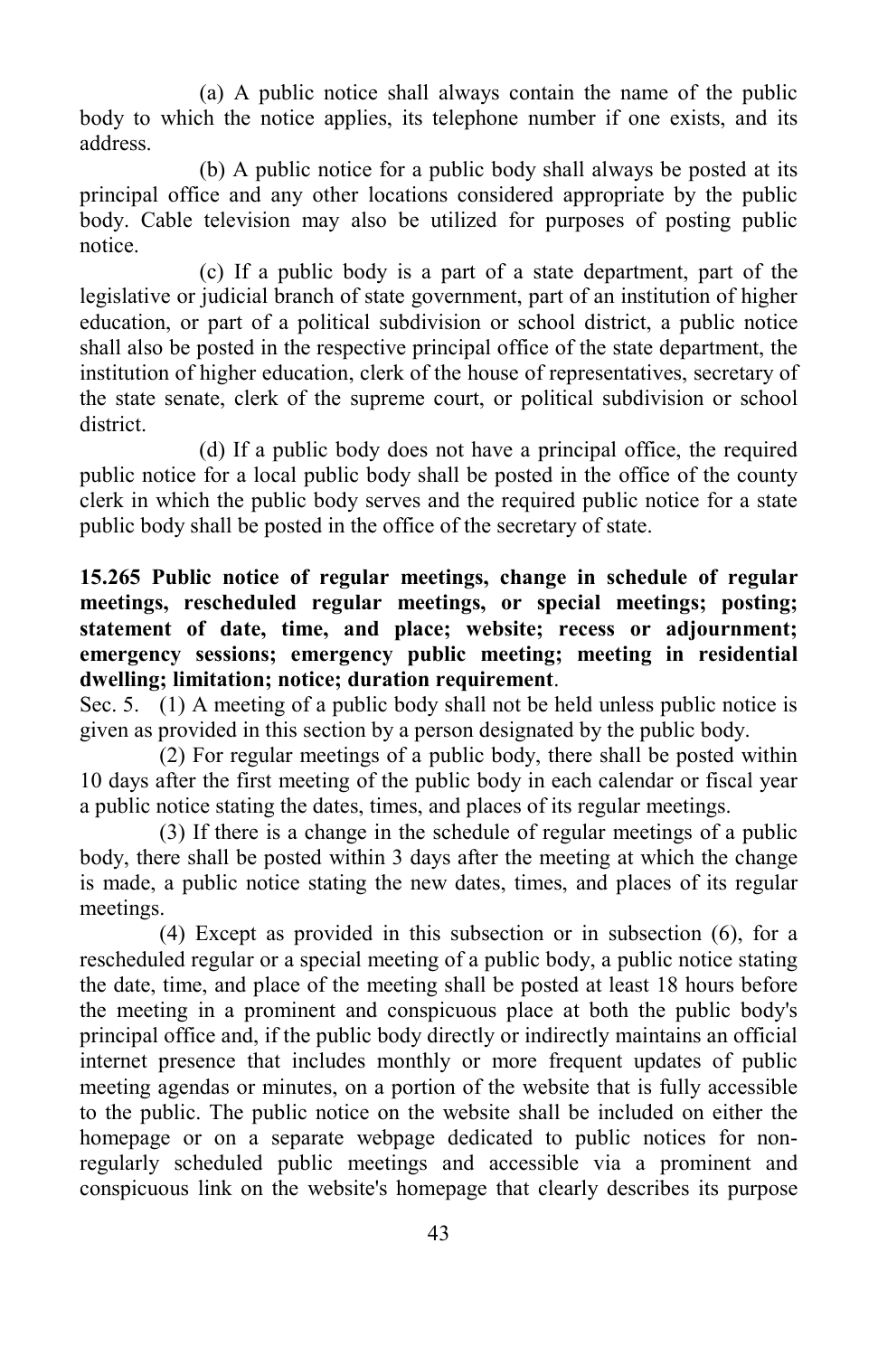(a) A public notice shall always contain the name of the public body to which the notice applies, its telephone number if one exists, and its address.

(b) A public notice for a public body shall always be posted at its principal office and any other locations considered appropriate by the public body. Cable television may also be utilized for purposes of posting public notice.

(c) If a public body is a part of a state department, part of the legislative or judicial branch of state government, part of an institution of higher education, or part of a political subdivision or school district, a public notice shall also be posted in the respective principal office of the state department, the institution of higher education, clerk of the house of representatives, secretary of the state senate, clerk of the supreme court, or political subdivision or school district.

(d) If a public body does not have a principal office, the required public notice for a local public body shall be posted in the office of the county clerk in which the public body serves and the required public notice for a state public body shall be posted in the office of the secretary of state.

**15.265 Public notice of regular meetings, change in schedule of regular meetings, rescheduled regular meetings, or special meetings; posting; statement of date, time, and place; website; recess or adjournment; emergency sessions; emergency public meeting; meeting in residential dwelling; limitation; notice; duration requirement**.

Sec. 5. (1) A meeting of a public body shall not be held unless public notice is given as provided in this section by a person designated by the public body.

(2) For regular meetings of a public body, there shall be posted within 10 days after the first meeting of the public body in each calendar or fiscal year a public notice stating the dates, times, and places of its regular meetings.

(3) If there is a change in the schedule of regular meetings of a public body, there shall be posted within 3 days after the meeting at which the change is made, a public notice stating the new dates, times, and places of its regular meetings.

(4) Except as provided in this subsection or in subsection (6), for a rescheduled regular or a special meeting of a public body, a public notice stating the date, time, and place of the meeting shall be posted at least 18 hours before the meeting in a prominent and conspicuous place at both the public body's principal office and, if the public body directly or indirectly maintains an official internet presence that includes monthly or more frequent updates of public meeting agendas or minutes, on a portion of the website that is fully accessible to the public. The public notice on the website shall be included on either the homepage or on a separate webpage dedicated to public notices for non-regularly scheduled public meetings and accessible via a prominent and conspicuous link on the website's homepage that clearly describes its purpose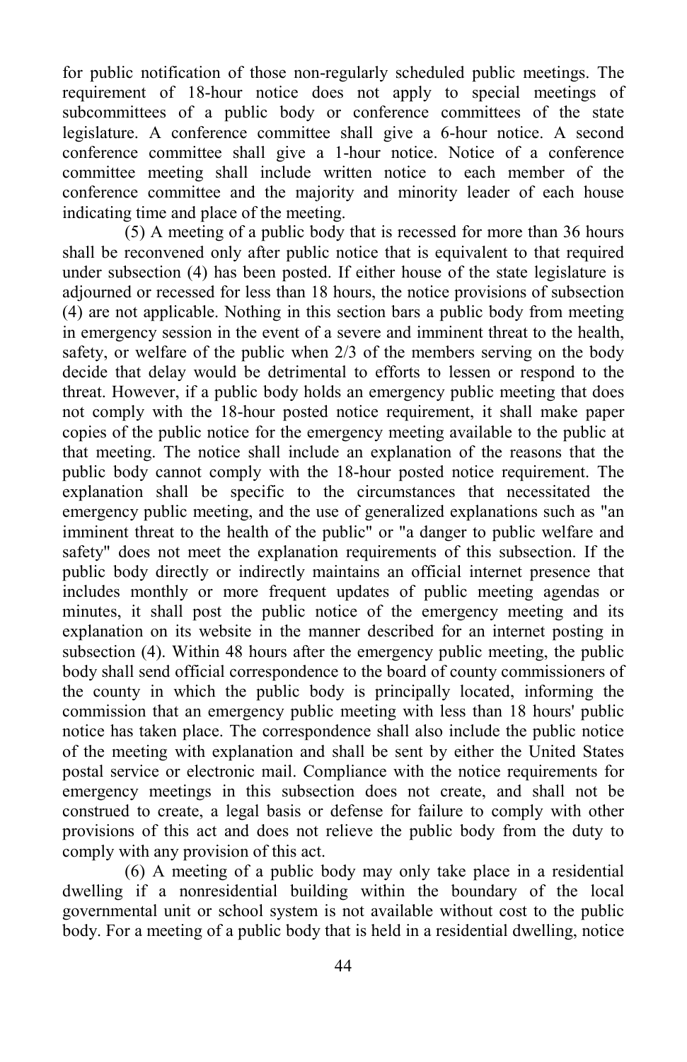for public notification of those non-regularly scheduled public meetings. The requirement of 18-hour notice does not apply to special meetings of subcommittees of a public body or conference committees of the state legislature. A conference committee shall give a 6-hour notice. A second conference committee shall give a 1-hour notice. Notice of a conference committee meeting shall include written notice to each member of the conference committee and the majority and minority leader of each house indicating time and place of the meeting.

(5) A meeting of a public body that is recessed for more than 36 hours shall be reconvened only after public notice that is equivalent to that required under subsection (4) has been posted. If either house of the state legislature is adjourned or recessed for less than 18 hours, the notice provisions of subsection (4) are not applicable. Nothing in this section bars a public body from meeting in emergency session in the event of a severe and imminent threat to the health, safety, or welfare of the public when 2/3 of the members serving on the body decide that delay would be detrimental to efforts to lessen or respond to the threat. However, if a public body holds an emergency public meeting that does not comply with the 18-hour posted notice requirement, it shall make paper copies of the public notice for the emergency meeting available to the public at that meeting. The notice shall include an explanation of the reasons that the public body cannot comply with the 18-hour posted notice requirement. The explanation shall be specific to the circumstances that necessitated the emergency public meeting, and the use of generalized explanations such as "an imminent threat to the health of the public" or "a danger to public welfare and safety" does not meet the explanation requirements of this subsection. If the public body directly or indirectly maintains an official internet presence that includes monthly or more frequent updates of public meeting agendas or minutes, it shall post the public notice of the emergency meeting and its explanation on its website in the manner described for an internet posting in subsection (4). Within 48 hours after the emergency public meeting, the public body shall send official correspondence to the board of county commissioners of the county in which the public body is principally located, informing the commission that an emergency public meeting with less than 18 hours' public notice has taken place. The correspondence shall also include the public notice of the meeting with explanation and shall be sent by either the United States postal service or electronic mail. Compliance with the notice requirements for emergency meetings in this subsection does not create, and shall not be construed to create, a legal basis or defense for failure to comply with other provisions of this act and does not relieve the public body from the duty to comply with any provision of this act.

(6) A meeting of a public body may only take place in a residential dwelling if a nonresidential building within the boundary of the local governmental unit or school system is not available without cost to the public body. For a meeting of a public body that is held in a residential dwelling, notice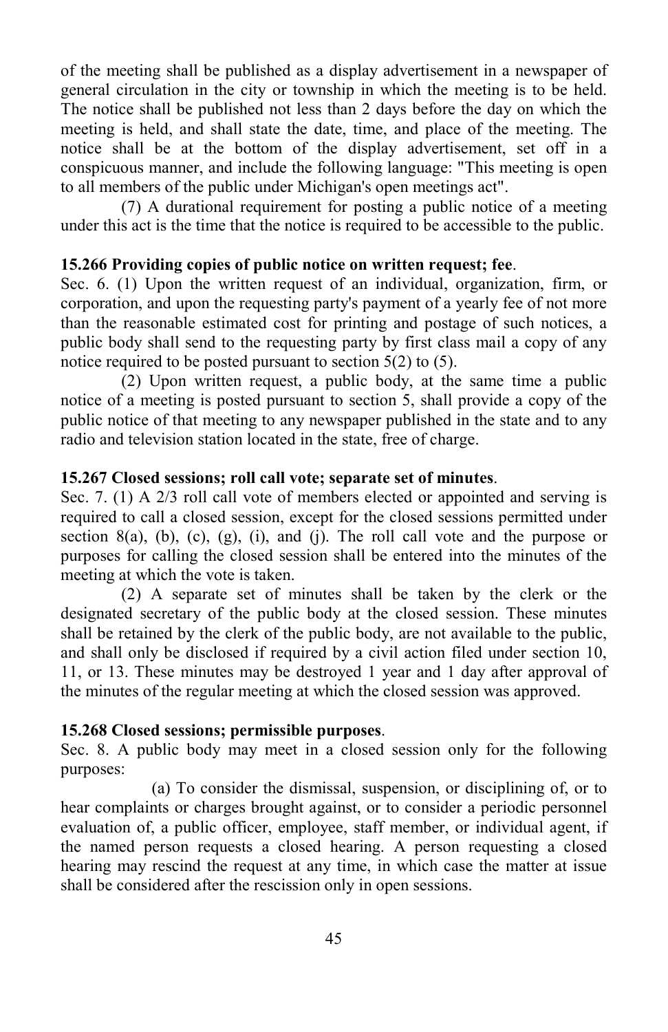of the meeting shall be published as a display advertisement in a newspaper of general circulation in the city or township in which the meeting is to be held. The notice shall be published not less than 2 days before the day on which the meeting is held, and shall state the date, time, and place of the meeting. The notice shall be at the bottom of the display advertisement, set off in a conspicuous manner, and include the following language: "This meeting is open to all members of the public under Michigan's open meetings act".

(7) A durational requirement for posting a public notice of a meeting under this act is the time that the notice is required to be accessible to the public.

**15.266 Providing copies of public notice on written request; fee**.

Sec. 6. (1) Upon the written request of an individual, organization, firm, or corporation, and upon the requesting party's payment of a yearly fee of not more than the reasonable estimated cost for printing and postage of such notices, a public body shall send to the requesting party by first class mail a copy of any notice required to be posted pursuant to section 5(2) to (5).

(2) Upon written request, a public body, at the same time a public notice of a meeting is posted pursuant to section 5, shall provide a copy of the public notice of that meeting to any newspaper published in the state and to any radio and television station located in the state, free of charge.

**15.267 Closed sessions; roll call vote; separate set of minutes**.

Sec. 7. (1) A 2/3 roll call vote of members elected or appointed and serving is required to call a closed session, except for the closed sessions permitted under section 8(a), (b), (c), (g), (i), and (j). The roll call vote and the purpose or purposes for calling the closed session shall be entered into the minutes of the meeting at which the vote is taken.

(2) A separate set of minutes shall be taken by the clerk or the designated secretary of the public body at the closed session. These minutes shall be retained by the clerk of the public body, are not available to the public, and shall only be disclosed if required by a civil action filed under section 10, 11, or 13. These minutes may be destroyed 1 year and 1 day after approval of the minutes of the regular meeting at which the closed session was approved.

**15.268 Closed sessions; permissible purposes**.

Sec. 8. A public body may meet in a closed session only for the following purposes:

(a) To consider the dismissal, suspension, or disciplining of, or to hear complaints or charges brought against, or to consider a periodic personnel evaluation of, a public officer, employee, staff member, or individual agent, if the named person requests a closed hearing. A person requesting a closed hearing may rescind the request at any time, in which case the matter at issue shall be considered after the rescission only in open sessions.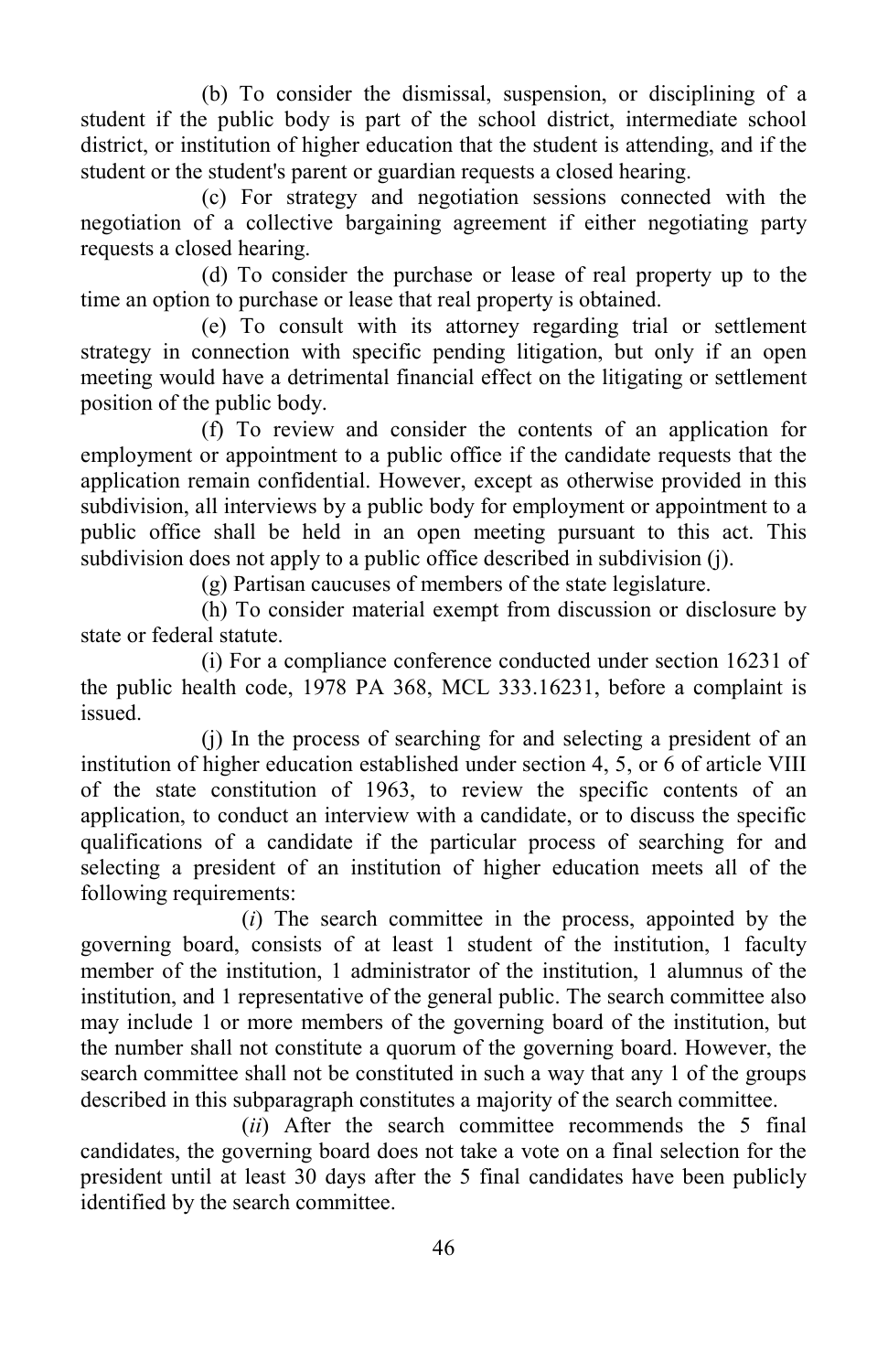(b) To consider the dismissal, suspension, or disciplining of a student if the public body is part of the school district, intermediate school district, or institution of higher education that the student is attending, and if the student or the student's parent or guardian requests a closed hearing.

(c) For strategy and negotiation sessions connected with the negotiation of a collective bargaining agreement if either negotiating party requests a closed hearing.

(d) To consider the purchase or lease of real property up to the time an option to purchase or lease that real property is obtained.

(e) To consult with its attorney regarding trial or settlement strategy in connection with specific pending litigation, but only if an open meeting would have a detrimental financial effect on the litigating or settlement position of the public body.

(f) To review and consider the contents of an application for employment or appointment to a public office if the candidate requests that the application remain confidential. However, except as otherwise provided in this subdivision, all interviews by a public body for employment or appointment to a public office shall be held in an open meeting pursuant to this act. This subdivision does not apply to a public office described in subdivision (j).

(g) Partisan caucuses of members of the state legislature.

(h) To consider material exempt from discussion or disclosure by state or federal statute.

(i) For a compliance conference conducted under section 16231 of the public health code, 1978 PA 368, MCL 333.16231, before a complaint is issued.

(j) In the process of searching for and selecting a president of an institution of higher education established under section 4, 5, or 6 of article VIII of the state constitution of 1963, to review the specific contents of an application, to conduct an interview with a candidate, or to discuss the specific qualifications of a candidate if the particular process of searching for and selecting a president of an institution of higher education meets all of the following requirements:

(*i*) The search committee in the process, appointed by the governing board, consists of at least 1 student of the institution, 1 faculty member of the institution, 1 administrator of the institution, 1 alumnus of the institution, and 1 representative of the general public. The search committee also may include 1 or more members of the governing board of the institution, but the number shall not constitute a quorum of the governing board. However, the search committee shall not be constituted in such a way that any 1 of the groups described in this subparagraph constitutes a majority of the search committee.

(*ii*) After the search committee recommends the 5 final candidates, the governing board does not take a vote on a final selection for the president until at least 30 days after the 5 final candidates have been publicly identified by the search committee.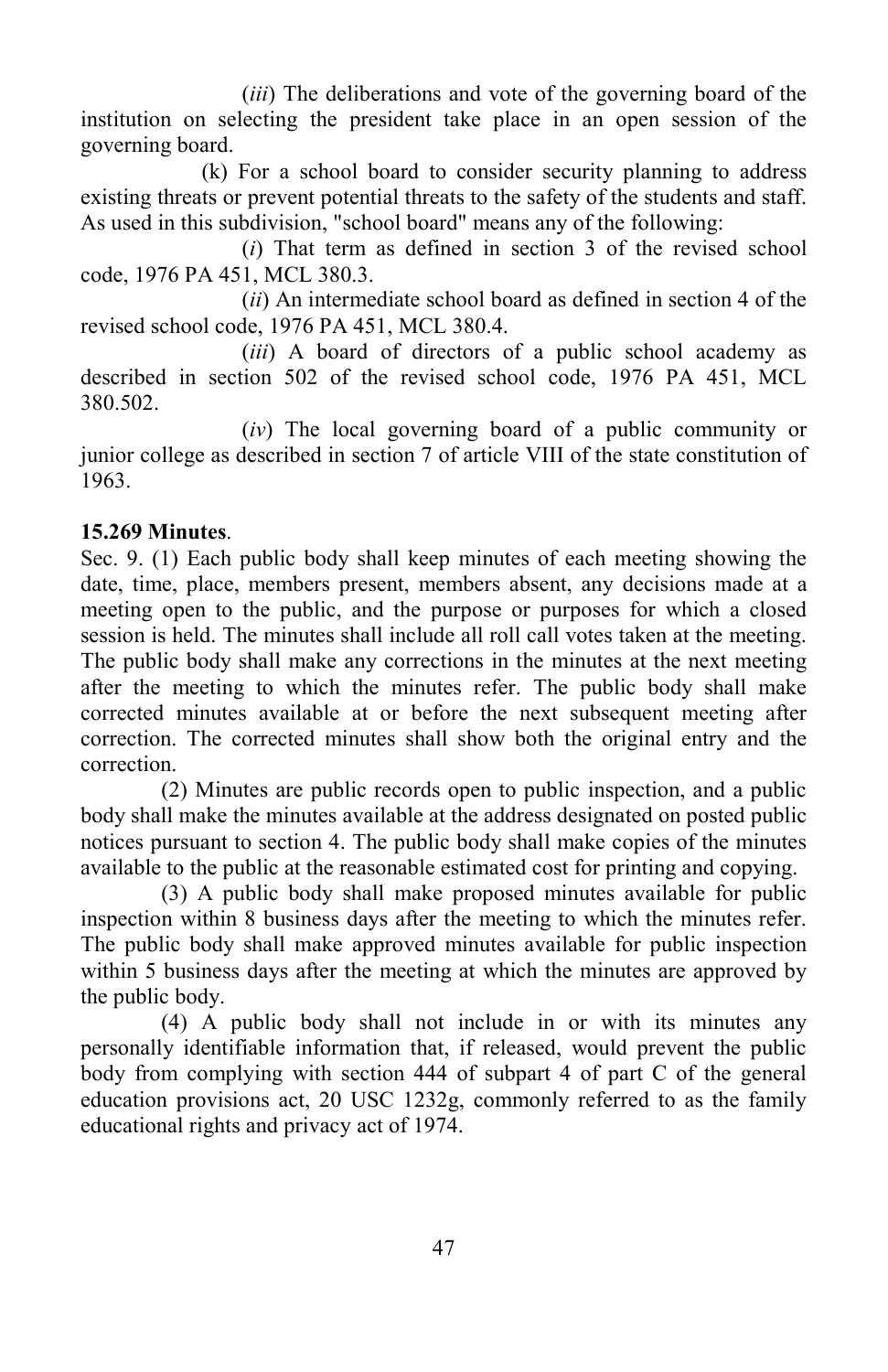(*iii*) The deliberations and vote of the governing board of the institution on selecting the president take place in an open session of the governing board.

(k) For a school board to consider security planning to address existing threats or prevent potential threats to the safety of the students and staff. As used in this subdivision, "school board" means any of the following:

(*i*) That term as defined in section 3 of the revised school code, 1976 PA 451, MCL 380.3.

(*ii*) An intermediate school board as defined in section 4 of the revised school code, 1976 PA 451, MCL 380.4.

(*iii*) A board of directors of a public school academy as described in section 502 of the revised school code, 1976 PA 451, MCL 380.502.

(*iv*) The local governing board of a public community or junior college as described in section 7 of article VIII of the state constitution of 1963.

**15.269 Minutes**.

Sec. 9. (1) Each public body shall keep minutes of each meeting showing the date, time, place, members present, members absent, any decisions made at a meeting open to the public, and the purpose or purposes for which a closed session is held. The minutes shall include all roll call votes taken at the meeting. The public body shall make any corrections in the minutes at the next meeting after the meeting to which the minutes refer. The public body shall make corrected minutes available at or before the next subsequent meeting after correction. The corrected minutes shall show both the original entry and the correction.

(2) Minutes are public records open to public inspection, and a public body shall make the minutes available at the address designated on posted public notices pursuant to section 4. The public body shall make copies of the minutes available to the public at the reasonable estimated cost for printing and copying.

(3) A public body shall make proposed minutes available for public inspection within 8 business days after the meeting to which the minutes refer. The public body shall make approved minutes available for public inspection within 5 business days after the meeting at which the minutes are approved by the public body.

(4) A public body shall not include in or with its minutes any personally identifiable information that, if released, would prevent the public body from complying with section 444 of subpart 4 of part C of the general education provisions act, 20 USC 1232g, commonly referred to as the family educational rights and privacy act of 1974.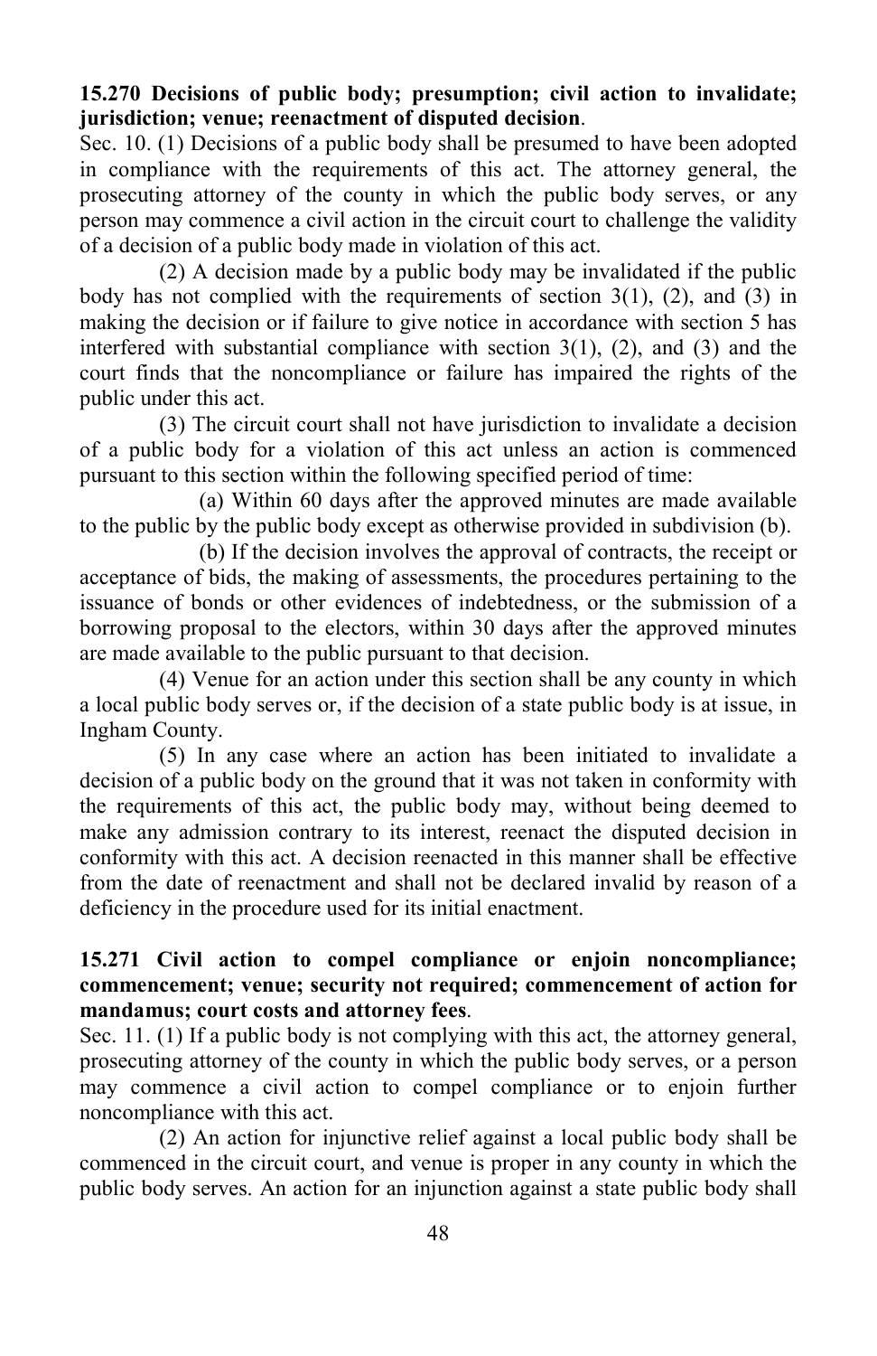**15.270 Decisions of public body; presumption; civil action to invalidate; jurisdiction; venue; reenactment of disputed decision**.

Sec. 10. (1) Decisions of a public body shall be presumed to have been adopted in compliance with the requirements of this act. The attorney general, the prosecuting attorney of the county in which the public body serves, or any person may commence a civil action in the circuit court to challenge the validity of a decision of a public body made in violation of this act.

(2) A decision made by a public body may be invalidated if the public body has not complied with the requirements of section 3(1), (2), and (3) in making the decision or if failure to give notice in accordance with section 5 has interfered with substantial compliance with section 3(1), (2), and (3) and the court finds that the noncompliance or failure has impaired the rights of the public under this act.

(3) The circuit court shall not have jurisdiction to invalidate a decision of a public body for a violation of this act unless an action is commenced pursuant to this section within the following specified period of time:

(a) Within 60 days after the approved minutes are made available to the public by the public body except as otherwise provided in subdivision (b).

(b) If the decision involves the approval of contracts, the receipt or acceptance of bids, the making of assessments, the procedures pertaining to the issuance of bonds or other evidences of indebtedness, or the submission of a borrowing proposal to the electors, within 30 days after the approved minutes are made available to the public pursuant to that decision.

(4) Venue for an action under this section shall be any county in which a local public body serves or, if the decision of a state public body is at issue, in Ingham County.

(5) In any case where an action has been initiated to invalidate a decision of a public body on the ground that it was not taken in conformity with the requirements of this act, the public body may, without being deemed to make any admission contrary to its interest, reenact the disputed decision in conformity with this act. A decision reenacted in this manner shall be effective from the date of reenactment and shall not be declared invalid by reason of a deficiency in the procedure used for its initial enactment.

**15.271 Civil action to compel compliance or enjoin noncompliance; commencement; venue; security not required; commencement of action for mandamus; court costs and attorney fees**.

Sec. 11. (1) If a public body is not complying with this act, the attorney general, prosecuting attorney of the county in which the public body serves, or a person may commence a civil action to compel compliance or to enjoin further noncompliance with this act.

(2) An action for injunctive relief against a local public body shall be commenced in the circuit court, and venue is proper in any county in which the public body serves. An action for an injunction against a state public body shall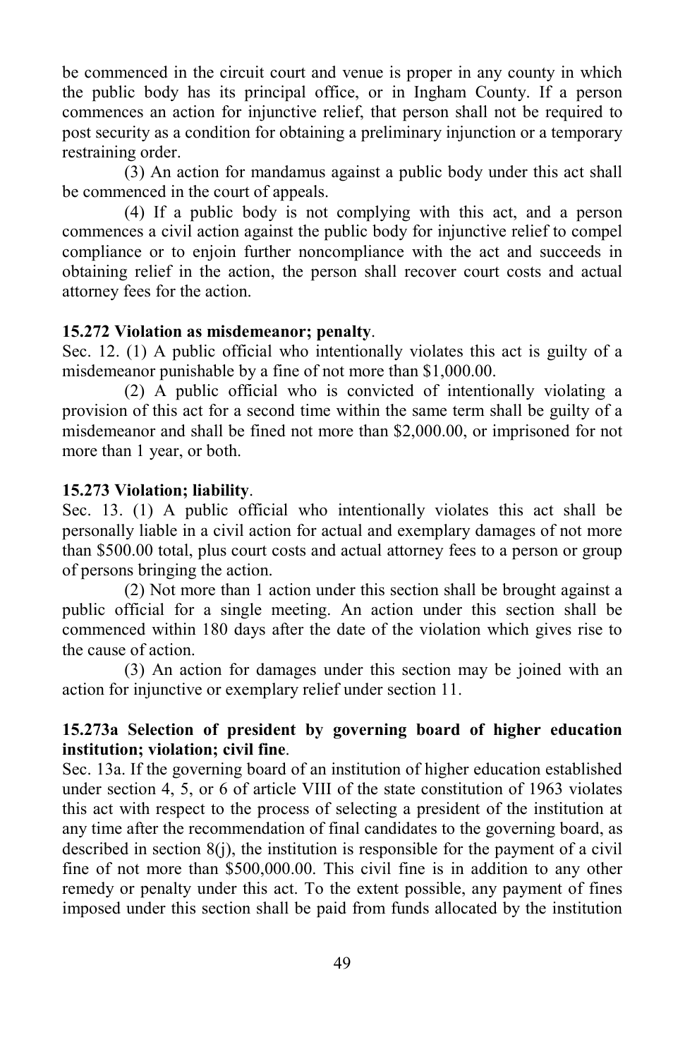be commenced in the circuit court and venue is proper in any county in which the public body has its principal office, or in Ingham County. If a person commences an action for injunctive relief, that person shall not be required to post security as a condition for obtaining a preliminary injunction or a temporary restraining order.

(3) An action for mandamus against a public body under this act shall be commenced in the court of appeals.

(4) If a public body is not complying with this act, and a person commences a civil action against the public body for injunctive relief to compel compliance or to enjoin further noncompliance with the act and succeeds in obtaining relief in the action, the person shall recover court costs and actual attorney fees for the action.

**15.272 Violation as misdemeanor; penalty**.

Sec. 12. (1) A public official who intentionally violates this act is guilty of a misdemeanor punishable by a fine of not more than $1,000.00.

(2) A public official who is convicted of intentionally violating a provision of this act for a second time within the same term shall be guilty of a misdemeanor and shall be fined not more than $2,000.00, or imprisoned for not more than 1 year, or both.

**15.273 Violation; liability**.

Sec. 13. (1) A public official who intentionally violates this act shall be personally liable in a civil action for actual and exemplary damages of not more than $500.00 total, plus court costs and actual attorney fees to a person or group of persons bringing the action.

(2) Not more than 1 action under this section shall be brought against a public official for a single meeting. An action under this section shall be commenced within 180 days after the date of the violation which gives rise to the cause of action.

(3) An action for damages under this section may be joined with an action for injunctive or exemplary relief under section 11.

**15.273a Selection of president by governing board of higher education institution; violation; civil fine**.

Sec. 13a. If the governing board of an institution of higher education established under section 4, 5, or 6 of article VIII of the state constitution of 1963 violates this act with respect to the process of selecting a president of the institution at any time after the recommendation of final candidates to the governing board, as described in section 8(j), the institution is responsible for the payment of a civil fine of not more than $500,000.00. This civil fine is in addition to any other remedy or penalty under this act. To the extent possible, any payment of fines imposed under this section shall be paid from funds allocated by the institution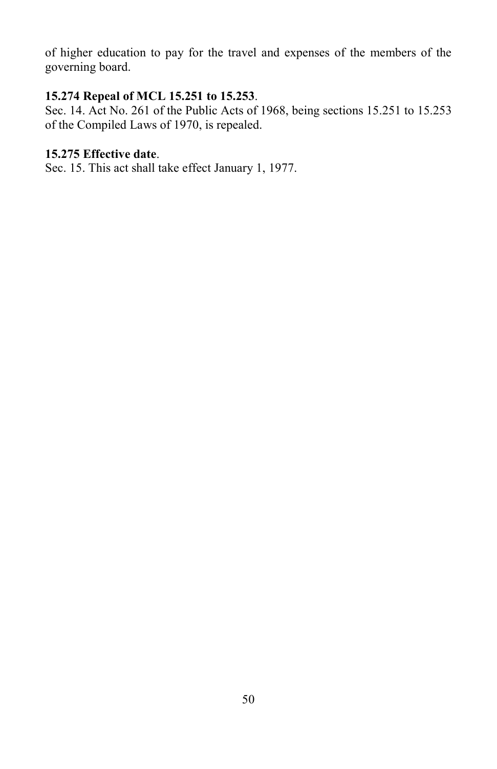of higher education to pay for the travel and expenses of the members of the governing board.

**15.274 Repeal of MCL 15.251 to 15.253**.

Sec. 14. Act No. 261 of the Public Acts of 1968, being sections 15.251 to 15.253 of the Compiled Laws of 1970, is repealed.

**15.275 Effective date**.

Sec. 15. This act shall take effect January 1, 1977.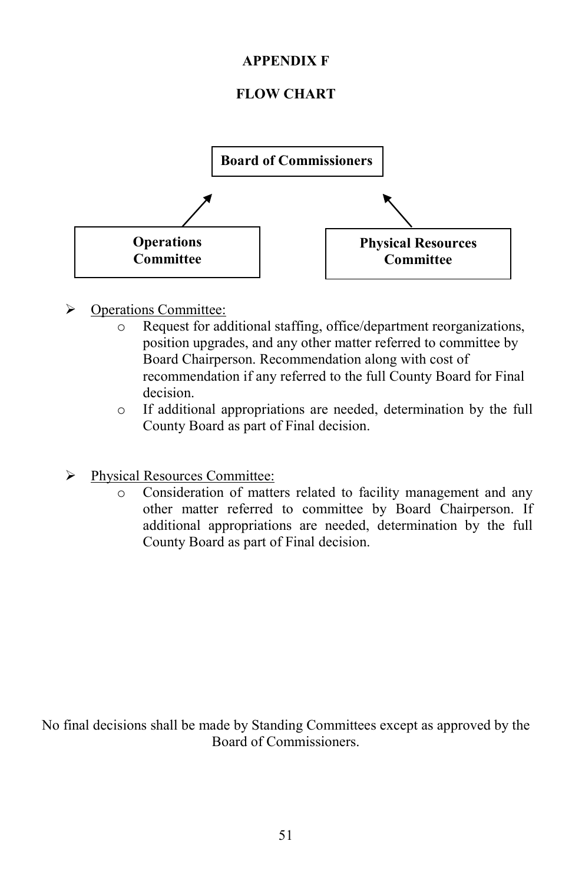# APPENDIX F

## FLOW CHART

**Board of Commissioners**

**Operations Committee** → **Board of Commissioners** ← **Physical Resources Committee**

- Operations Committee:
  - Request for additional staffing, office/department reorganizations, position upgrades, and any other matter referred to committee by Board Chairperson. Recommendation along with cost of recommendation if any referred to the full County Board for Final decision.
  - If additional appropriations are needed, determination by the full County Board as part of Final decision.

- Physical Resources Committee:
  - Consideration of matters related to facility management and any other matter referred to committee by Board Chairperson. If additional appropriations are needed, determination by the full County Board as part of Final decision.

No final decisions shall be made by Standing Committees except as approved by the Board of Commissioners.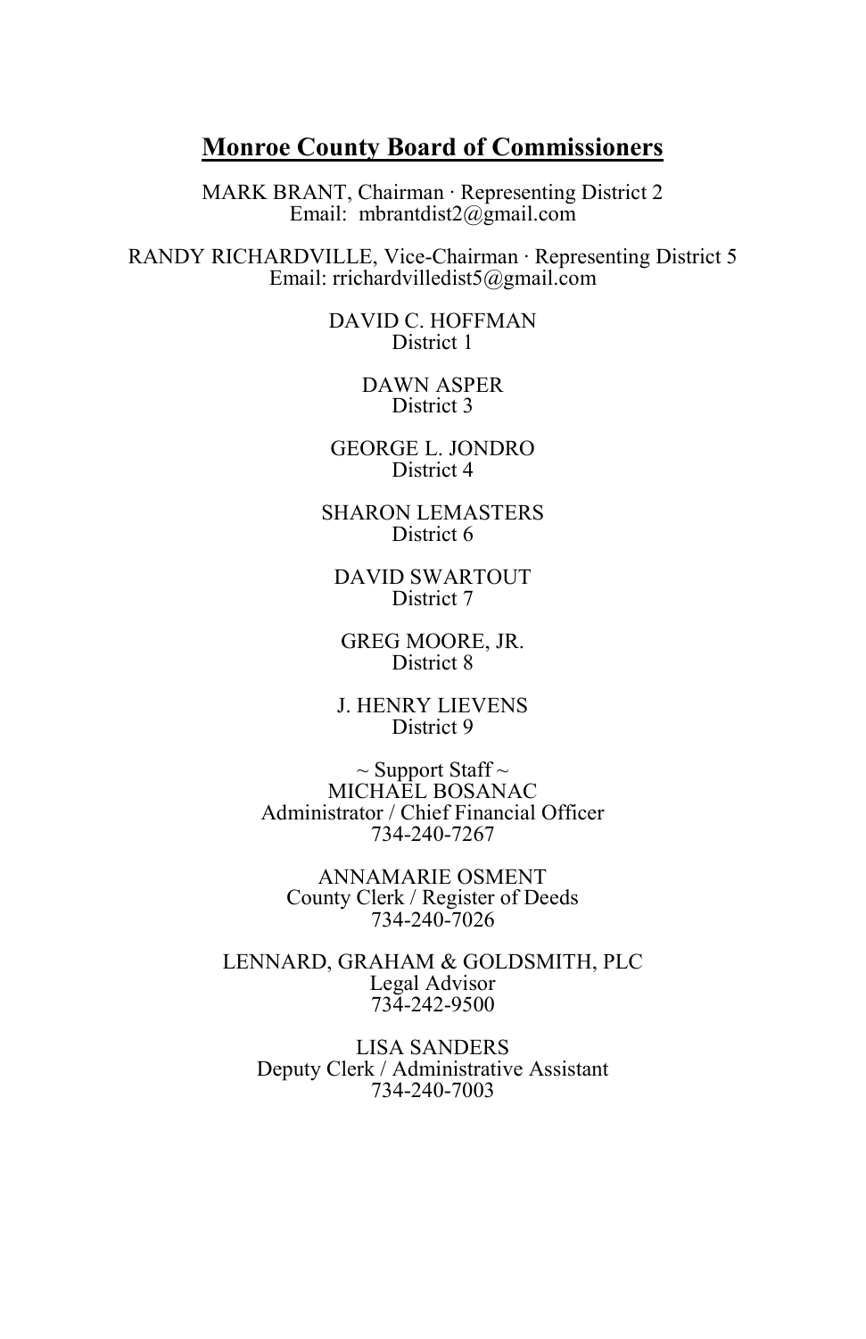## Monroe County Board of Commissioners

MARK BRANT, Chairman · Representing District 2
Email: mbrantdist2@gmail.com

RANDY RICHARDVILLE, Vice-Chairman · Representing District 5
Email: rrichardvilledist5@gmail.com

DAVID C. HOFFMAN
District 1

DAWN ASPER
District 3

GEORGE L. JONDRO
District 4

SHARON LEMASTERS
District 6

DAVID SWARTOUT
District 7

GREG MOORE, JR.
District 8

J. HENRY LIEVENS
District 9

~ Support Staff ~
MICHAEL BOSANAC
Administrator / Chief Financial Officer
734-240-7267

ANNAMARIE OSMENT
County Clerk / Register of Deeds
734-240-7026

LENNARD, GRAHAM & GOLDSMITH, PLC
Legal Advisor
734-242-9500

LISA SANDERS
Deputy Clerk / Administrative Assistant
734-240-7003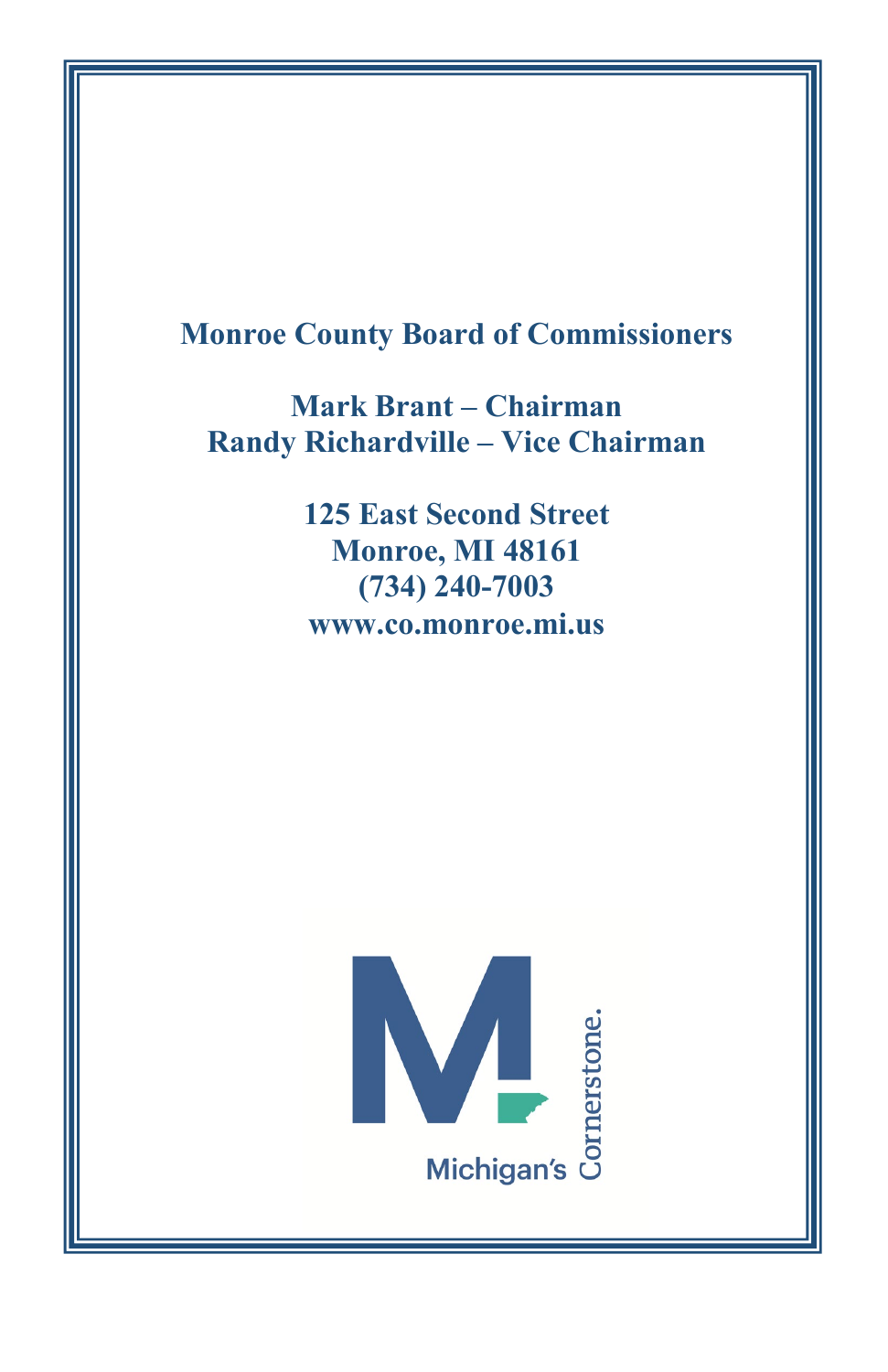**Monroe County Board of Commissioners**

**Mark Brant – Chairman**
**Randy Richardville – Vice Chairman**

**125 East Second Street**
**Monroe, MI 48161**
**(734) 240-7003**
**www.co.monroe.mi.us**

Michigan's Cornerstone.